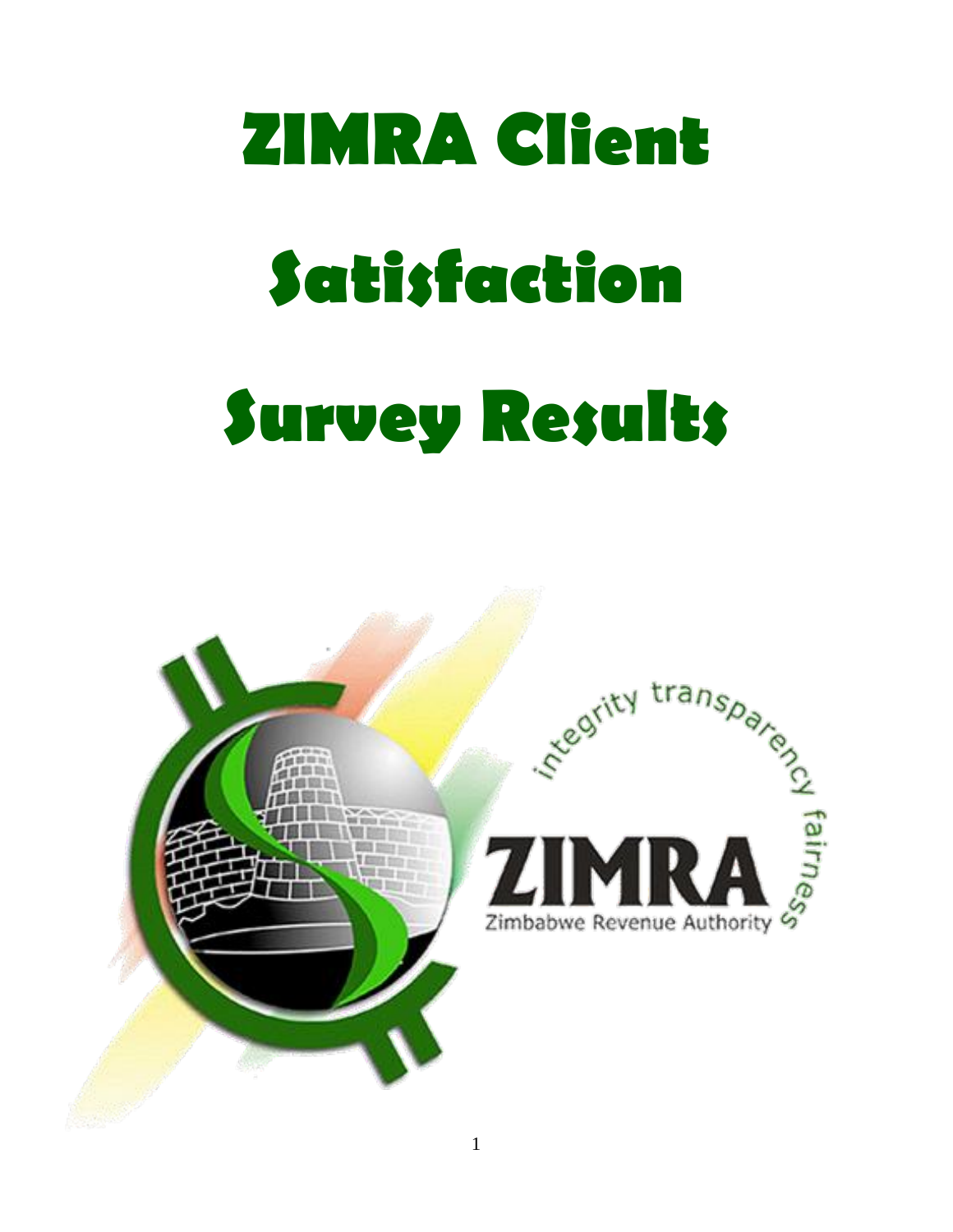# ZIMRA Client Satisfaction Survey Results

integrity transparency fairness

ZIMRA

Zimbabwe Revenue Authority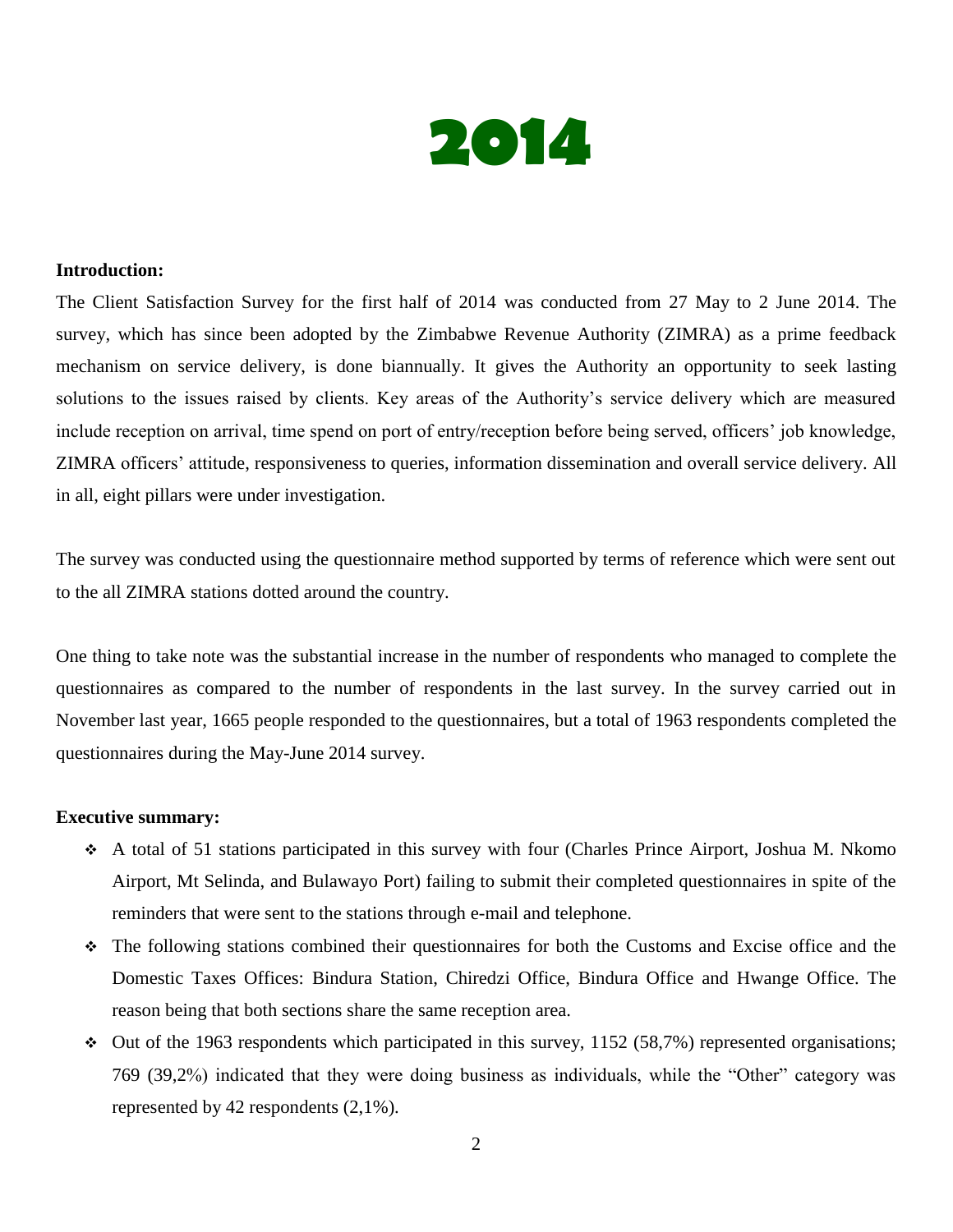# 2014

**Introduction:**

The Client Satisfaction Survey for the first half of 2014 was conducted from 27 May to 2 June 2014. The survey, which has since been adopted by the Zimbabwe Revenue Authority (ZIMRA) as a prime feedback mechanism on service delivery, is done biannually. It gives the Authority an opportunity to seek lasting solutions to the issues raised by clients. Key areas of the Authority's service delivery which are measured include reception on arrival, time spend on port of entry/reception before being served, officers' job knowledge, ZIMRA officers' attitude, responsiveness to queries, information dissemination and overall service delivery. All in all, eight pillars were under investigation.

The survey was conducted using the questionnaire method supported by terms of reference which were sent out to the all ZIMRA stations dotted around the country.

One thing to take note was the substantial increase in the number of respondents who managed to complete the questionnaires as compared to the number of respondents in the last survey. In the survey carried out in November last year, 1665 people responded to the questionnaires, but a total of 1963 respondents completed the questionnaires during the May-June 2014 survey.

**Executive summary:**

- A total of 51 stations participated in this survey with four (Charles Prince Airport, Joshua M. Nkomo Airport, Mt Selinda, and Bulawayo Port) failing to submit their completed questionnaires in spite of the reminders that were sent to the stations through e-mail and telephone.
- The following stations combined their questionnaires for both the Customs and Excise office and the Domestic Taxes Offices: Bindura Station, Chiredzi Office, Bindura Office and Hwange Office. The reason being that both sections share the same reception area.
- Out of the 1963 respondents which participated in this survey, 1152 (58,7%) represented organisations; 769 (39,2%) indicated that they were doing business as individuals, while the "Other" category was represented by 42 respondents (2,1%).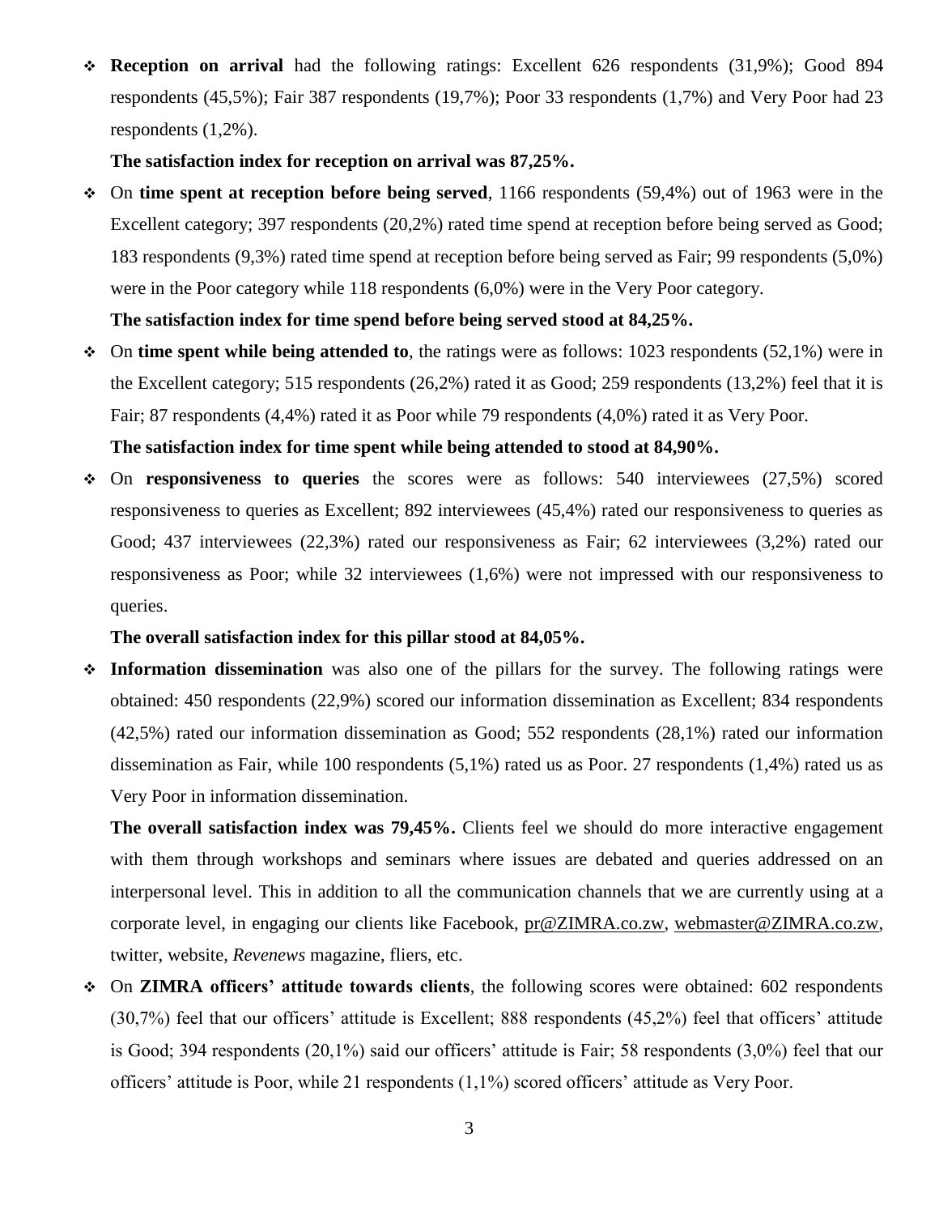- **Reception on arrival** had the following ratings: Excellent 626 respondents (31,9%); Good 894 respondents (45,5%); Fair 387 respondents (19,7%); Poor 33 respondents (1,7%) and Very Poor had 23 respondents (1,2%).

  **The satisfaction index for reception on arrival was 87,25%.**

- On **time spent at reception before being served**, 1166 respondents (59,4%) out of 1963 were in the Excellent category; 397 respondents (20,2%) rated time spend at reception before being served as Good; 183 respondents (9,3%) rated time spend at reception before being served as Fair; 99 respondents (5,0%) were in the Poor category while 118 respondents (6,0%) were in the Very Poor category.

  **The satisfaction index for time spend before being served stood at 84,25%.**

- On **time spent while being attended to**, the ratings were as follows: 1023 respondents (52,1%) were in the Excellent category; 515 respondents (26,2%) rated it as Good; 259 respondents (13,2%) feel that it is Fair; 87 respondents (4,4%) rated it as Poor while 79 respondents (4,0%) rated it as Very Poor.

  **The satisfaction index for time spent while being attended to stood at 84,90%.**

- On **responsiveness to queries** the scores were as follows: 540 interviewees (27,5%) scored responsiveness to queries as Excellent; 892 interviewees (45,4%) rated our responsiveness to queries as Good; 437 interviewees (22,3%) rated our responsiveness as Fair; 62 interviewees (3,2%) rated our responsiveness as Poor; while 32 interviewees (1,6%) were not impressed with our responsiveness to queries.

  **The overall satisfaction index for this pillar stood at 84,05%.**

- **Information dissemination** was also one of the pillars for the survey. The following ratings were obtained: 450 respondents (22,9%) scored our information dissemination as Excellent; 834 respondents (42,5%) rated our information dissemination as Good; 552 respondents (28,1%) rated our information dissemination as Fair, while 100 respondents (5,1%) rated us as Poor. 27 respondents (1,4%) rated us as Very Poor in information dissemination.

  **The overall satisfaction index was 79,45%.** Clients feel we should do more interactive engagement with them through workshops and seminars where issues are debated and queries addressed on an interpersonal level. This in addition to all the communication channels that we are currently using at a corporate level, in engaging our clients like Facebook, pr@ZIMRA.co.zw, webmaster@ZIMRA.co.zw, twitter, website, *Revenews* magazine, fliers, etc.

- On **ZIMRA officers' attitude towards clients**, the following scores were obtained: 602 respondents (30,7%) feel that our officers' attitude is Excellent; 888 respondents (45,2%) feel that officers' attitude is Good; 394 respondents (20,1%) said our officers' attitude is Fair; 58 respondents (3,0%) feel that our officers' attitude is Poor, while 21 respondents (1,1%) scored officers' attitude as Very Poor.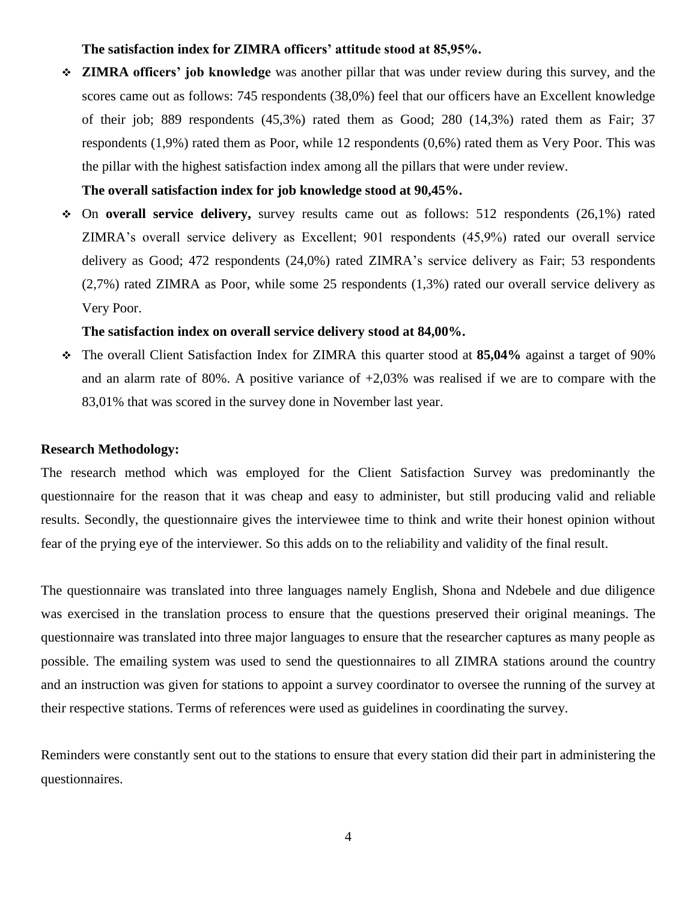**The satisfaction index for ZIMRA officers' attitude stood at 85,95%.**

- **ZIMRA officers' job knowledge** was another pillar that was under review during this survey, and the scores came out as follows: 745 respondents (38,0%) feel that our officers have an Excellent knowledge of their job; 889 respondents (45,3%) rated them as Good; 280 (14,3%) rated them as Fair; 37 respondents (1,9%) rated them as Poor, while 12 respondents (0,6%) rated them as Very Poor. This was the pillar with the highest satisfaction index among all the pillars that were under review.

  **The overall satisfaction index for job knowledge stood at 90,45%.**

- On **overall service delivery,** survey results came out as follows: 512 respondents (26,1%) rated ZIMRA's overall service delivery as Excellent; 901 respondents (45,9%) rated our overall service delivery as Good; 472 respondents (24,0%) rated ZIMRA's service delivery as Fair; 53 respondents (2,7%) rated ZIMRA as Poor, while some 25 respondents (1,3%) rated our overall service delivery as Very Poor.

  **The satisfaction index on overall service delivery stood at 84,00%.**

- The overall Client Satisfaction Index for ZIMRA this quarter stood at **85,04%** against a target of 90% and an alarm rate of 80%. A positive variance of +2,03% was realised if we are to compare with the 83,01% that was scored in the survey done in November last year.

**Research Methodology:**

The research method which was employed for the Client Satisfaction Survey was predominantly the questionnaire for the reason that it was cheap and easy to administer, but still producing valid and reliable results. Secondly, the questionnaire gives the interviewee time to think and write their honest opinion without fear of the prying eye of the interviewer. So this adds on to the reliability and validity of the final result.

The questionnaire was translated into three languages namely English, Shona and Ndebele and due diligence was exercised in the translation process to ensure that the questions preserved their original meanings. The questionnaire was translated into three major languages to ensure that the researcher captures as many people as possible. The emailing system was used to send the questionnaires to all ZIMRA stations around the country and an instruction was given for stations to appoint a survey coordinator to oversee the running of the survey at their respective stations. Terms of references were used as guidelines in coordinating the survey.

Reminders were constantly sent out to the stations to ensure that every station did their part in administering the questionnaires.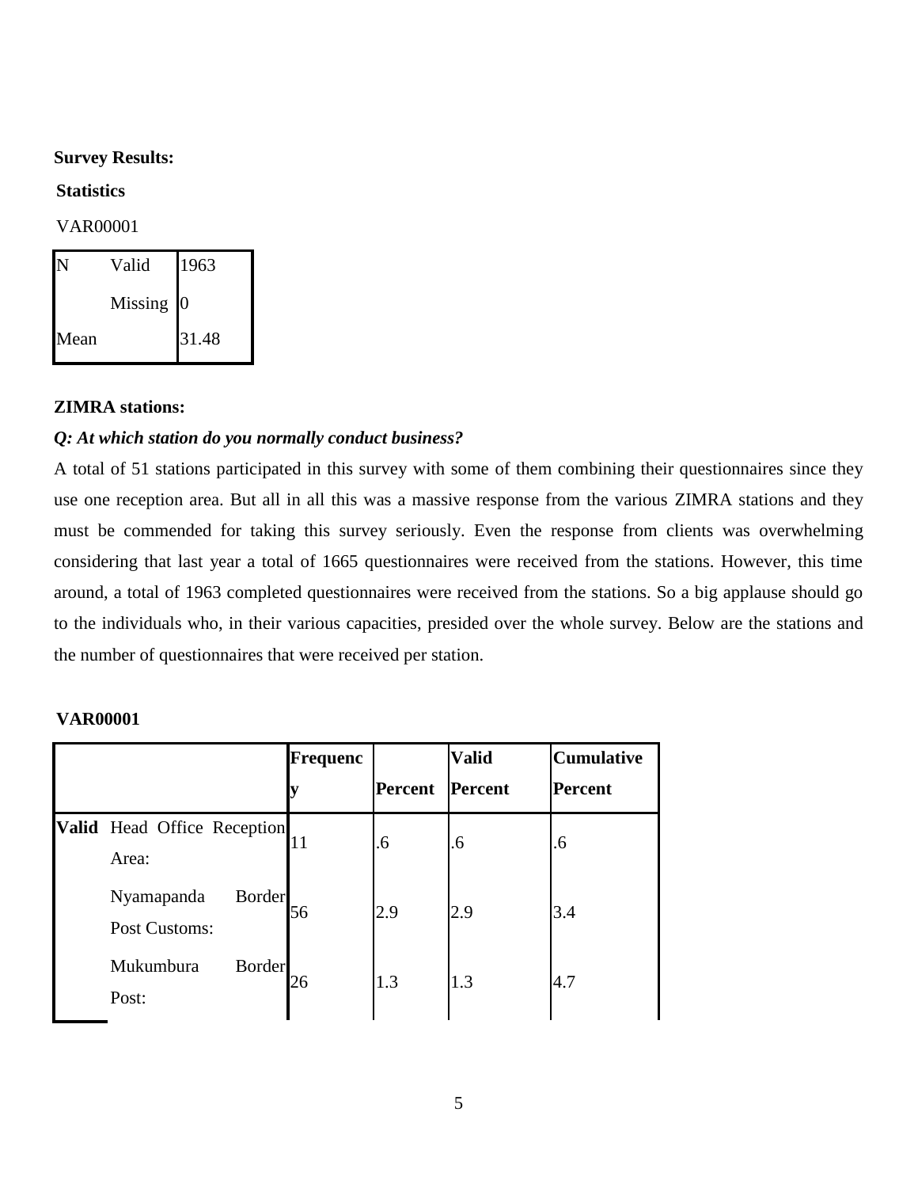**Survey Results:**

**Statistics**

VAR00001

| N | Valid | 1963 |
|---|---|---|
| | Missing | 0 |
| Mean | | 31.48 |

**ZIMRA stations:**

***Q: At which station do you normally conduct business?***

A total of 51 stations participated in this survey with some of them combining their questionnaires since they use one reception area. But all in all this was a massive response from the various ZIMRA stations and they must be commended for taking this survey seriously. Even the response from clients was overwhelming considering that last year a total of 1665 questionnaires were received from the stations. However, this time around, a total of 1963 completed questionnaires were received from the stations. So a big applause should go to the individuals who, in their various capacities, presided over the whole survey. Below are the stations and the number of questionnaires that were received per station.

**VAR00001**

| | | Frequency | Percent | Valid Percent | Cumulative Percent |
|---|---|---|---|---|---|
| **Valid** | Head Office Reception Area: | 11 | .6 | .6 | .6 |
| | Nyamapanda Border Post Customs: | 56 | 2.9 | 2.9 | 3.4 |
| | Mukumbura Border Post: | 26 | 1.3 | 1.3 | 4.7 |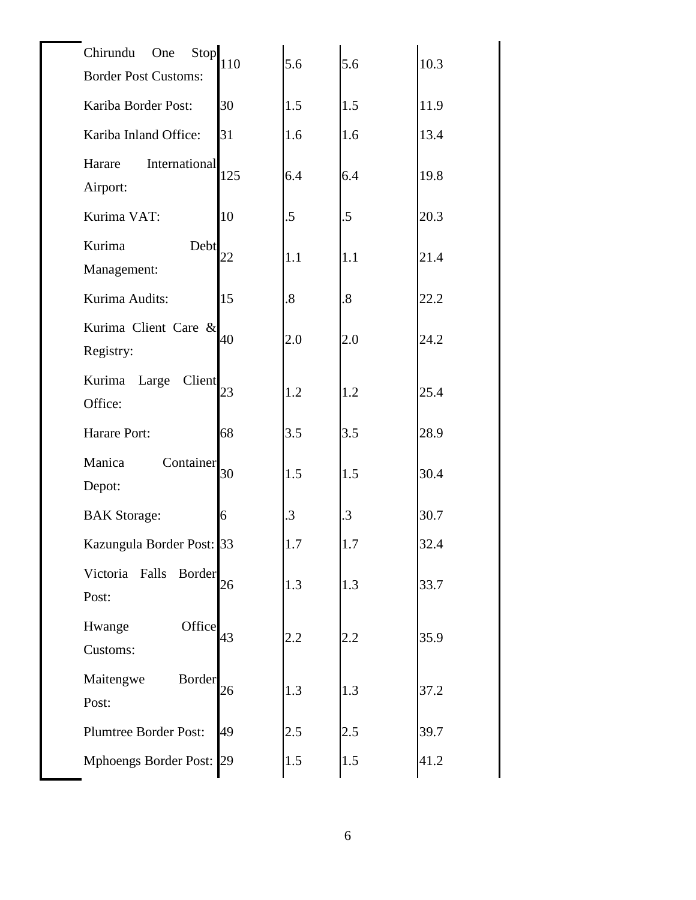| | | | | |
|---|---|---|---|---|
| Chirundu One Stop Border Post Customs: | 110 | 5.6 | 5.6 | 10.3 |
| Kariba Border Post: | 30 | 1.5 | 1.5 | 11.9 |
| Kariba Inland Office: | 31 | 1.6 | 1.6 | 13.4 |
| Harare International Airport: | 125 | 6.4 | 6.4 | 19.8 |
| Kurima VAT: | 10 | .5 | .5 | 20.3 |
| Kurima Debt Management: | 22 | 1.1 | 1.1 | 21.4 |
| Kurima Audits: | 15 | .8 | .8 | 22.2 |
| Kurima Client Care & Registry: | 40 | 2.0 | 2.0 | 24.2 |
| Kurima Large Client Office: | 23 | 1.2 | 1.2 | 25.4 |
| Harare Port: | 68 | 3.5 | 3.5 | 28.9 |
| Manica Container Depot: | 30 | 1.5 | 1.5 | 30.4 |
| BAK Storage: | 6 | .3 | .3 | 30.7 |
| Kazungula Border Post: | 33 | 1.7 | 1.7 | 32.4 |
| Victoria Falls Border Post: | 26 | 1.3 | 1.3 | 33.7 |
| Hwange Office Customs: | 43 | 2.2 | 2.2 | 35.9 |
| Maitengwe Border Post: | 26 | 1.3 | 1.3 | 37.2 |
| Plumtree Border Post: | 49 | 2.5 | 2.5 | 39.7 |
| Mphoengs Border Post: | 29 | 1.5 | 1.5 | 41.2 |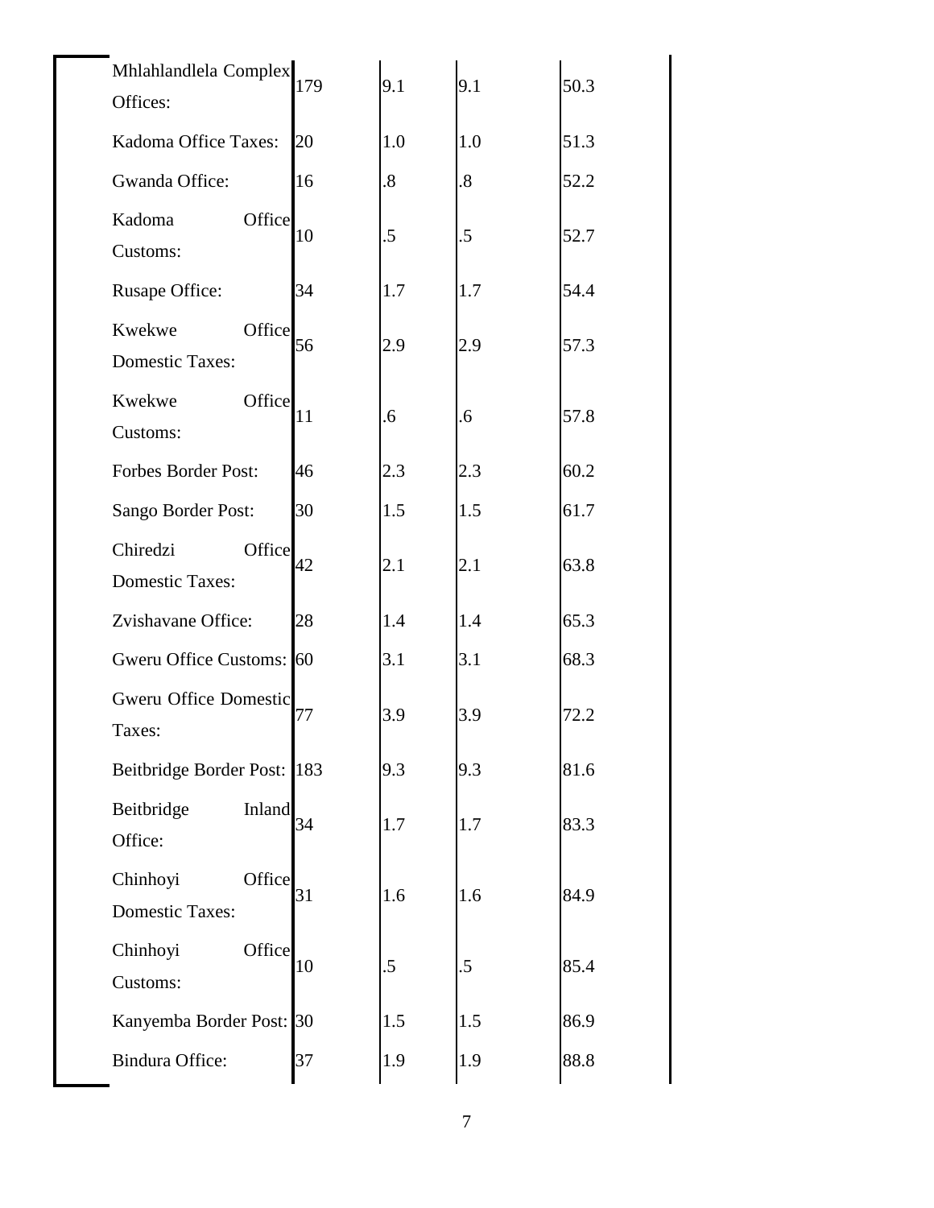| | | | | |
|---|---|---|---|---|
| Mhlahlandlela Complex Offices: | 179 | 9.1 | 9.1 | 50.3 |
| Kadoma Office Taxes: | 20 | 1.0 | 1.0 | 51.3 |
| Gwanda Office: | 16 | .8 | .8 | 52.2 |
| Kadoma Office Customs: | 10 | .5 | .5 | 52.7 |
| Rusape Office: | 34 | 1.7 | 1.7 | 54.4 |
| Kwekwe Office Domestic Taxes: | 56 | 2.9 | 2.9 | 57.3 |
| Kwekwe Office Customs: | 11 | .6 | .6 | 57.8 |
| Forbes Border Post: | 46 | 2.3 | 2.3 | 60.2 |
| Sango Border Post: | 30 | 1.5 | 1.5 | 61.7 |
| Chiredzi Office Domestic Taxes: | 42 | 2.1 | 2.1 | 63.8 |
| Zvishavane Office: | 28 | 1.4 | 1.4 | 65.3 |
| Gweru Office Customs: | 60 | 3.1 | 3.1 | 68.3 |
| Gweru Office Domestic Taxes: | 77 | 3.9 | 3.9 | 72.2 |
| Beitbridge Border Post: | 183 | 9.3 | 9.3 | 81.6 |
| Beitbridge Inland Office: | 34 | 1.7 | 1.7 | 83.3 |
| Chinhoyi Office Domestic Taxes: | 31 | 1.6 | 1.6 | 84.9 |
| Chinhoyi Office Customs: | 10 | .5 | .5 | 85.4 |
| Kanyemba Border Post: | 30 | 1.5 | 1.5 | 86.9 |
| Bindura Office: | 37 | 1.9 | 1.9 | 88.8 |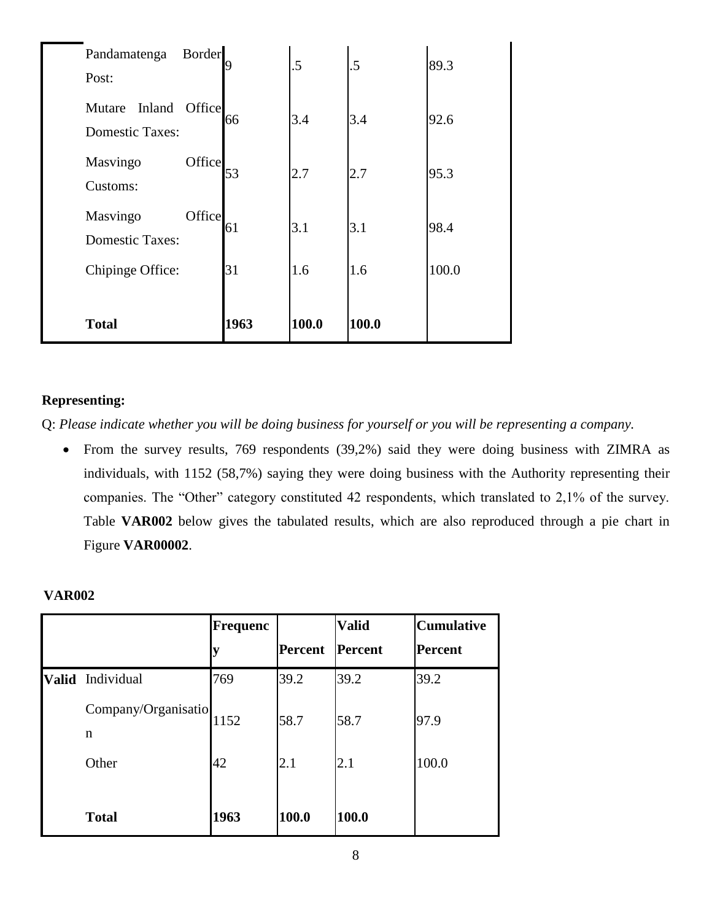| | | | | |
|---|---|---|---|---|
| | Pandamatenga Border Post: | 9 | .5 | .5 | 89.3 |
| | Mutare Inland Office Domestic Taxes: | 66 | 3.4 | 3.4 | 92.6 |
| | Masvingo Office Customs: | 53 | 2.7 | 2.7 | 95.3 |
| | Masvingo Office Domestic Taxes: | 61 | 3.1 | 3.1 | 98.4 |
| | Chipinge Office: | 31 | 1.6 | 1.6 | 100.0 |
| | **Total** | **1963** | **100.0** | **100.0** | |

**Representing:**

Q: *Please indicate whether you will be doing business for yourself or you will be representing a company.*

- From the survey results, 769 respondents (39,2%) said they were doing business with ZIMRA as individuals, with 1152 (58,7%) saying they were doing business with the Authority representing their companies. The "Other" category constituted 42 respondents, which translated to 2,1% of the survey. Table **VAR002** below gives the tabulated results, which are also reproduced through a pie chart in Figure **VAR00002**.

**VAR002**

| | | Frequency | Percent | Valid Percent | Cumulative Percent |
|---|---|---|---|---|---|
| **Valid** | Individual | 769 | 39.2 | 39.2 | 39.2 |
| | Company/Organisation | 1152 | 58.7 | 58.7 | 97.9 |
| | Other | 42 | 2.1 | 2.1 | 100.0 |
| | **Total** | **1963** | **100.0** | **100.0** | |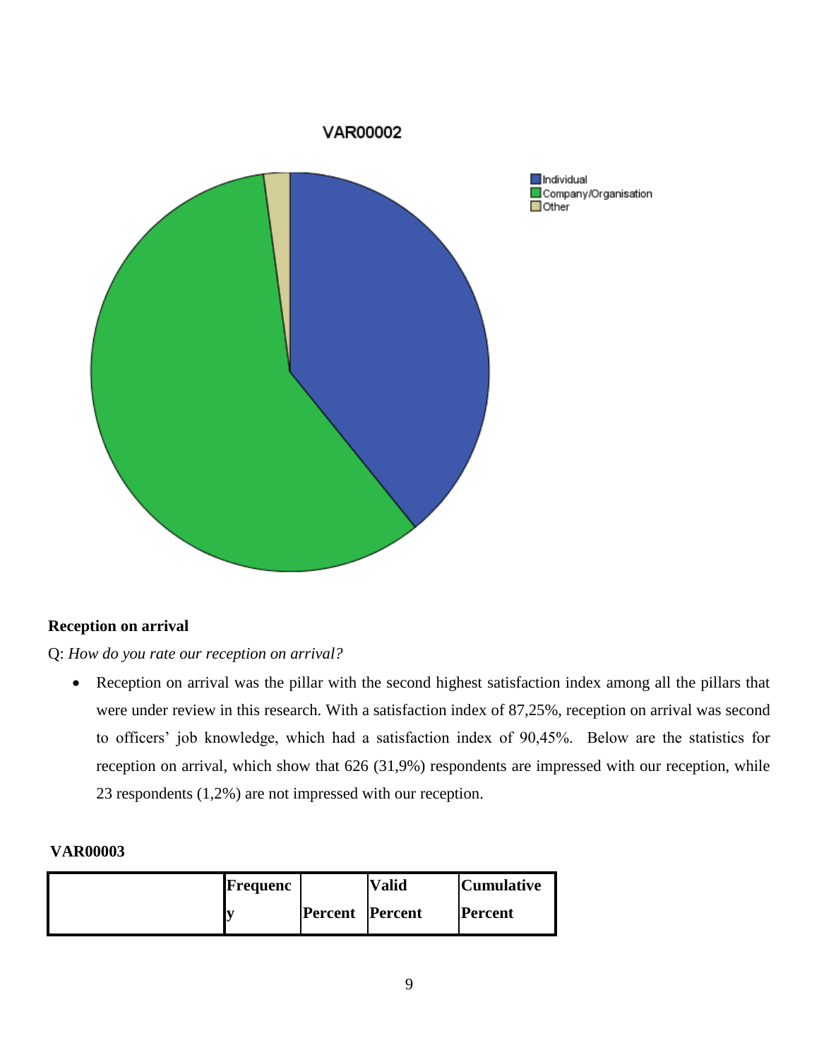VAR00002

Individual
Company/Organisation
Other

**Reception on arrival**

Q: *How do you rate our reception on arrival?*

- Reception on arrival was the pillar with the second highest satisfaction index among all the pillars that were under review in this research. With a satisfaction index of 87,25%, reception on arrival was second to officers' job knowledge, which had a satisfaction index of 90,45%. Below are the statistics for reception on arrival, which show that 626 (31,9%) respondents are impressed with our reception, while 23 respondents (1,2%) are not impressed with our reception.

**VAR00003**

| | Frequency | Percent | Valid Percent | Cumulative Percent |
|---|---|---|---|---|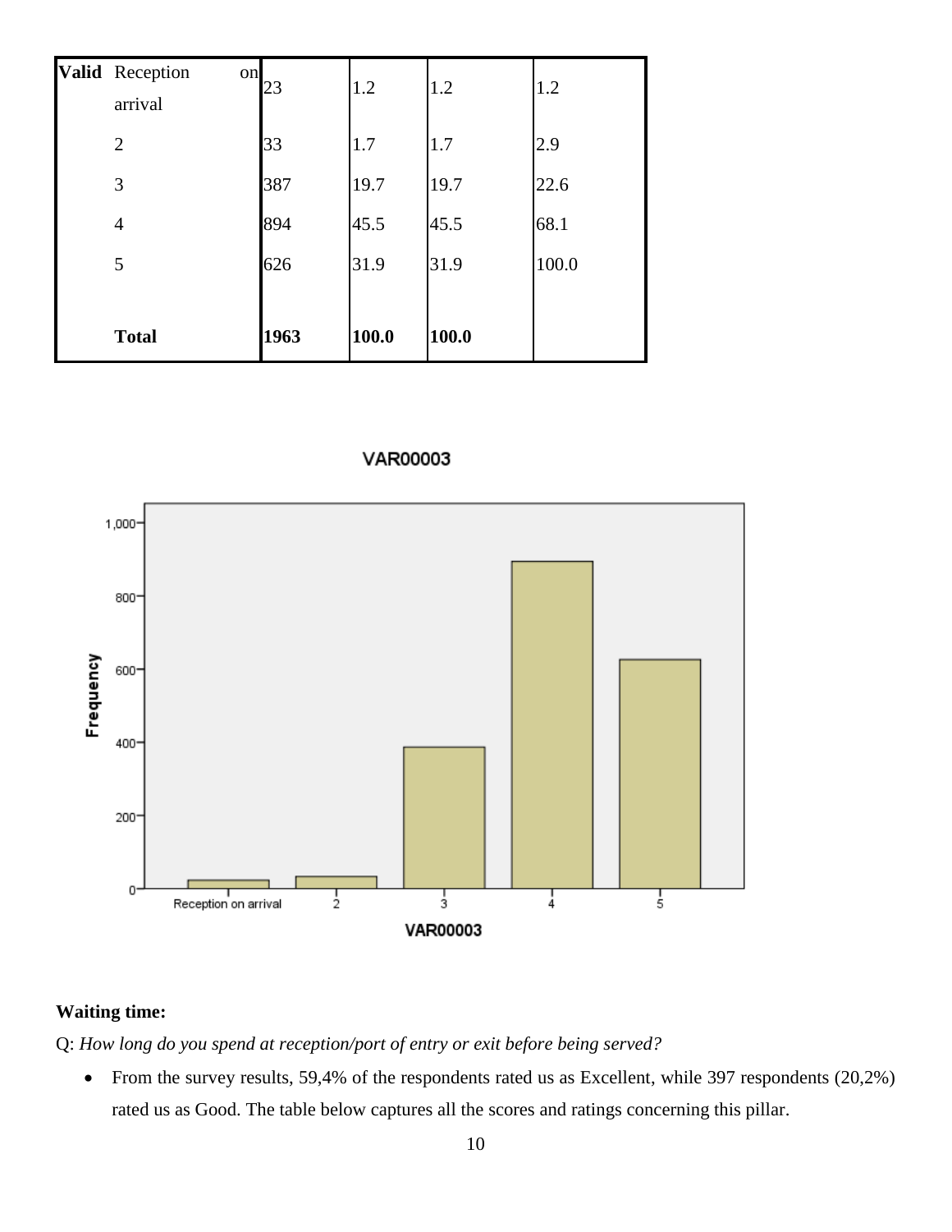| Valid | Reception on arrival | 23 | 1.2 | 1.2 | 1.2 |
|---|---|---|---|---|---|
| | 2 | 33 | 1.7 | 1.7 | 2.9 |
| | 3 | 387 | 19.7 | 19.7 | 22.6 |
| | 4 | 894 | 45.5 | 45.5 | 68.1 |
| | 5 | 626 | 31.9 | 31.9 | 100.0 |
| | **Total** | **1963** | **100.0** | **100.0** | |

**Waiting time:**

Q: *How long do you spend at reception/port of entry or exit before being served?*

- From the survey results, 59,4% of the respondents rated us as Excellent, while 397 respondents (20,2%) rated us as Good. The table below captures all the scores and ratings concerning this pillar.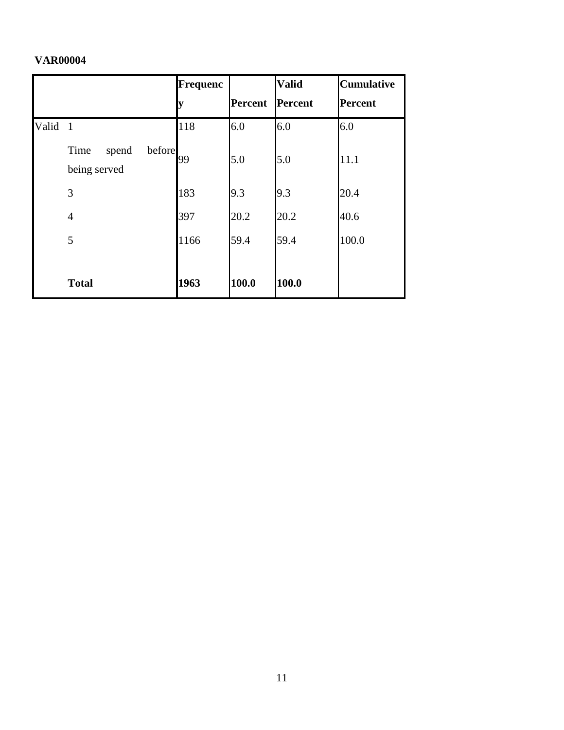**VAR00004**

| | | Frequency | Percent | Valid Percent | Cumulative Percent |
|---|---|---|---|---|---|
| Valid | 1 | 118 | 6.0 | 6.0 | 6.0 |
| | Time spend before being served | 99 | 5.0 | 5.0 | 11.1 |
| | 3 | 183 | 9.3 | 9.3 | 20.4 |
| | 4 | 397 | 20.2 | 20.2 | 40.6 |
| | 5 | 1166 | 59.4 | 59.4 | 100.0 |
| | **Total** | **1963** | **100.0** | **100.0** | |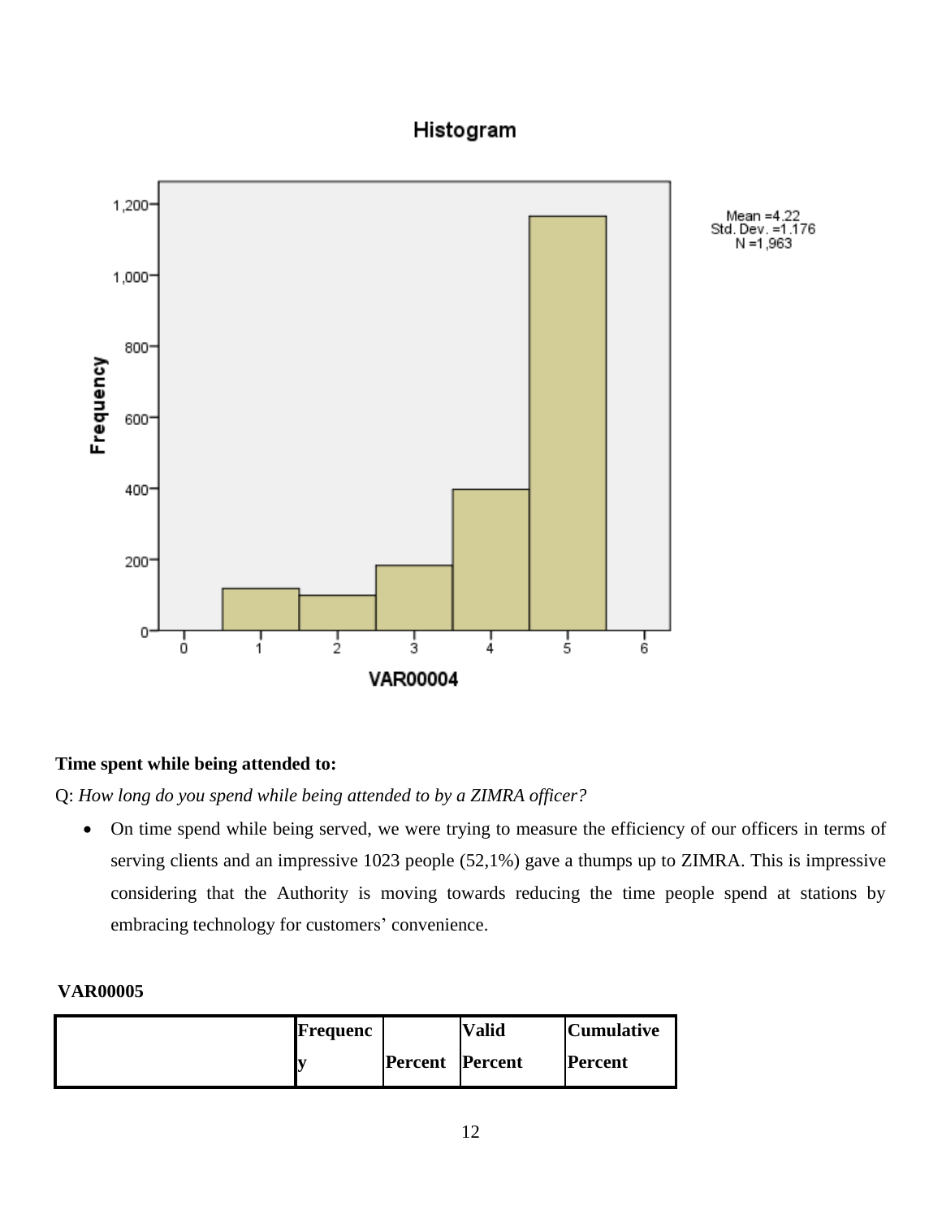Histogram

Mean =4.22
Std. Dev. =1.176
N =1,963

**Time spent while being attended to:**

Q: *How long do you spend while being attended to by a ZIMRA officer?*

- On time spend while being served, we were trying to measure the efficiency of our officers in terms of serving clients and an impressive 1023 people (52,1%) gave a thumps up to ZIMRA. This is impressive considering that the Authority is moving towards reducing the time people spend at stations by embracing technology for customers' convenience.

**VAR00005**

| | Frequency | Percent | Valid Percent | Cumulative Percent |
|---|---|---|---|---|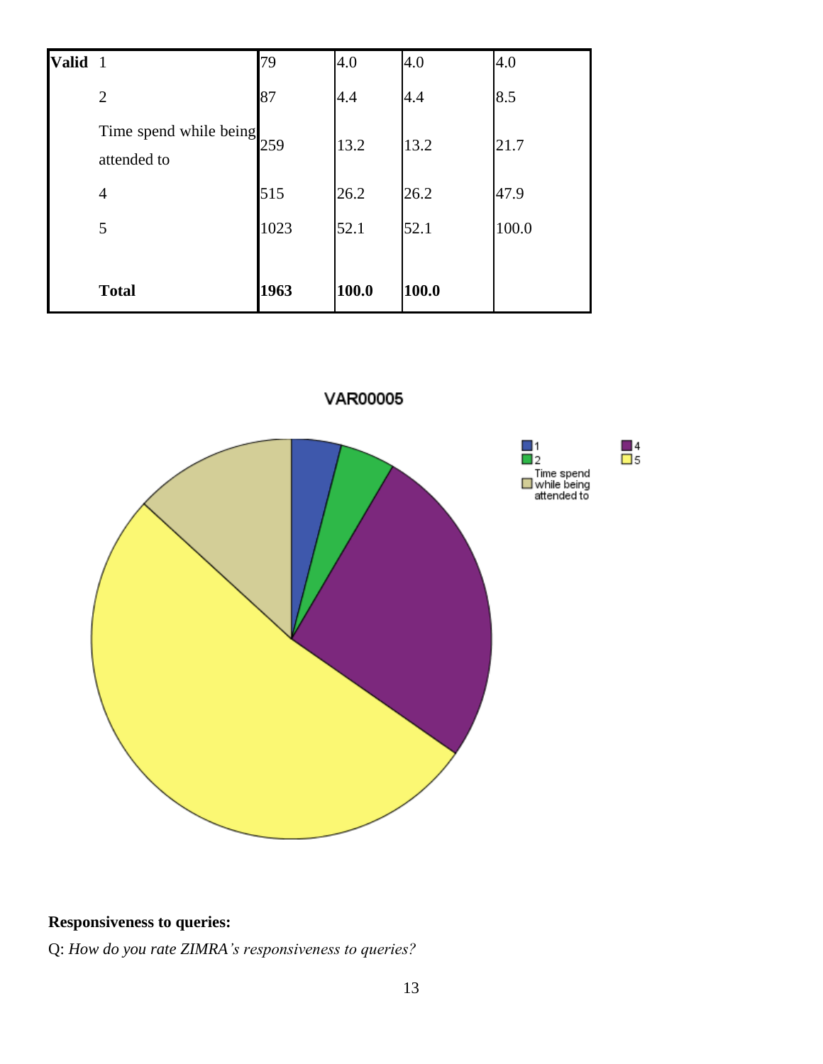| Valid | | | | | |
|---|---|---|---|---|---|
| | 1 | 79 | 4.0 | 4.0 | 4.0 |
| | 2 | 87 | 4.4 | 4.4 | 8.5 |
| | Time spend while being attended to | 259 | 13.2 | 13.2 | 21.7 |
| | 4 | 515 | 26.2 | 26.2 | 47.9 |
| | 5 | 1023 | 52.1 | 52.1 | 100.0 |
| | **Total** | **1963** | **100.0** | **100.0** | |

VAR00005

**Responsiveness to queries:**

Q: *How do you rate ZIMRA's responsiveness to queries?*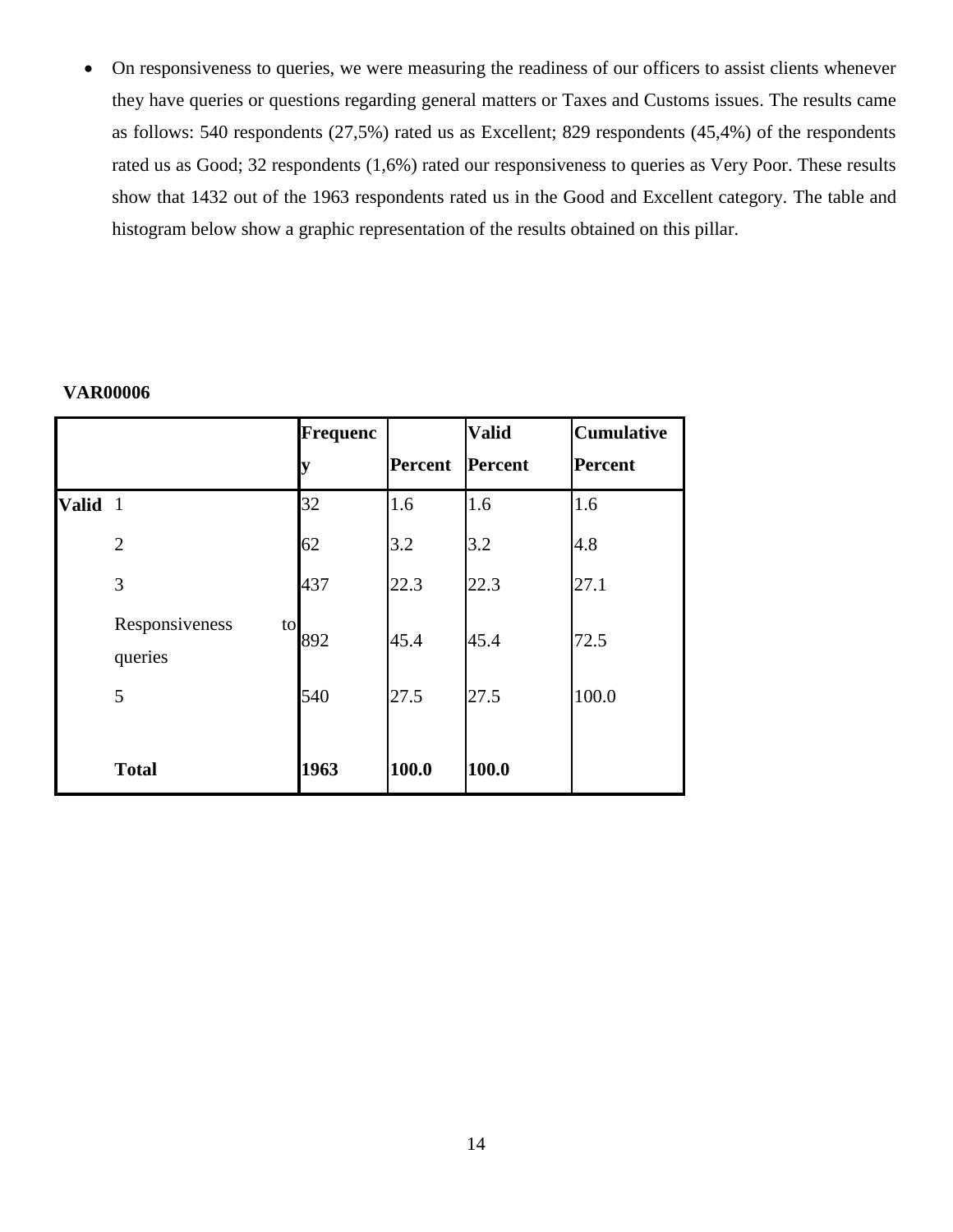- On responsiveness to queries, we were measuring the readiness of our officers to assist clients whenever they have queries or questions regarding general matters or Taxes and Customs issues. The results came as follows: 540 respondents (27,5%) rated us as Excellent; 829 respondents (45,4%) of the respondents rated us as Good; 32 respondents (1,6%) rated our responsiveness to queries as Very Poor. These results show that 1432 out of the 1963 respondents rated us in the Good and Excellent category. The table and histogram below show a graphic representation of the results obtained on this pillar.

**VAR00006**

| | | Frequency | Percent | Valid Percent | Cumulative Percent |
|---|---|---|---|---|---|
| **Valid** | 1 | 32 | 1.6 | 1.6 | 1.6 |
| | 2 | 62 | 3.2 | 3.2 | 4.8 |
| | 3 | 437 | 22.3 | 22.3 | 27.1 |
| | Responsiveness to queries | 892 | 45.4 | 45.4 | 72.5 |
| | 5 | 540 | 27.5 | 27.5 | 100.0 |
| | **Total** | **1963** | **100.0** | **100.0** | |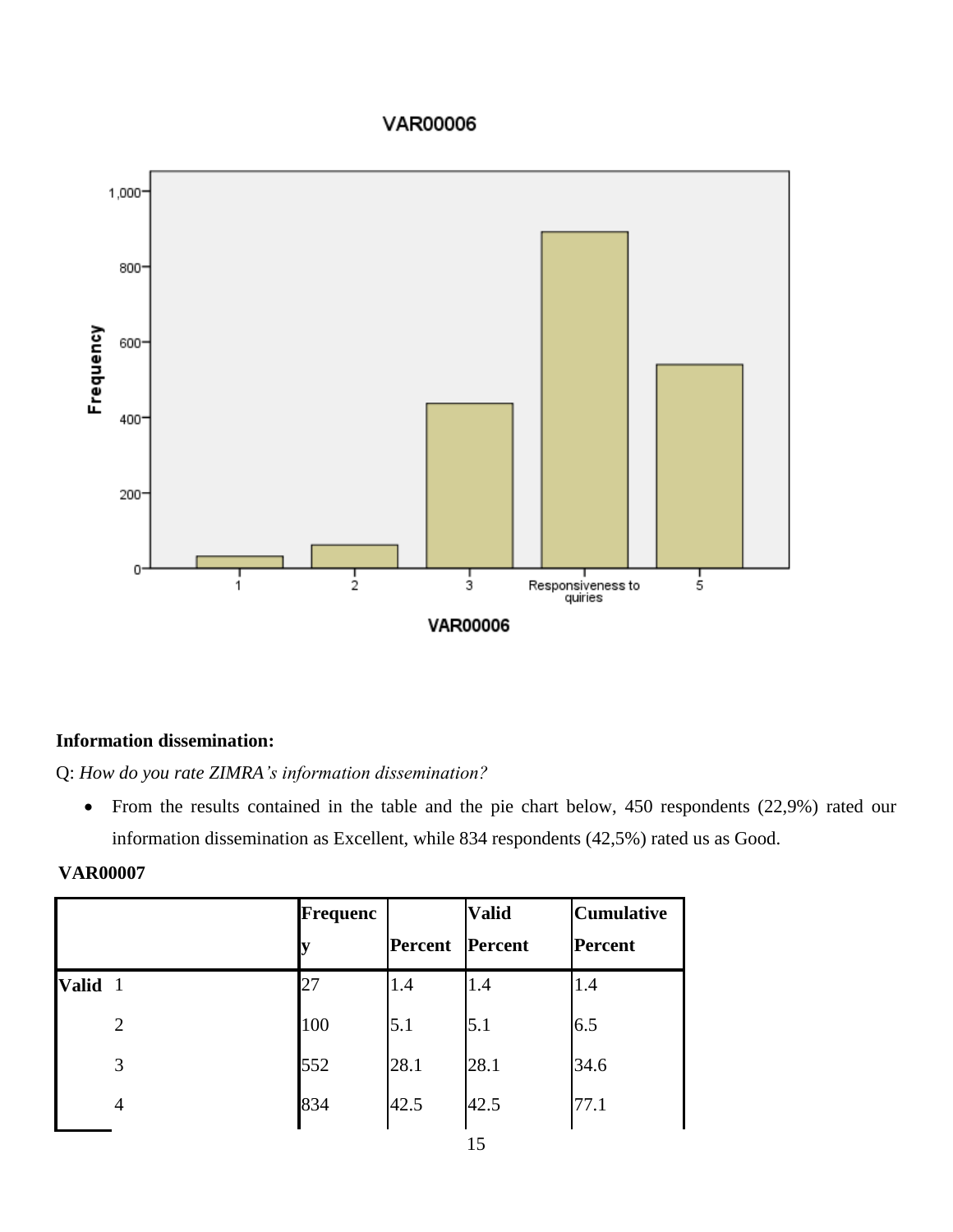**Information dissemination:**

Q: *How do you rate ZIMRA's information dissemination?*

- From the results contained in the table and the pie chart below, 450 respondents (22,9%) rated our information dissemination as Excellent, while 834 respondents (42,5%) rated us as Good.

**VAR00007**

| | | Frequency | Percent | Valid Percent | Cumulative Percent |
|---|---|---|---|---|---|
| Valid | 1 | 27 | 1.4 | 1.4 | 1.4 |
| | 2 | 100 | 5.1 | 5.1 | 6.5 |
| | 3 | 552 | 28.1 | 28.1 | 34.6 |
| | 4 | 834 | 42.5 | 42.5 | 77.1 |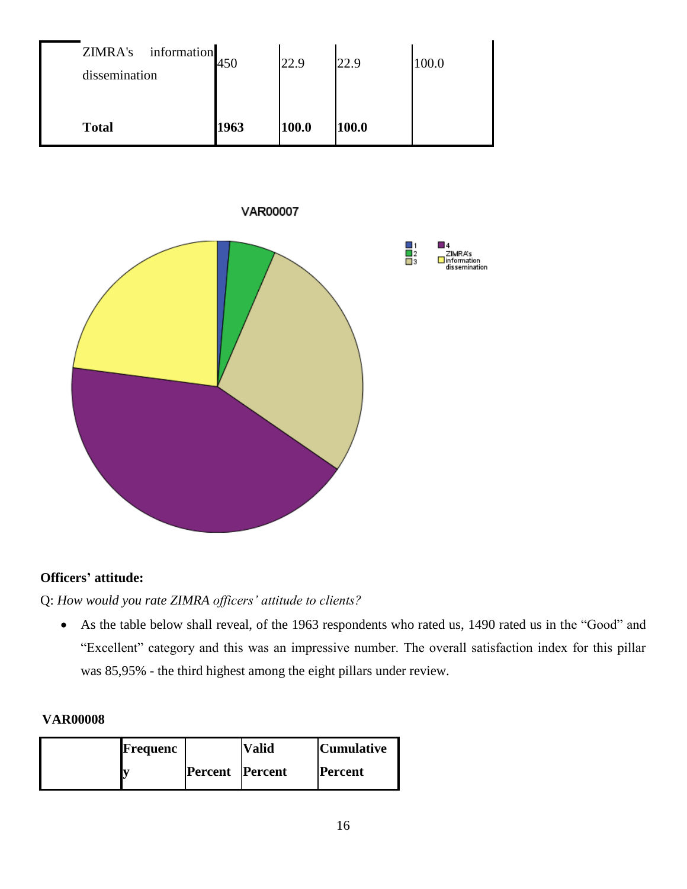| ZIMRA's information dissemination | 450 | 22.9 | 22.9 | 100.0 |
|---|---|---|---|---|
| **Total** | **1963** | **100.0** | **100.0** | |

**VAR00007**

1
2
3
4
ZIMRA's information dissemination

**Officers' attitude:**

Q: *How would you rate ZIMRA officers' attitude to clients?*

- As the table below shall reveal, of the 1963 respondents who rated us, 1490 rated us in the "Good" and "Excellent" category and this was an impressive number. The overall satisfaction index for this pillar was 85,95% - the third highest among the eight pillars under review.

**VAR00008**

| | **Frequency** | **Percent** | **Valid Percent** | **Cumulative Percent** |
|---|---|---|---|---|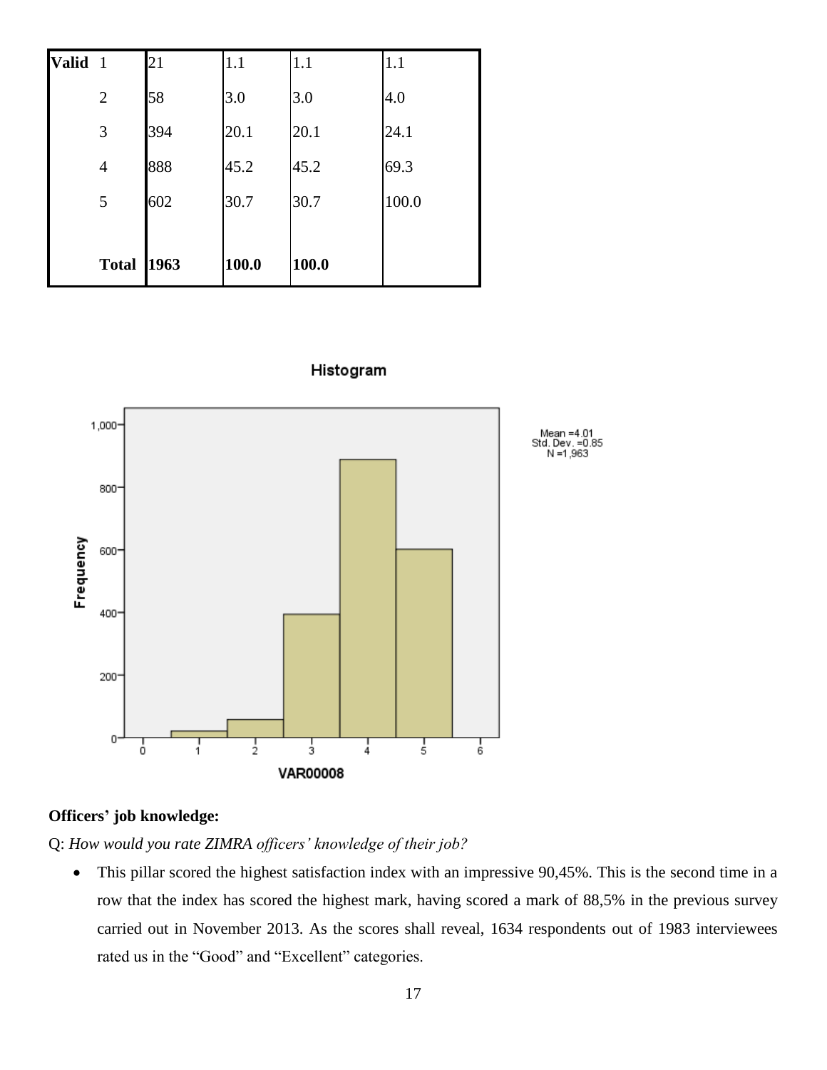| Valid | 1 | 21 | 1.1 | 1.1 | 1.1 |
|---|---|---|---|---|---|
| | 2 | 58 | 3.0 | 3.0 | 4.0 |
| | 3 | 394 | 20.1 | 20.1 | 24.1 |
| | 4 | 888 | 45.2 | 45.2 | 69.3 |
| | 5 | 602 | 30.7 | 30.7 | 100.0 |
| | **Total** | **1963** | **100.0** | **100.0** | |

Histogram

Mean =4.01
Std. Dev. =0.85
N =1,963

VAR00008

**Officers' job knowledge:**

Q: *How would you rate ZIMRA officers' knowledge of their job?*

- This pillar scored the highest satisfaction index with an impressive 90,45%. This is the second time in a row that the index has scored the highest mark, having scored a mark of 88,5% in the previous survey carried out in November 2013. As the scores shall reveal, 1634 respondents out of 1983 interviewees rated us in the "Good" and "Excellent" categories.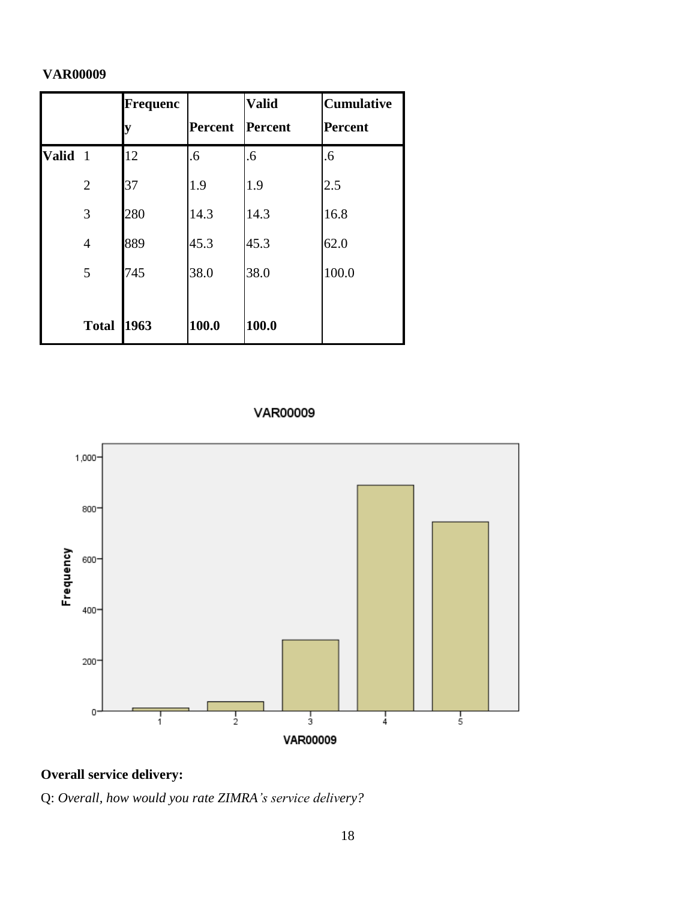**VAR00009**

| | | Frequency | Percent | Valid Percent | Cumulative Percent |
|---|---|---|---|---|---|
| Valid | 1 | 12 | .6 | .6 | .6 |
| | 2 | 37 | 1.9 | 1.9 | 2.5 |
| | 3 | 280 | 14.3 | 14.3 | 16.8 |
| | 4 | 889 | 45.3 | 45.3 | 62.0 |
| | 5 | 745 | 38.0 | 38.0 | 100.0 |
| | **Total** | **1963** | **100.0** | **100.0** | |

**Overall service delivery:**

Q: *Overall, how would you rate ZIMRA's service delivery?*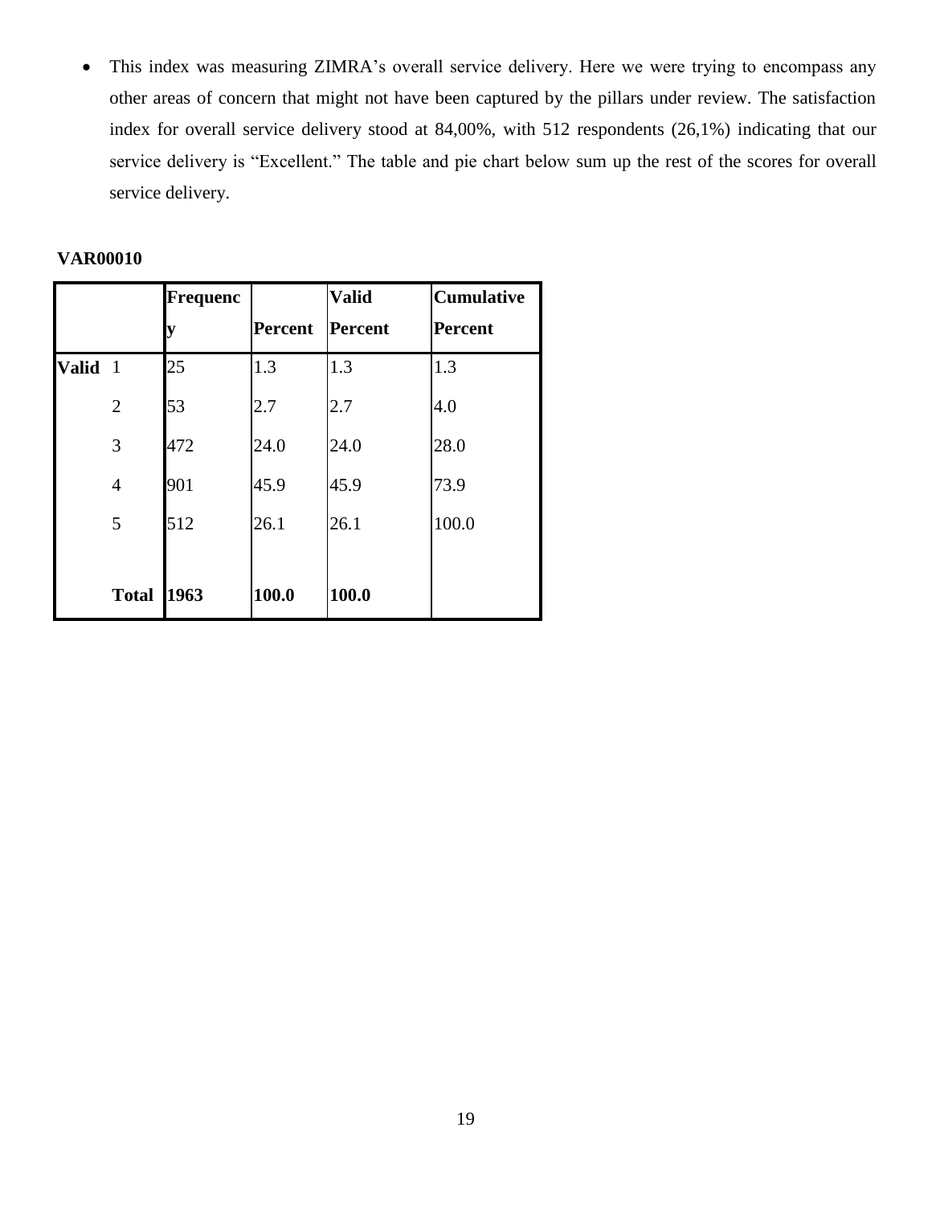- This index was measuring ZIMRA's overall service delivery. Here we were trying to encompass any other areas of concern that might not have been captured by the pillars under review. The satisfaction index for overall service delivery stood at 84,00%, with 512 respondents (26,1%) indicating that our service delivery is "Excellent." The table and pie chart below sum up the rest of the scores for overall service delivery.

**VAR00010**

| | | **Frequency** | **Percent** | **Valid Percent** | **Cumulative Percent** |
|---|---|---|---|---|---|
| **Valid** | 1 | 25 | 1.3 | 1.3 | 1.3 |
| | 2 | 53 | 2.7 | 2.7 | 4.0 |
| | 3 | 472 | 24.0 | 24.0 | 28.0 |
| | 4 | 901 | 45.9 | 45.9 | 73.9 |
| | 5 | 512 | 26.1 | 26.1 | 100.0 |
| | **Total** | **1963** | **100.0** | **100.0** | |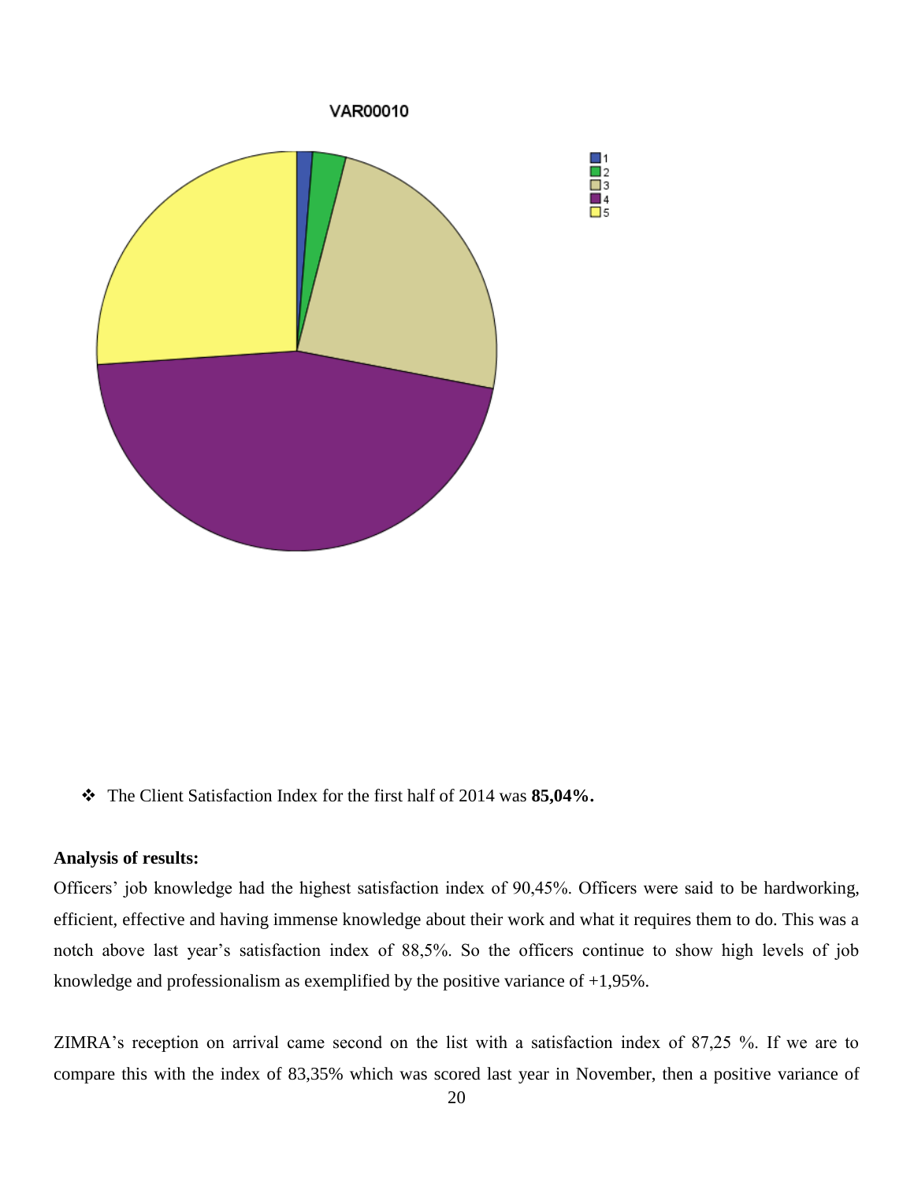❖ The Client Satisfaction Index for the first half of 2014 was **85,04%.**

**Analysis of results:**

Officers' job knowledge had the highest satisfaction index of 90,45%. Officers were said to be hardworking, efficient, effective and having immense knowledge about their work and what it requires them to do. This was a notch above last year's satisfaction index of 88,5%. So the officers continue to show high levels of job knowledge and professionalism as exemplified by the positive variance of +1,95%.

ZIMRA's reception on arrival came second on the list with a satisfaction index of 87,25 %. If we are to compare this with the index of 83,35% which was scored last year in November, then a positive variance of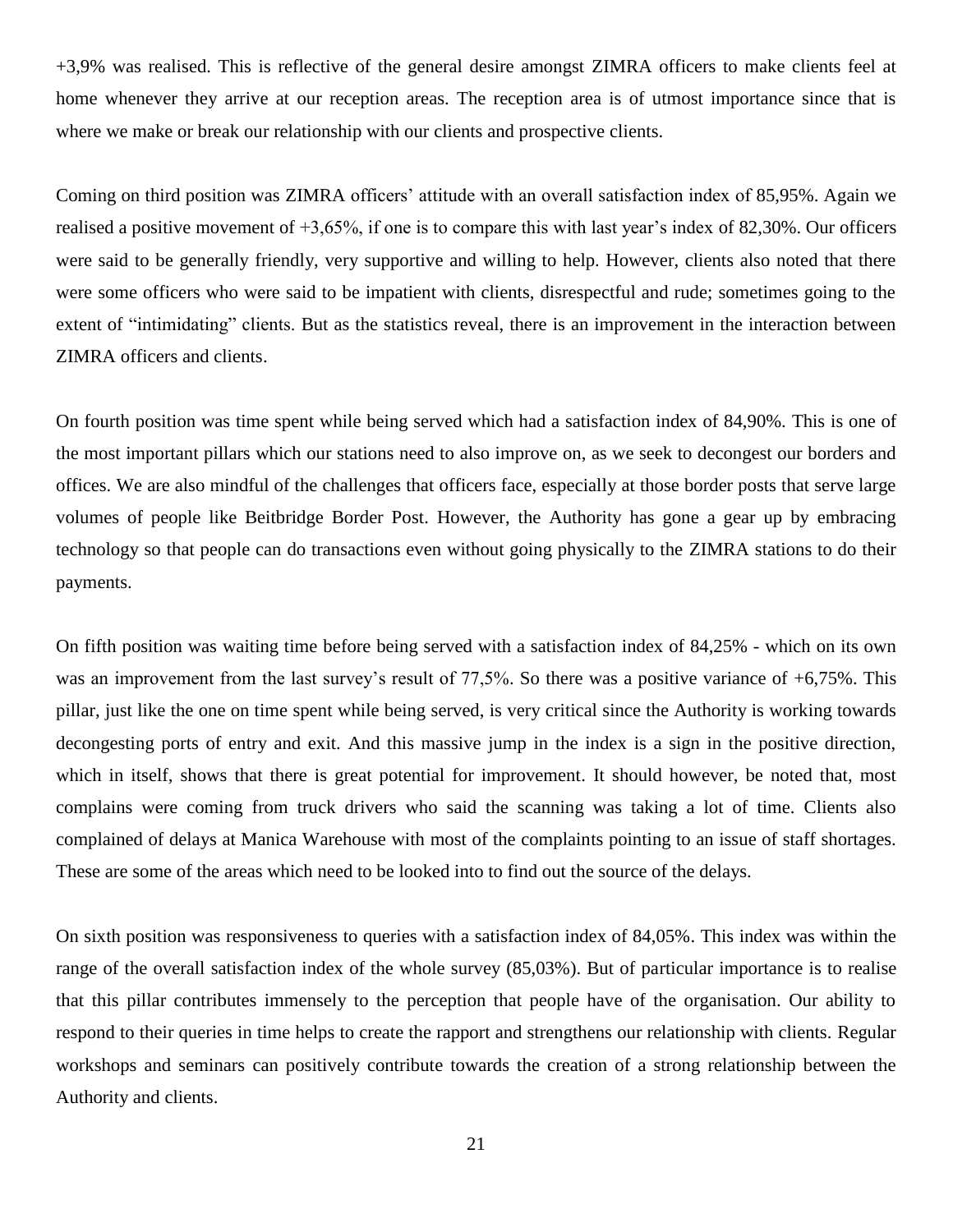+3,9% was realised. This is reflective of the general desire amongst ZIMRA officers to make clients feel at home whenever they arrive at our reception areas. The reception area is of utmost importance since that is where we make or break our relationship with our clients and prospective clients.

Coming on third position was ZIMRA officers' attitude with an overall satisfaction index of 85,95%. Again we realised a positive movement of +3,65%, if one is to compare this with last year's index of 82,30%. Our officers were said to be generally friendly, very supportive and willing to help. However, clients also noted that there were some officers who were said to be impatient with clients, disrespectful and rude; sometimes going to the extent of "intimidating" clients. But as the statistics reveal, there is an improvement in the interaction between ZIMRA officers and clients.

On fourth position was time spent while being served which had a satisfaction index of 84,90%. This is one of the most important pillars which our stations need to also improve on, as we seek to decongest our borders and offices. We are also mindful of the challenges that officers face, especially at those border posts that serve large volumes of people like Beitbridge Border Post. However, the Authority has gone a gear up by embracing technology so that people can do transactions even without going physically to the ZIMRA stations to do their payments.

On fifth position was waiting time before being served with a satisfaction index of 84,25% - which on its own was an improvement from the last survey's result of 77,5%. So there was a positive variance of +6,75%. This pillar, just like the one on time spent while being served, is very critical since the Authority is working towards decongesting ports of entry and exit. And this massive jump in the index is a sign in the positive direction, which in itself, shows that there is great potential for improvement. It should however, be noted that, most complains were coming from truck drivers who said the scanning was taking a lot of time. Clients also complained of delays at Manica Warehouse with most of the complaints pointing to an issue of staff shortages. These are some of the areas which need to be looked into to find out the source of the delays.

On sixth position was responsiveness to queries with a satisfaction index of 84,05%. This index was within the range of the overall satisfaction index of the whole survey (85,03%). But of particular importance is to realise that this pillar contributes immensely to the perception that people have of the organisation. Our ability to respond to their queries in time helps to create the rapport and strengthens our relationship with clients. Regular workshops and seminars can positively contribute towards the creation of a strong relationship between the Authority and clients.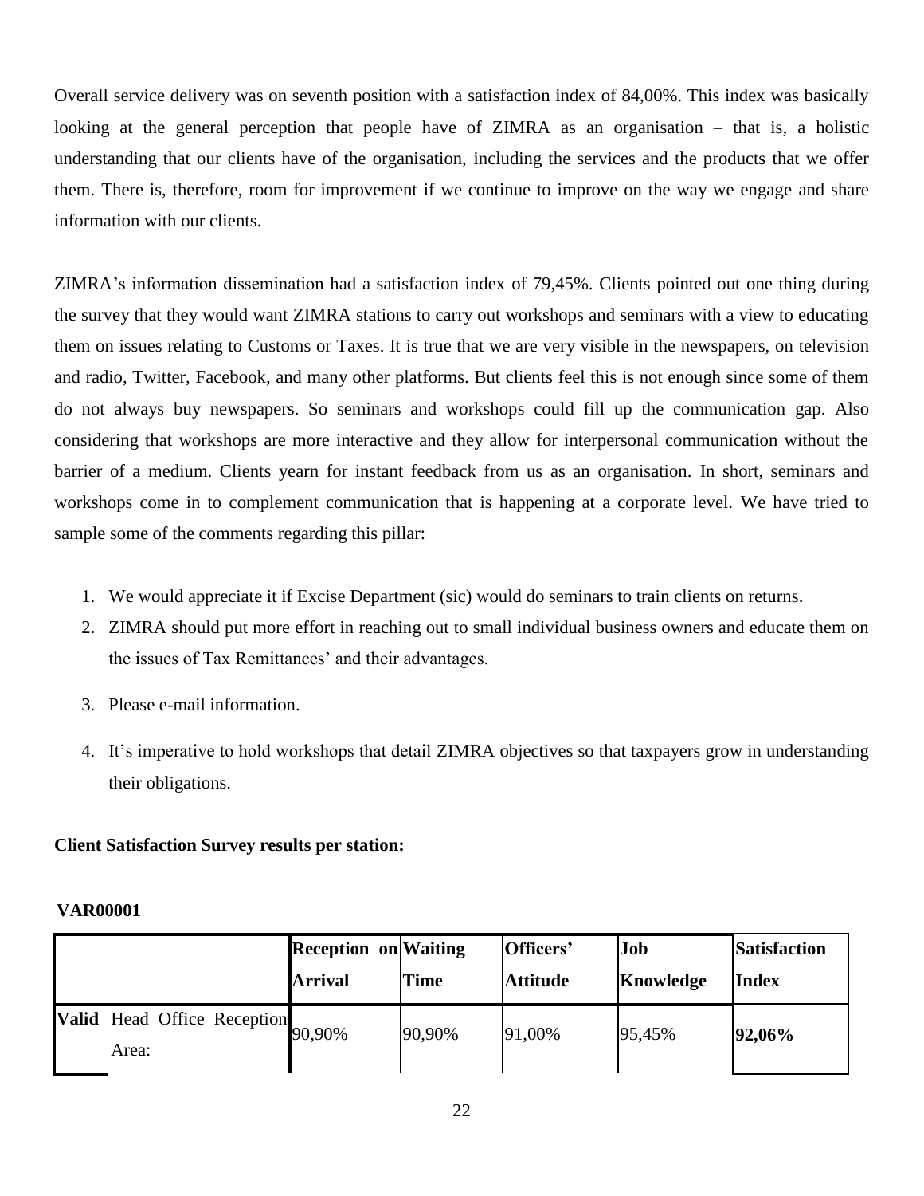Overall service delivery was on seventh position with a satisfaction index of 84,00%. This index was basically looking at the general perception that people have of ZIMRA as an organisation – that is, a holistic understanding that our clients have of the organisation, including the services and the products that we offer them. There is, therefore, room for improvement if we continue to improve on the way we engage and share information with our clients.

ZIMRA's information dissemination had a satisfaction index of 79,45%. Clients pointed out one thing during the survey that they would want ZIMRA stations to carry out workshops and seminars with a view to educating them on issues relating to Customs or Taxes. It is true that we are very visible in the newspapers, on television and radio, Twitter, Facebook, and many other platforms. But clients feel this is not enough since some of them do not always buy newspapers. So seminars and workshops could fill up the communication gap. Also considering that workshops are more interactive and they allow for interpersonal communication without the barrier of a medium. Clients yearn for instant feedback from us as an organisation. In short, seminars and workshops come in to complement communication that is happening at a corporate level. We have tried to sample some of the comments regarding this pillar:

1. We would appreciate it if Excise Department (sic) would do seminars to train clients on returns.
2. ZIMRA should put more effort in reaching out to small individual business owners and educate them on the issues of Tax Remittances' and their advantages.
3. Please e-mail information.
4. It's imperative to hold workshops that detail ZIMRA objectives so that taxpayers grow in understanding their obligations.

**Client Satisfaction Survey results per station:**

**VAR00001**

| | | Reception on Arrival | Waiting Time | Officers' Attitude | Job Knowledge | Satisfaction Index |
|---|---|---|---|---|---|---|
| **Valid** | Head Office Reception Area: | 90,90% | 90,90% | 91,00% | 95,45% | **92,06%** |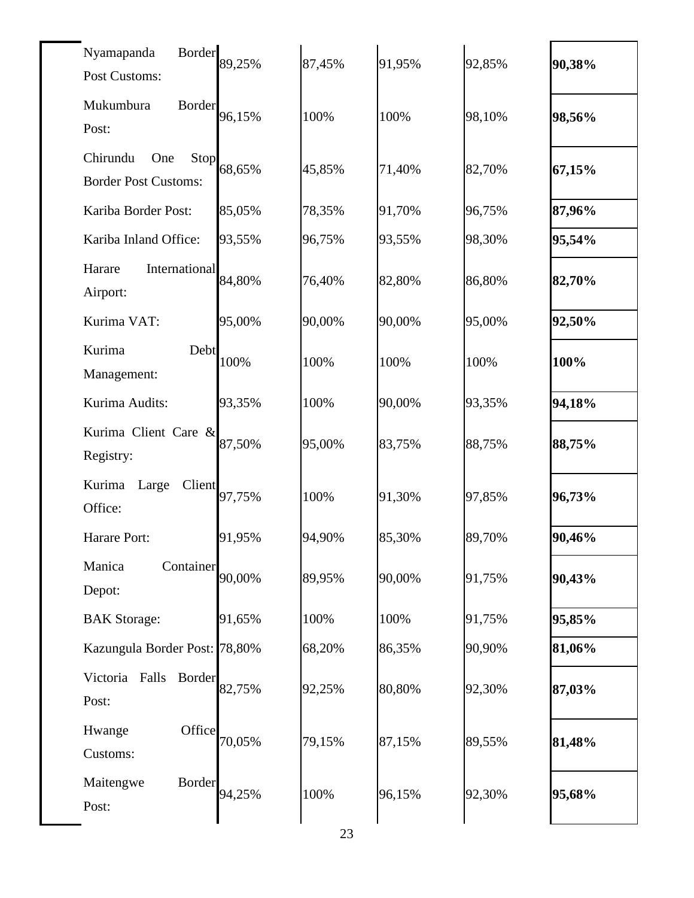| | | | | | |
|---|---|---|---|---|---|
| Nyamapanda Border Post Customs: | 89,25% | 87,45% | 91,95% | 92,85% | **90,38%** |
| Mukumbura Border Post: | 96,15% | 100% | 100% | 98,10% | **98,56%** |
| Chirundu One Stop Border Post Customs: | 68,65% | 45,85% | 71,40% | 82,70% | **67,15%** |
| Kariba Border Post: | 85,05% | 78,35% | 91,70% | 96,75% | **87,96%** |
| Kariba Inland Office: | 93,55% | 96,75% | 93,55% | 98,30% | **95,54%** |
| Harare International Airport: | 84,80% | 76,40% | 82,80% | 86,80% | **82,70%** |
| Kurima VAT: | 95,00% | 90,00% | 90,00% | 95,00% | **92,50%** |
| Kurima Debt Management: | 100% | 100% | 100% | 100% | **100%** |
| Kurima Audits: | 93,35% | 100% | 90,00% | 93,35% | **94,18%** |
| Kurima Client Care & Registry: | 87,50% | 95,00% | 83,75% | 88,75% | **88,75%** |
| Kurima Large Client Office: | 97,75% | 100% | 91,30% | 97,85% | **96,73%** |
| Harare Port: | 91,95% | 94,90% | 85,30% | 89,70% | **90,46%** |
| Manica Container Depot: | 90,00% | 89,95% | 90,00% | 91,75% | **90,43%** |
| BAK Storage: | 91,65% | 100% | 100% | 91,75% | **95,85%** |
| Kazungula Border Post: | 78,80% | 68,20% | 86,35% | 90,90% | **81,06%** |
| Victoria Falls Border Post: | 82,75% | 92,25% | 80,80% | 92,30% | **87,03%** |
| Hwange Office Customs: | 70,05% | 79,15% | 87,15% | 89,55% | **81,48%** |
| Maitengwe Border Post: | 94,25% | 100% | 96,15% | 92,30% | **95,68%** |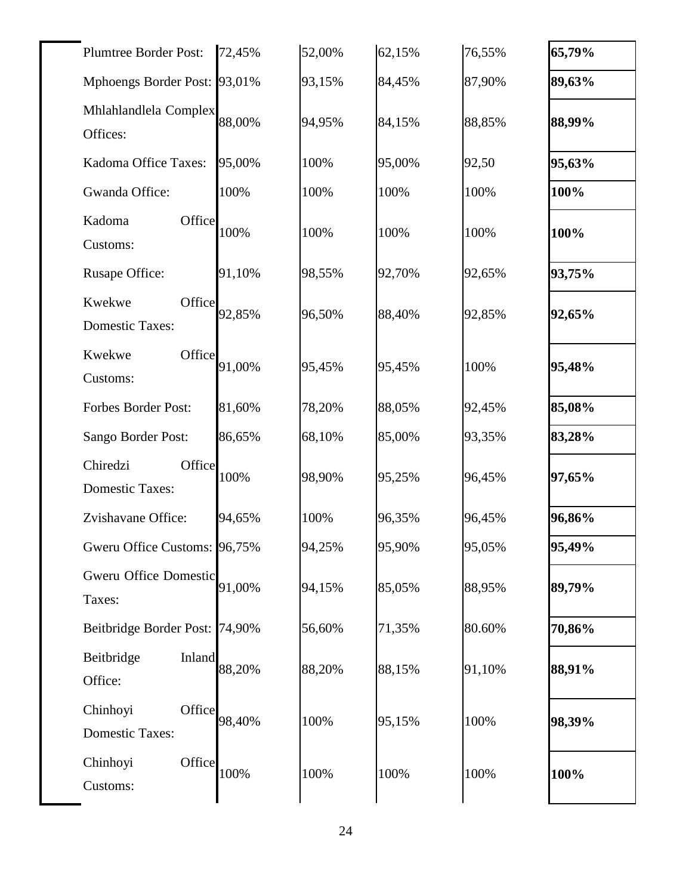| | | | | | |
|---|---|---|---|---|---|
| Plumtree Border Post: | 72,45% | 52,00% | 62,15% | 76,55% | **65,79%** |
| Mphoengs Border Post: | 93,01% | 93,15% | 84,45% | 87,90% | **89,63%** |
| Mhlahlandlela Complex Offices: | 88,00% | 94,95% | 84,15% | 88,85% | **88,99%** |
| Kadoma Office Taxes: | 95,00% | 100% | 95,00% | 92,50 | **95,63%** |
| Gwanda Office: | 100% | 100% | 100% | 100% | **100%** |
| Kadoma Office Customs: | 100% | 100% | 100% | 100% | **100%** |
| Rusape Office: | 91,10% | 98,55% | 92,70% | 92,65% | **93,75%** |
| Kwekwe Office Domestic Taxes: | 92,85% | 96,50% | 88,40% | 92,85% | **92,65%** |
| Kwekwe Office Customs: | 91,00% | 95,45% | 95,45% | 100% | **95,48%** |
| Forbes Border Post: | 81,60% | 78,20% | 88,05% | 92,45% | **85,08%** |
| Sango Border Post: | 86,65% | 68,10% | 85,00% | 93,35% | **83,28%** |
| Chiredzi Office Domestic Taxes: | 100% | 98,90% | 95,25% | 96,45% | **97,65%** |
| Zvishavane Office: | 94,65% | 100% | 96,35% | 96,45% | **96,86%** |
| Gweru Office Customs: | 96,75% | 94,25% | 95,90% | 95,05% | **95,49%** |
| Gweru Office Domestic Taxes: | 91,00% | 94,15% | 85,05% | 88,95% | **89,79%** |
| Beitbridge Border Post: | 74,90% | 56,60% | 71,35% | 80.60% | **70,86%** |
| Beitbridge Inland Office: | 88,20% | 88,20% | 88,15% | 91,10% | **88,91%** |
| Chinhoyi Office Domestic Taxes: | 98,40% | 100% | 95,15% | 100% | **98,39%** |
| Chinhoyi Office Customs: | 100% | 100% | 100% | 100% | **100%** |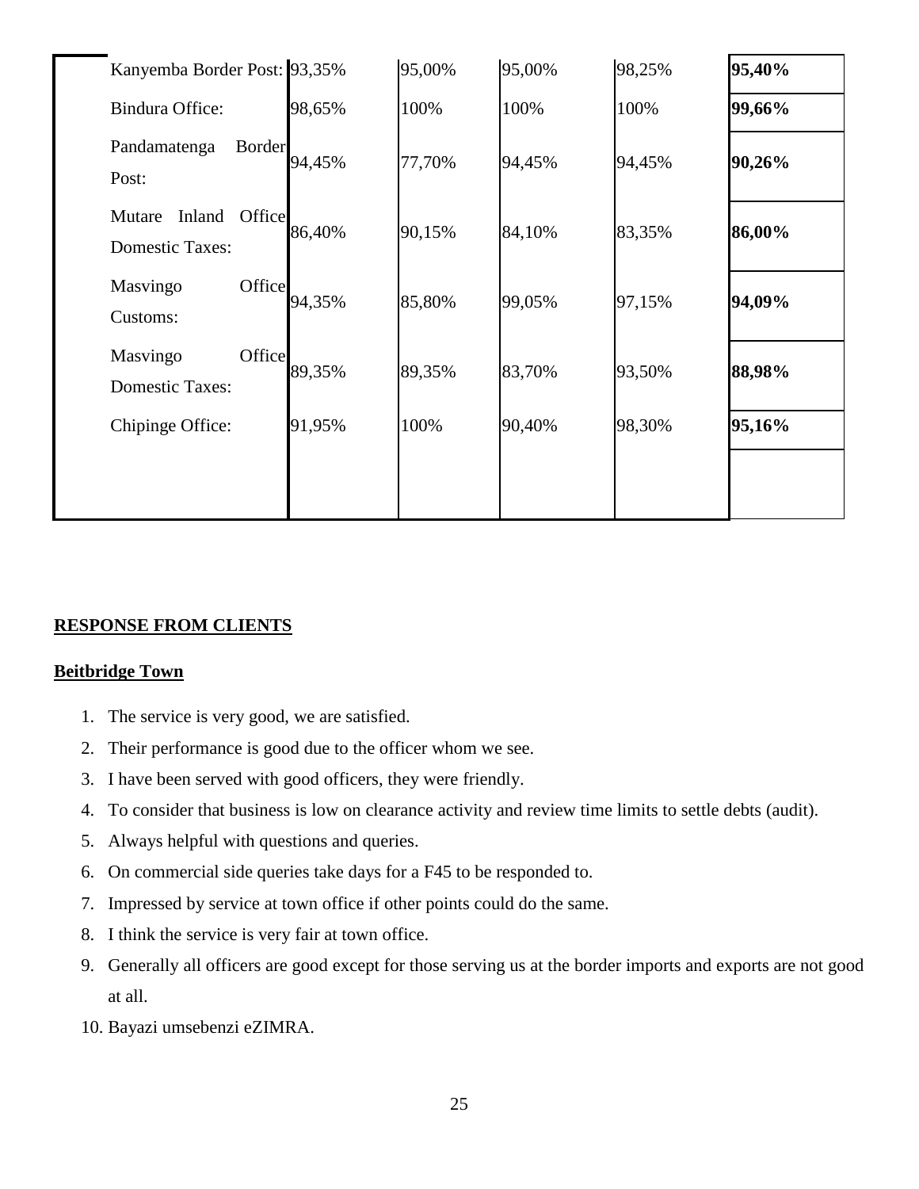| | | | | | |
|---|---|---|---|---|---|
| Kanyemba Border Post: | 93,35% | 95,00% | 95,00% | 98,25% | **95,40%** |
| Bindura Office: | 98,65% | 100% | 100% | 100% | **99,66%** |
| Pandamatenga Border Post: | 94,45% | 77,70% | 94,45% | 94,45% | **90,26%** |
| Mutare Inland Office Domestic Taxes: | 86,40% | 90,15% | 84,10% | 83,35% | **86,00%** |
| Masvingo Office Customs: | 94,35% | 85,80% | 99,05% | 97,15% | **94,09%** |
| Masvingo Office Domestic Taxes: | 89,35% | 89,35% | 83,70% | 93,50% | **88,98%** |
| Chipinge Office: | 91,95% | 100% | 90,40% | 98,30% | **95,16%** |
| | | | | | |

**RESPONSE FROM CLIENTS**

**Beitbridge Town**

1. The service is very good, we are satisfied.
2. Their performance is good due to the officer whom we see.
3. I have been served with good officers, they were friendly.
4. To consider that business is low on clearance activity and review time limits to settle debts (audit).
5. Always helpful with questions and queries.
6. On commercial side queries take days for a F45 to be responded to.
7. Impressed by service at town office if other points could do the same.
8. I think the service is very fair at town office.
9. Generally all officers are good except for those serving us at the border imports and exports are not good at all.
10. Bayazi umsebenzi eZIMRA.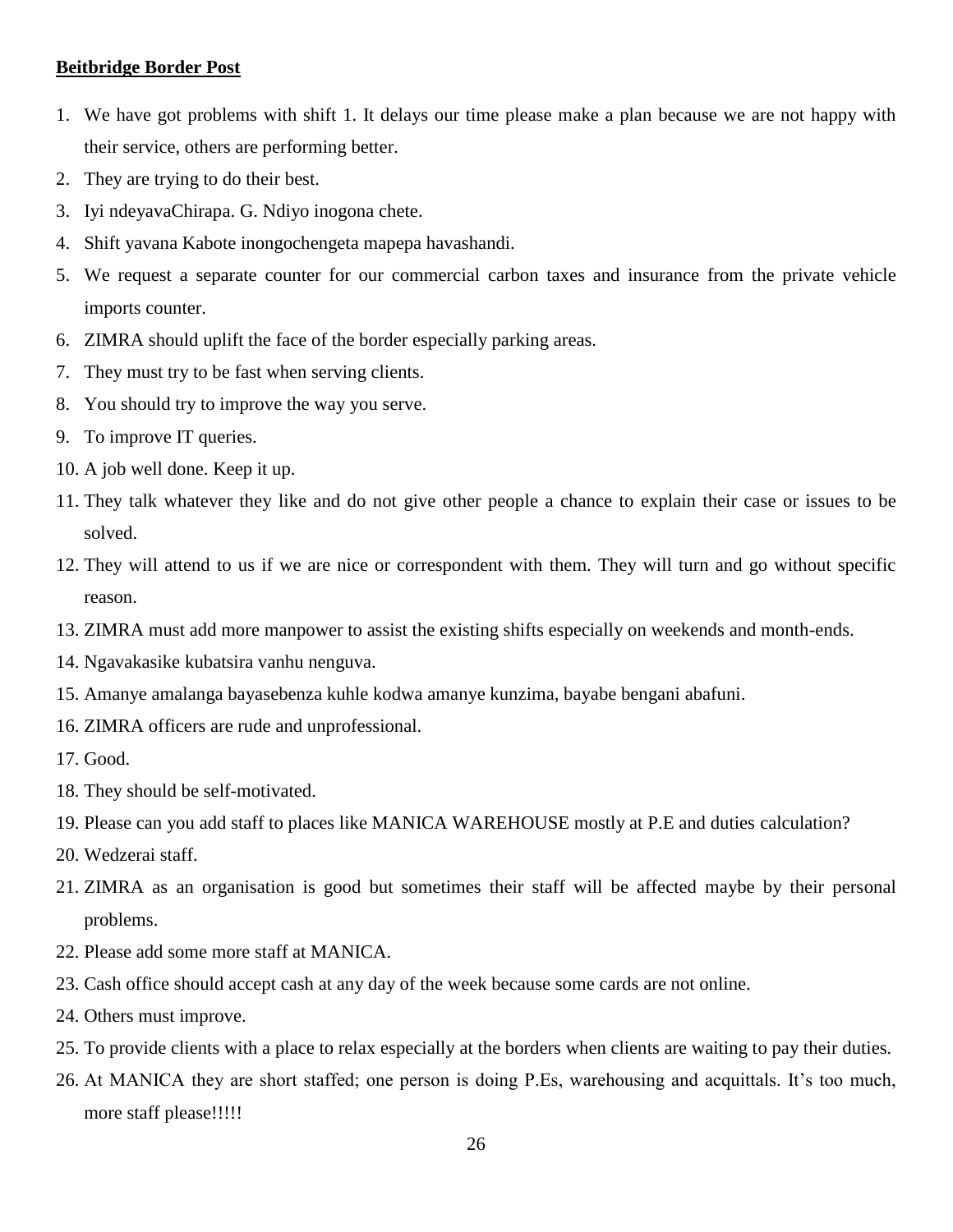**Beitbridge Border Post**

1. We have got problems with shift 1. It delays our time please make a plan because we are not happy with their service, others are performing better.
2. They are trying to do their best.
3. Iyi ndeyavaChirapa. G. Ndiyo inogona chete.
4. Shift yavana Kabote inongochengeta mapepa havashandi.
5. We request a separate counter for our commercial carbon taxes and insurance from the private vehicle imports counter.
6. ZIMRA should uplift the face of the border especially parking areas.
7. They must try to be fast when serving clients.
8. You should try to improve the way you serve.
9. To improve IT queries.
10. A job well done. Keep it up.
11. They talk whatever they like and do not give other people a chance to explain their case or issues to be solved.
12. They will attend to us if we are nice or correspondent with them. They will turn and go without specific reason.
13. ZIMRA must add more manpower to assist the existing shifts especially on weekends and month-ends.
14. Ngavakasike kubatsira vanhu nenguva.
15. Amanye amalanga bayasebenza kuhle kodwa amanye kunzima, bayabe bengani abafuni.
16. ZIMRA officers are rude and unprofessional.
17. Good.
18. They should be self-motivated.
19. Please can you add staff to places like MANICA WAREHOUSE mostly at P.E and duties calculation?
20. Wedzerai staff.
21. ZIMRA as an organisation is good but sometimes their staff will be affected maybe by their personal problems.
22. Please add some more staff at MANICA.
23. Cash office should accept cash at any day of the week because some cards are not online.
24. Others must improve.
25. To provide clients with a place to relax especially at the borders when clients are waiting to pay their duties.
26. At MANICA they are short staffed; one person is doing P.Es, warehousing and acquittals. It's too much, more staff please!!!!!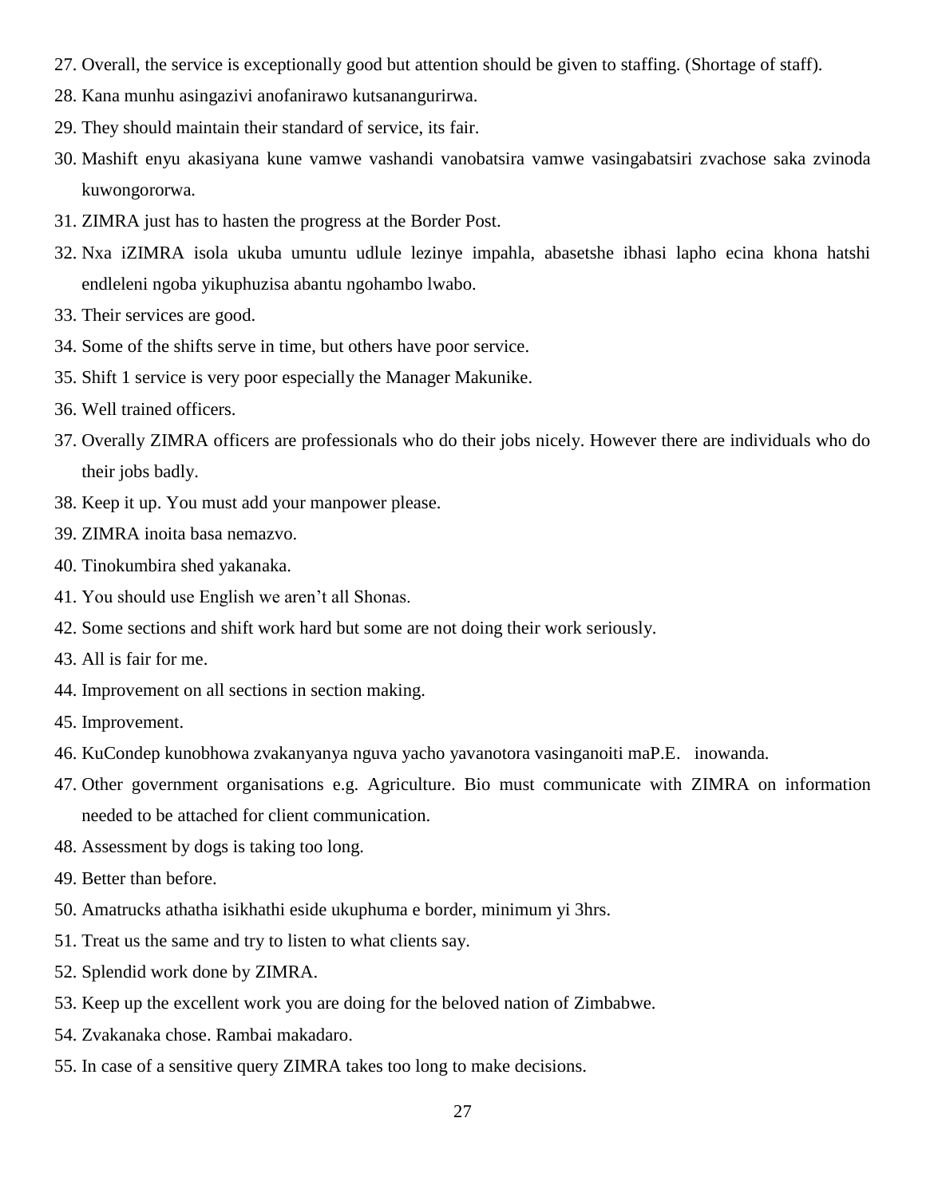27. Overall, the service is exceptionally good but attention should be given to staffing. (Shortage of staff).
28. Kana munhu asingazivi anofanirawo kutsanangurirwa.
29. They should maintain their standard of service, its fair.
30. Mashift enyu akasiyana kune vamwe vashandi vanobatsira vamwe vasingabatsiri zvachose saka zvinoda kuwongororwa.
31. ZIMRA just has to hasten the progress at the Border Post.
32. Nxa iZIMRA isola ukuba umuntu udlule lezinye impahla, abasetshe ibhasi lapho ecina khona hatshi endleleni ngoba yikuphuzisa abantu ngohambo lwabo.
33. Their services are good.
34. Some of the shifts serve in time, but others have poor service.
35. Shift 1 service is very poor especially the Manager Makunike.
36. Well trained officers.
37. Overally ZIMRA officers are professionals who do their jobs nicely. However there are individuals who do their jobs badly.
38. Keep it up. You must add your manpower please.
39. ZIMRA inoita basa nemazvo.
40. Tinokumbira shed yakanaka.
41. You should use English we aren't all Shonas.
42. Some sections and shift work hard but some are not doing their work seriously.
43. All is fair for me.
44. Improvement on all sections in section making.
45. Improvement.
46. KuCondep kunobhowa zvakanyanya nguva yacho yavanotora vasinganoiti maP.E. inowanda.
47. Other government organisations e.g. Agriculture. Bio must communicate with ZIMRA on information needed to be attached for client communication.
48. Assessment by dogs is taking too long.
49. Better than before.
50. Amatrucks athatha isikhathi eside ukuphuma e border, minimum yi 3hrs.
51. Treat us the same and try to listen to what clients say.
52. Splendid work done by ZIMRA.
53. Keep up the excellent work you are doing for the beloved nation of Zimbabwe.
54. Zvakanaka chose. Rambai makadaro.
55. In case of a sensitive query ZIMRA takes too long to make decisions.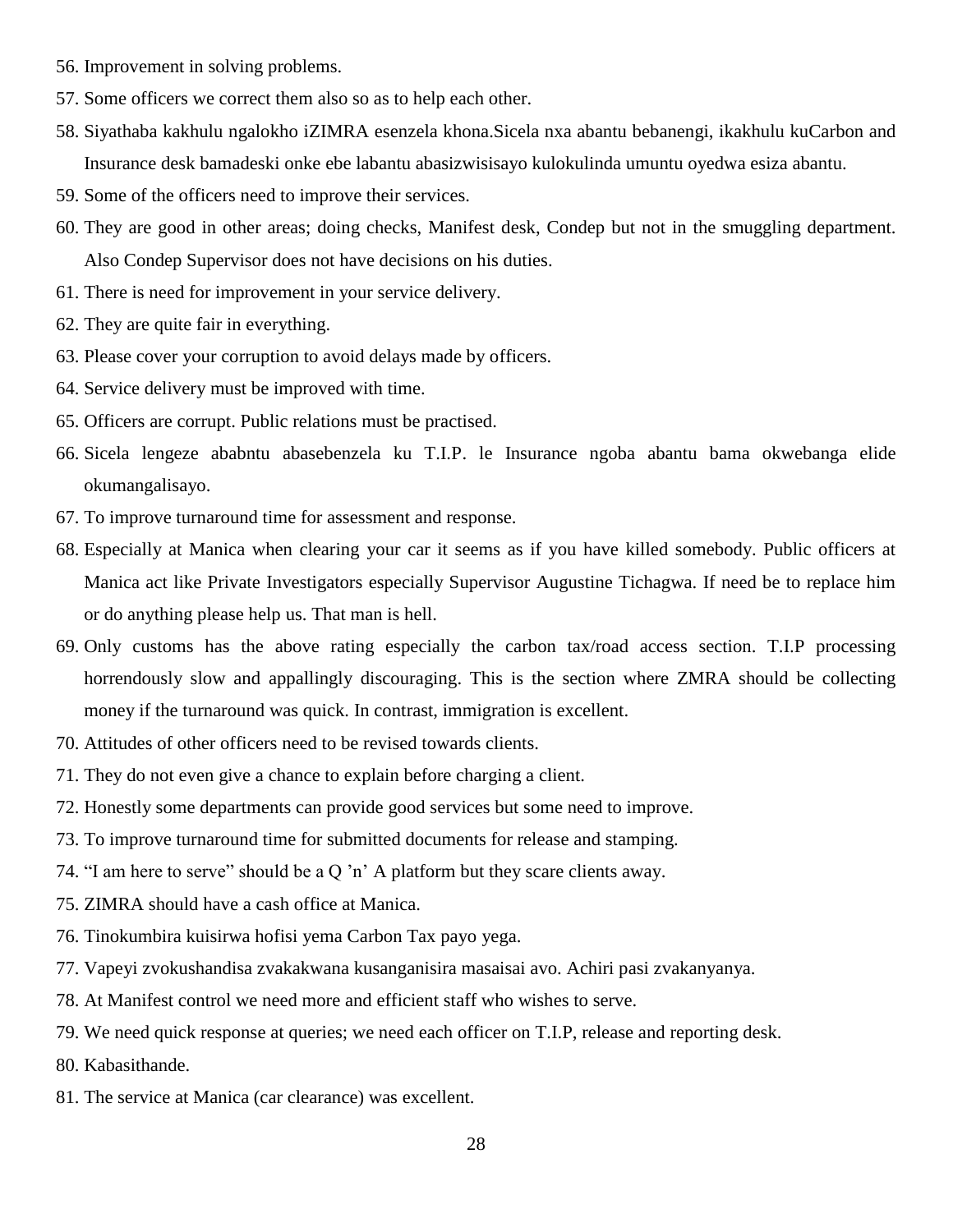56. Improvement in solving problems.
57. Some officers we correct them also so as to help each other.
58. Siyathaba kakhulu ngalokho iZIMRA esenzela khona.Sicela nxa abantu bebanengi, ikakhulu kuCarbon and Insurance desk bamadeski onke ebe labantu abasizwisisayo kulokulinda umuntu oyedwa esiza abantu.
59. Some of the officers need to improve their services.
60. They are good in other areas; doing checks, Manifest desk, Condep but not in the smuggling department. Also Condep Supervisor does not have decisions on his duties.
61. There is need for improvement in your service delivery.
62. They are quite fair in everything.
63. Please cover your corruption to avoid delays made by officers.
64. Service delivery must be improved with time.
65. Officers are corrupt. Public relations must be practised.
66. Sicela lengeze ababntu abasebenzela ku T.I.P. le Insurance ngoba abantu bama okwebanga elide okumangalisayo.
67. To improve turnaround time for assessment and response.
68. Especially at Manica when clearing your car it seems as if you have killed somebody. Public officers at Manica act like Private Investigators especially Supervisor Augustine Tichagwa. If need be to replace him or do anything please help us. That man is hell.
69. Only customs has the above rating especially the carbon tax/road access section. T.I.P processing horrendously slow and appallingly discouraging. This is the section where ZMRA should be collecting money if the turnaround was quick. In contrast, immigration is excellent.
70. Attitudes of other officers need to be revised towards clients.
71. They do not even give a chance to explain before charging a client.
72. Honestly some departments can provide good services but some need to improve.
73. To improve turnaround time for submitted documents for release and stamping.
74. "I am here to serve" should be a Q 'n' A platform but they scare clients away.
75. ZIMRA should have a cash office at Manica.
76. Tinokumbira kuisirwa hofisi yema Carbon Tax payo yega.
77. Vapeyi zvokushandisa zvakakwana kusanganisira masaisai avo. Achiri pasi zvakanyanya.
78. At Manifest control we need more and efficient staff who wishes to serve.
79. We need quick response at queries; we need each officer on T.I.P, release and reporting desk.
80. Kabasithande.
81. The service at Manica (car clearance) was excellent.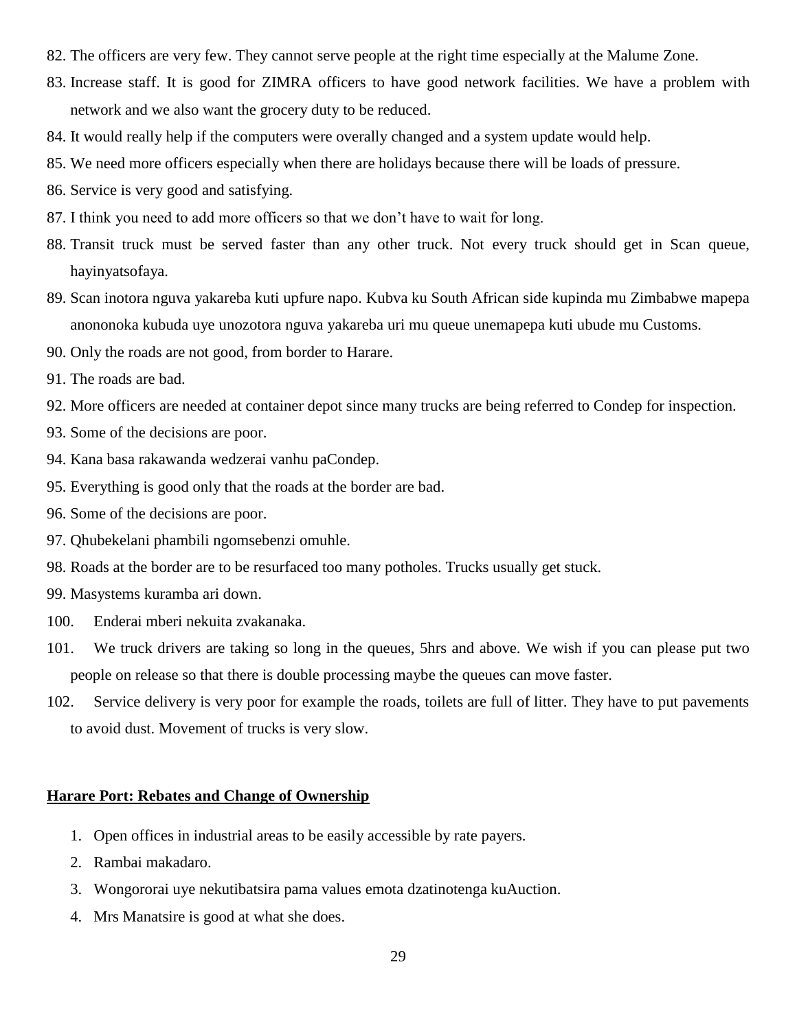82. The officers are very few. They cannot serve people at the right time especially at the Malume Zone.
83. Increase staff. It is good for ZIMRA officers to have good network facilities. We have a problem with network and we also want the grocery duty to be reduced.
84. It would really help if the computers were overally changed and a system update would help.
85. We need more officers especially when there are holidays because there will be loads of pressure.
86. Service is very good and satisfying.
87. I think you need to add more officers so that we don't have to wait for long.
88. Transit truck must be served faster than any other truck. Not every truck should get in Scan queue, hayinyatsofaya.
89. Scan inotora nguva yakareba kuti upfure napo. Kubva ku South African side kupinda mu Zimbabwe mapepa anononoka kubuda uye unozotora nguva yakareba uri mu queue unemapepa kuti ubude mu Customs.
90. Only the roads are not good, from border to Harare.
91. The roads are bad.
92. More officers are needed at container depot since many trucks are being referred to Condep for inspection.
93. Some of the decisions are poor.
94. Kana basa rakawanda wedzerai vanhu paCondep.
95. Everything is good only that the roads at the border are bad.
96. Some of the decisions are poor.
97. Qhubekelani phambili ngomsebenzi omuhle.
98. Roads at the border are to be resurfaced too many potholes. Trucks usually get stuck.
99. Masystems kuramba ari down.
100. Enderai mberi nekuita zvakanaka.
101. We truck drivers are taking so long in the queues, 5hrs and above. We wish if you can please put two people on release so that there is double processing maybe the queues can move faster.
102. Service delivery is very poor for example the roads, toilets are full of litter. They have to put pavements to avoid dust. Movement of trucks is very slow.

**Harare Port: Rebates and Change of Ownership**

1. Open offices in industrial areas to be easily accessible by rate payers.
2. Rambai makadaro.
3. Wongororai uye nekutibatsira pama values emota dzatinotenga kuAuction.
4. Mrs Manatsire is good at what she does.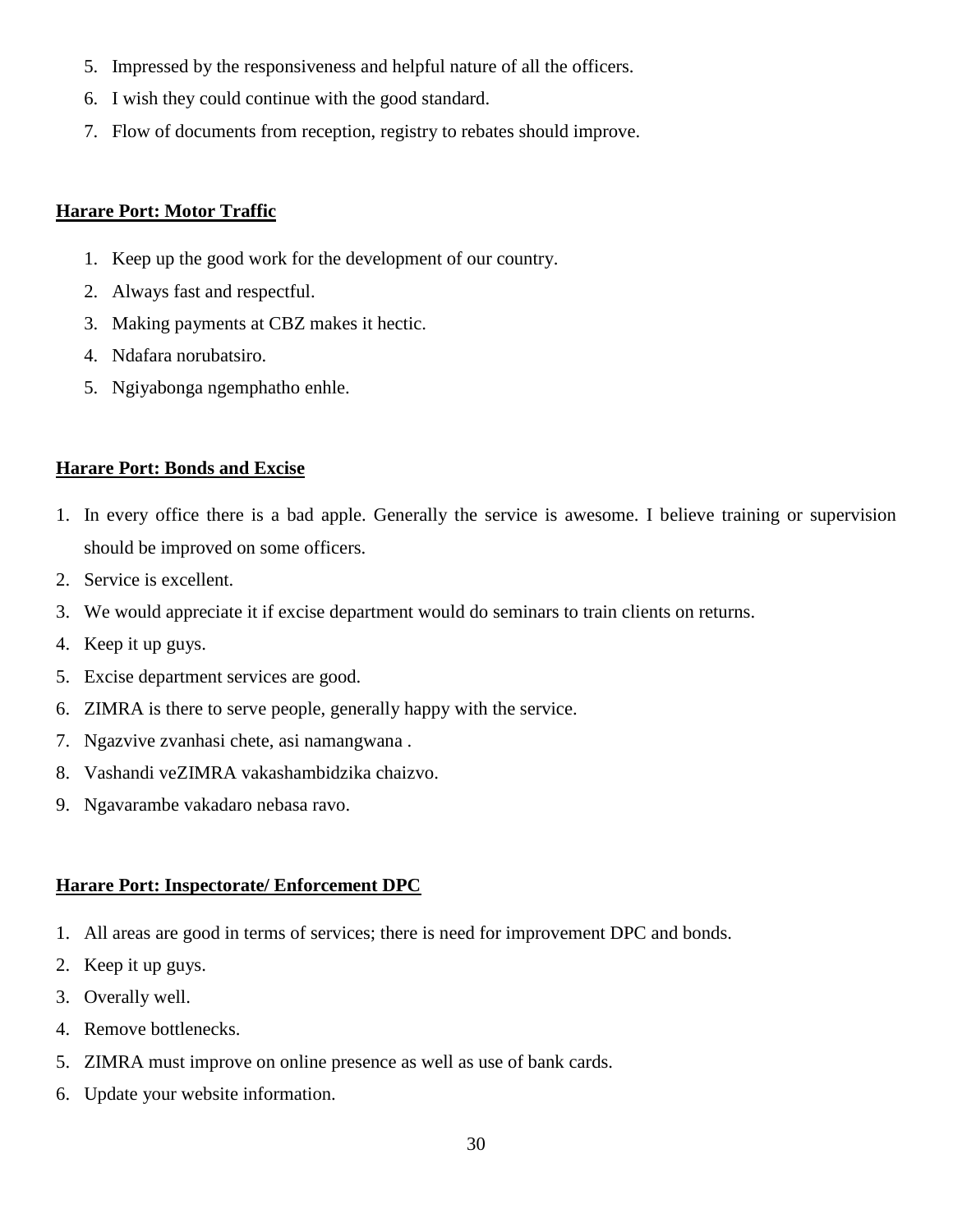5. Impressed by the responsiveness and helpful nature of all the officers.
6. I wish they could continue with the good standard.
7. Flow of documents from reception, registry to rebates should improve.

**Harare Port: Motor Traffic**

1. Keep up the good work for the development of our country.
2. Always fast and respectful.
3. Making payments at CBZ makes it hectic.
4. Ndafara norubatsiro.
5. Ngiyabonga ngemphatho enhle.

**Harare Port: Bonds and Excise**

1. In every office there is a bad apple. Generally the service is awesome. I believe training or supervision should be improved on some officers.
2. Service is excellent.
3. We would appreciate it if excise department would do seminars to train clients on returns.
4. Keep it up guys.
5. Excise department services are good.
6. ZIMRA is there to serve people, generally happy with the service.
7. Ngazvive zvanhasi chete, asi namangwana .
8. Vashandi veZIMRA vakashambidzika chaizvo.
9. Ngavarambe vakadaro nebasa ravo.

**Harare Port: Inspectorate/ Enforcement DPC**

1. All areas are good in terms of services; there is need for improvement DPC and bonds.
2. Keep it up guys.
3. Overally well.
4. Remove bottlenecks.
5. ZIMRA must improve on online presence as well as use of bank cards.
6. Update your website information.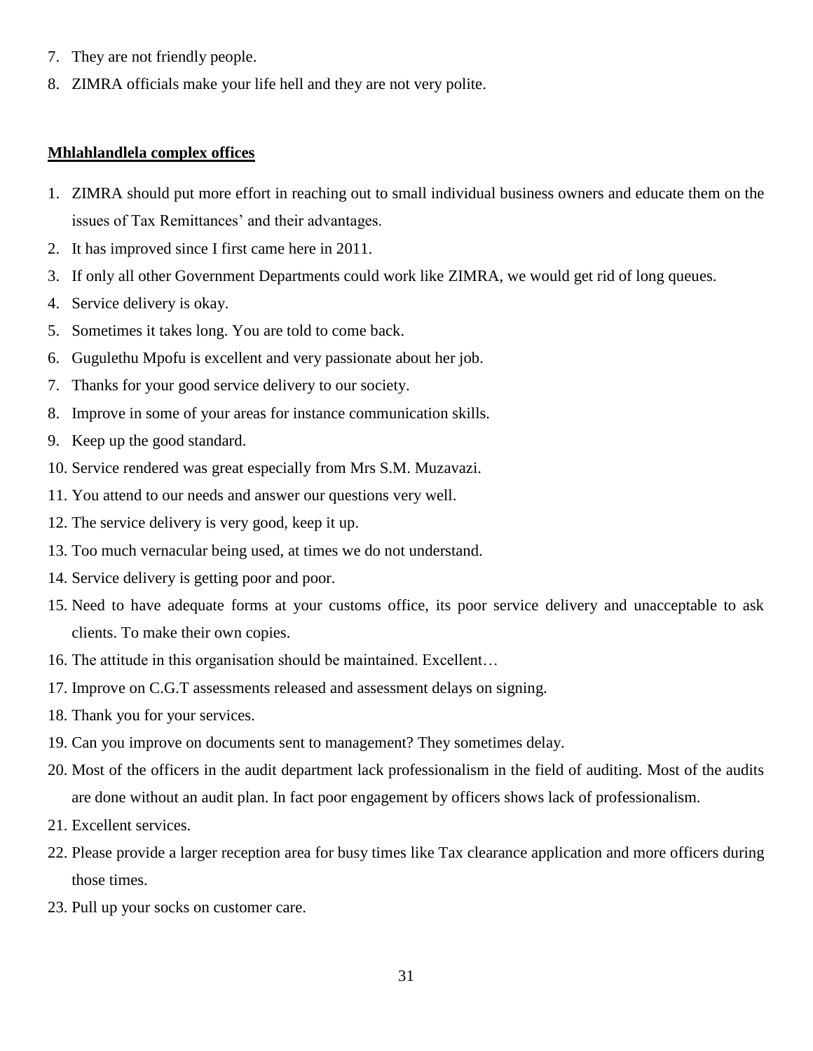7. They are not friendly people.
8. ZIMRA officials make your life hell and they are not very polite.

**Mhlahlandlela complex offices**

1. ZIMRA should put more effort in reaching out to small individual business owners and educate them on the issues of Tax Remittances' and their advantages.
2. It has improved since I first came here in 2011.
3. If only all other Government Departments could work like ZIMRA, we would get rid of long queues.
4. Service delivery is okay.
5. Sometimes it takes long. You are told to come back.
6. Gugulethu Mpofu is excellent and very passionate about her job.
7. Thanks for your good service delivery to our society.
8. Improve in some of your areas for instance communication skills.
9. Keep up the good standard.
10. Service rendered was great especially from Mrs S.M. Muzavazi.
11. You attend to our needs and answer our questions very well.
12. The service delivery is very good, keep it up.
13. Too much vernacular being used, at times we do not understand.
14. Service delivery is getting poor and poor.
15. Need to have adequate forms at your customs office, its poor service delivery and unacceptable to ask clients. To make their own copies.
16. The attitude in this organisation should be maintained. Excellent…
17. Improve on C.G.T assessments released and assessment delays on signing.
18. Thank you for your services.
19. Can you improve on documents sent to management? They sometimes delay.
20. Most of the officers in the audit department lack professionalism in the field of auditing. Most of the audits are done without an audit plan. In fact poor engagement by officers shows lack of professionalism.
21. Excellent services.
22. Please provide a larger reception area for busy times like Tax clearance application and more officers during those times.
23. Pull up your socks on customer care.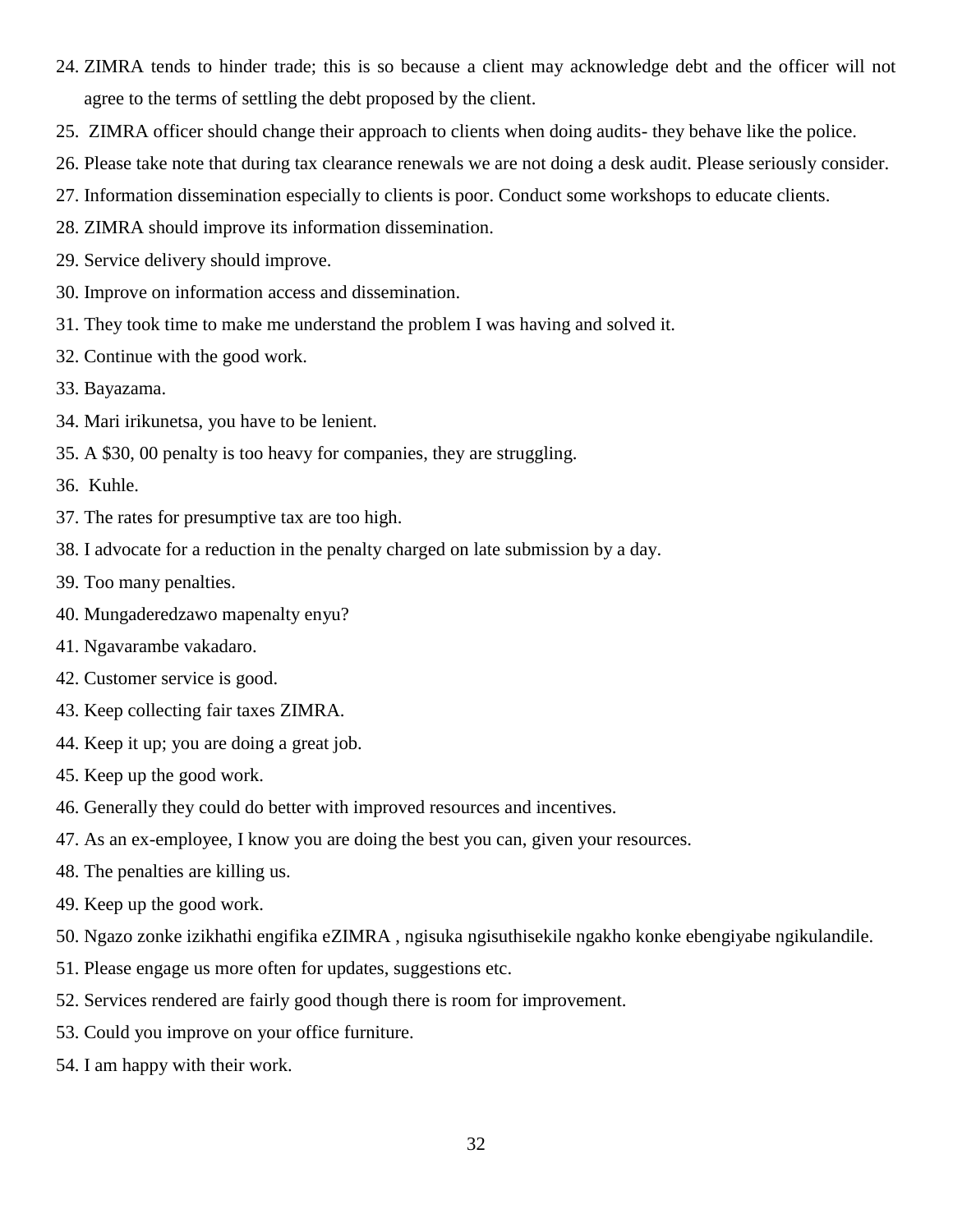24. ZIMRA tends to hinder trade; this is so because a client may acknowledge debt and the officer will not agree to the terms of settling the debt proposed by the client.
25. ZIMRA officer should change their approach to clients when doing audits- they behave like the police.
26. Please take note that during tax clearance renewals we are not doing a desk audit. Please seriously consider.
27. Information dissemination especially to clients is poor. Conduct some workshops to educate clients.
28. ZIMRA should improve its information dissemination.
29. Service delivery should improve.
30. Improve on information access and dissemination.
31. They took time to make me understand the problem I was having and solved it.
32. Continue with the good work.
33. Bayazama.
34. Mari irikunetsa, you have to be lenient.
35. A $30, 00 penalty is too heavy for companies, they are struggling.
36. Kuhle.
37. The rates for presumptive tax are too high.
38. I advocate for a reduction in the penalty charged on late submission by a day.
39. Too many penalties.
40. Mungaderedzawo mapenalty enyu?
41. Ngavarambe vakadaro.
42. Customer service is good.
43. Keep collecting fair taxes ZIMRA.
44. Keep it up; you are doing a great job.
45. Keep up the good work.
46. Generally they could do better with improved resources and incentives.
47. As an ex-employee, I know you are doing the best you can, given your resources.
48. The penalties are killing us.
49. Keep up the good work.
50. Ngazo zonke izikhathi engifika eZIMRA , ngisuka ngisuthisekile ngakho konke ebengiyabe ngikulandile.
51. Please engage us more often for updates, suggestions etc.
52. Services rendered are fairly good though there is room for improvement.
53. Could you improve on your office furniture.
54. I am happy with their work.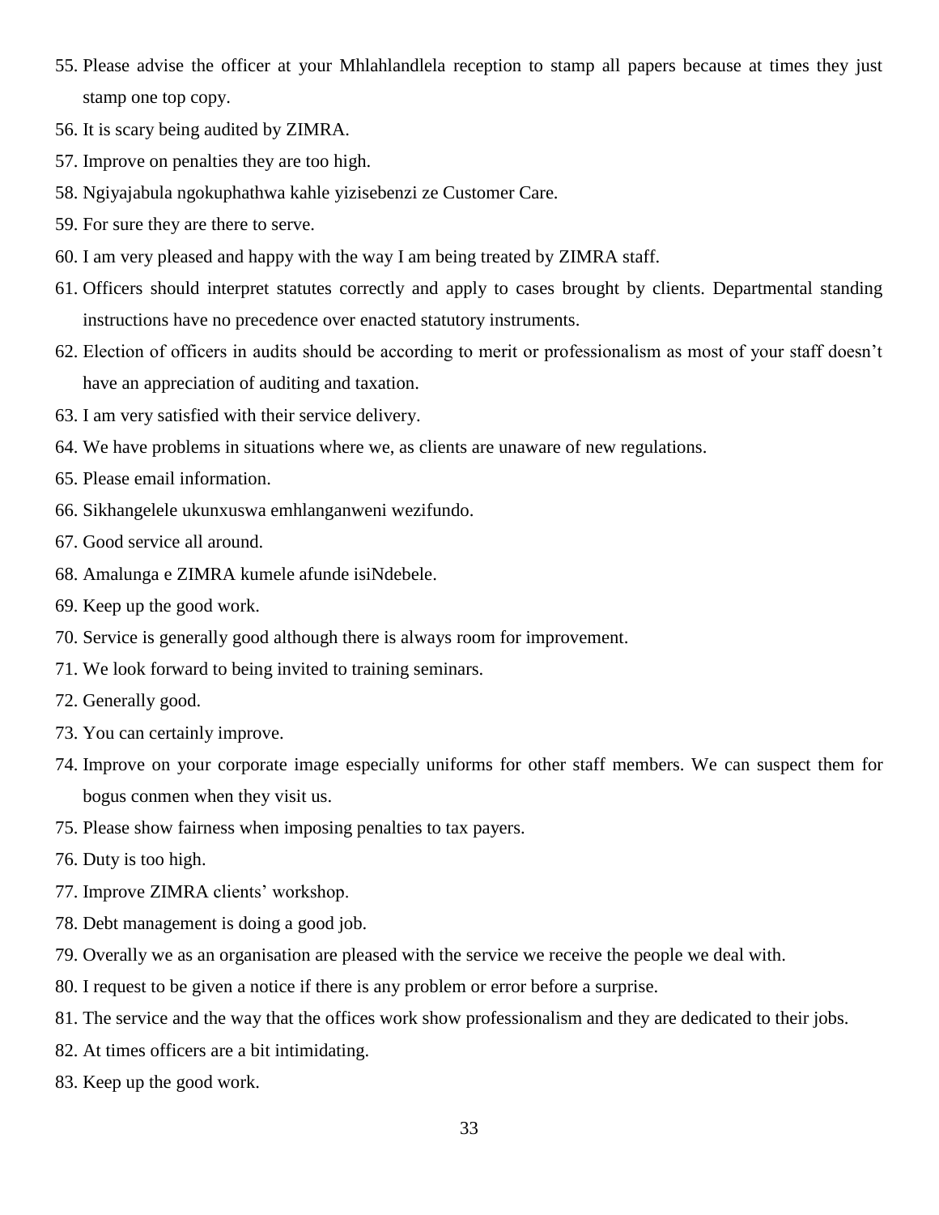55. Please advise the officer at your Mhlahlandlela reception to stamp all papers because at times they just stamp one top copy.
56. It is scary being audited by ZIMRA.
57. Improve on penalties they are too high.
58. Ngiyajabula ngokuphathwa kahle yizisebenzi ze Customer Care.
59. For sure they are there to serve.
60. I am very pleased and happy with the way I am being treated by ZIMRA staff.
61. Officers should interpret statutes correctly and apply to cases brought by clients. Departmental standing instructions have no precedence over enacted statutory instruments.
62. Election of officers in audits should be according to merit or professionalism as most of your staff doesn't have an appreciation of auditing and taxation.
63. I am very satisfied with their service delivery.
64. We have problems in situations where we, as clients are unaware of new regulations.
65. Please email information.
66. Sikhangelele ukunxuswa emhlanganweni wezifundo.
67. Good service all around.
68. Amalunga e ZIMRA kumele afunde isiNdebele.
69. Keep up the good work.
70. Service is generally good although there is always room for improvement.
71. We look forward to being invited to training seminars.
72. Generally good.
73. You can certainly improve.
74. Improve on your corporate image especially uniforms for other staff members. We can suspect them for bogus conmen when they visit us.
75. Please show fairness when imposing penalties to tax payers.
76. Duty is too high.
77. Improve ZIMRA clients' workshop.
78. Debt management is doing a good job.
79. Overally we as an organisation are pleased with the service we receive the people we deal with.
80. I request to be given a notice if there is any problem or error before a surprise.
81. The service and the way that the offices work show professionalism and they are dedicated to their jobs.
82. At times officers are a bit intimidating.
83. Keep up the good work.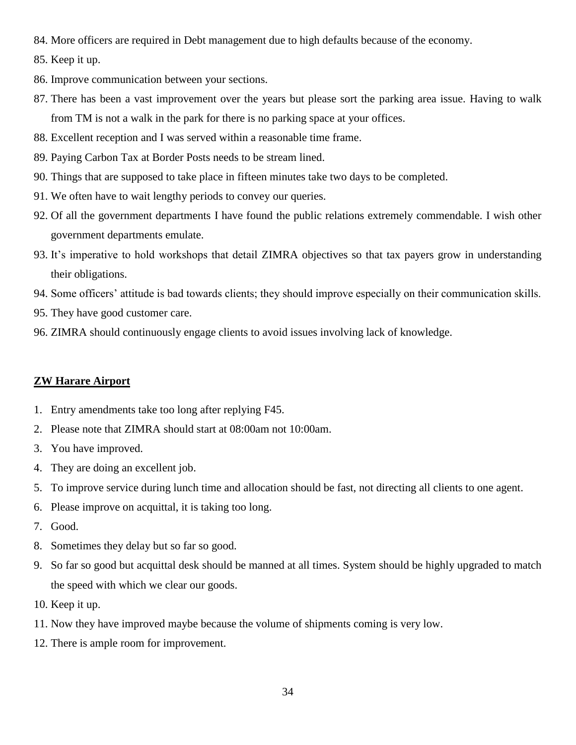84. More officers are required in Debt management due to high defaults because of the economy.
85. Keep it up.
86. Improve communication between your sections.
87. There has been a vast improvement over the years but please sort the parking area issue. Having to walk from TM is not a walk in the park for there is no parking space at your offices.
88. Excellent reception and I was served within a reasonable time frame.
89. Paying Carbon Tax at Border Posts needs to be stream lined.
90. Things that are supposed to take place in fifteen minutes take two days to be completed.
91. We often have to wait lengthy periods to convey our queries.
92. Of all the government departments I have found the public relations extremely commendable. I wish other government departments emulate.
93. It's imperative to hold workshops that detail ZIMRA objectives so that tax payers grow in understanding their obligations.
94. Some officers' attitude is bad towards clients; they should improve especially on their communication skills.
95. They have good customer care.
96. ZIMRA should continuously engage clients to avoid issues involving lack of knowledge.

**ZW Harare Airport**

1. Entry amendments take too long after replying F45.
2. Please note that ZIMRA should start at 08:00am not 10:00am.
3. You have improved.
4. They are doing an excellent job.
5. To improve service during lunch time and allocation should be fast, not directing all clients to one agent.
6. Please improve on acquittal, it is taking too long.
7. Good.
8. Sometimes they delay but so far so good.
9. So far so good but acquittal desk should be manned at all times. System should be highly upgraded to match the speed with which we clear our goods.
10. Keep it up.
11. Now they have improved maybe because the volume of shipments coming is very low.
12. There is ample room for improvement.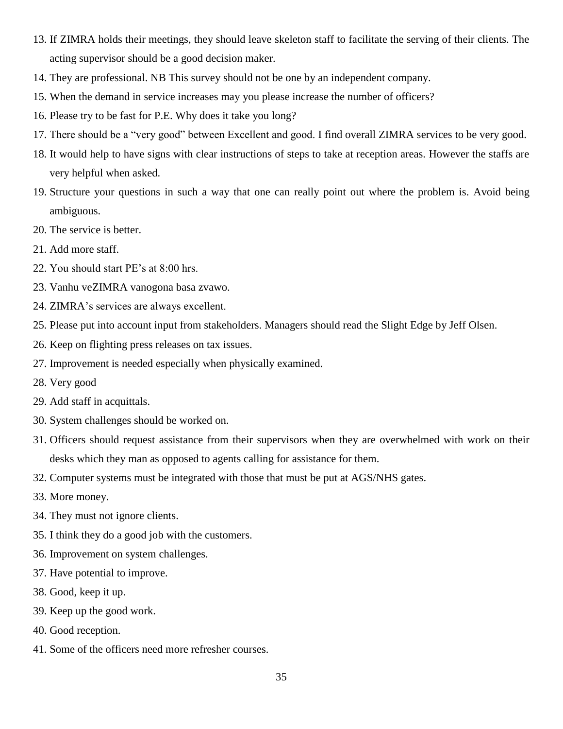13. If ZIMRA holds their meetings, they should leave skeleton staff to facilitate the serving of their clients. The acting supervisor should be a good decision maker.
14. They are professional. NB This survey should not be one by an independent company.
15. When the demand in service increases may you please increase the number of officers?
16. Please try to be fast for P.E. Why does it take you long?
17. There should be a “very good” between Excellent and good. I find overall ZIMRA services to be very good.
18. It would help to have signs with clear instructions of steps to take at reception areas. However the staffs are very helpful when asked.
19. Structure your questions in such a way that one can really point out where the problem is. Avoid being ambiguous.
20. The service is better.
21. Add more staff.
22. You should start PE’s at 8:00 hrs.
23. Vanhu veZIMRA vanogona basa zvawo.
24. ZIMRA’s services are always excellent.
25. Please put into account input from stakeholders. Managers should read the Slight Edge by Jeff Olsen.
26. Keep on flighting press releases on tax issues.
27. Improvement is needed especially when physically examined.
28. Very good
29. Add staff in acquittals.
30. System challenges should be worked on.
31. Officers should request assistance from their supervisors when they are overwhelmed with work on their desks which they man as opposed to agents calling for assistance for them.
32. Computer systems must be integrated with those that must be put at AGS/NHS gates.
33. More money.
34. They must not ignore clients.
35. I think they do a good job with the customers.
36. Improvement on system challenges.
37. Have potential to improve.
38. Good, keep it up.
39. Keep up the good work.
40. Good reception.
41. Some of the officers need more refresher courses.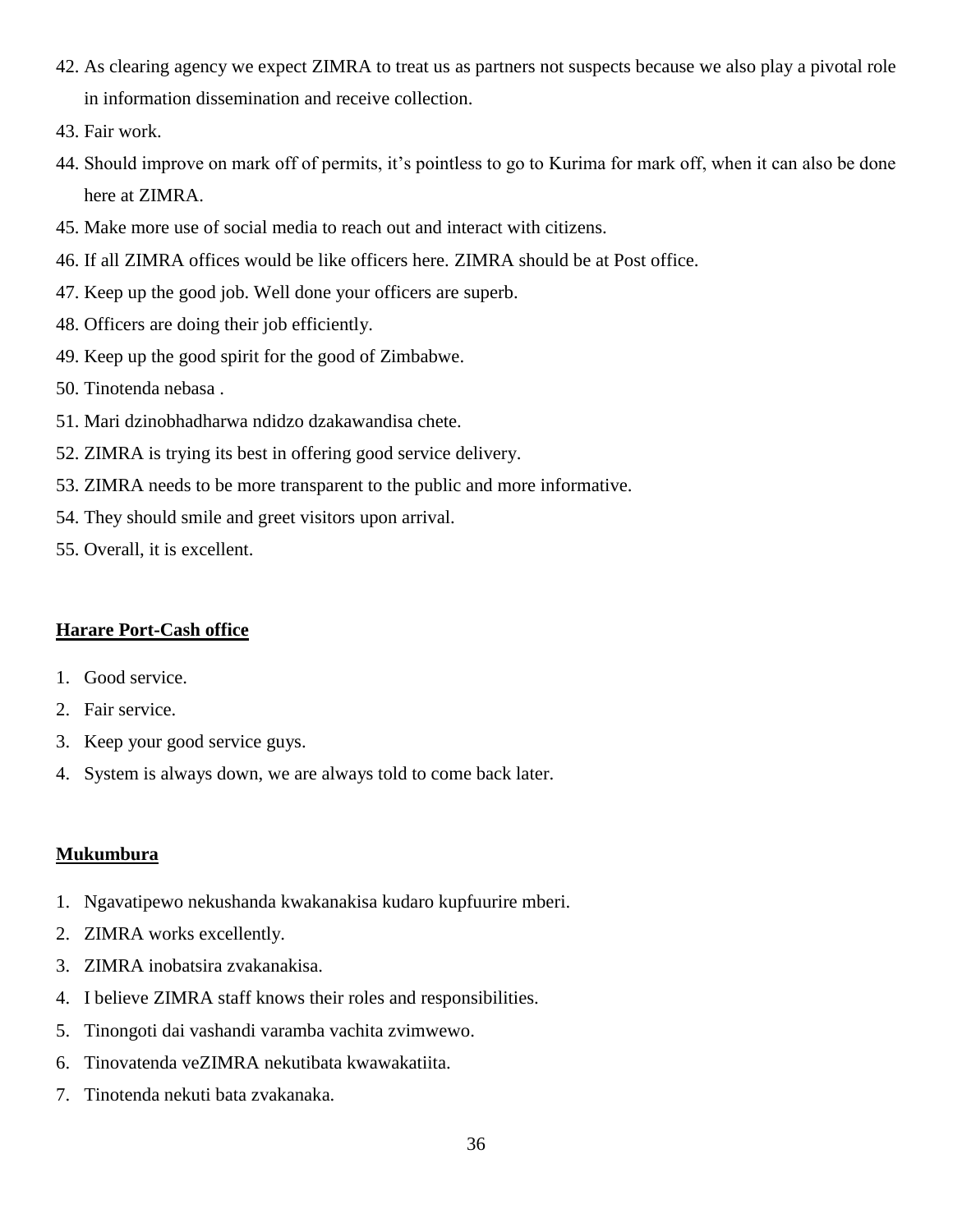42. As clearing agency we expect ZIMRA to treat us as partners not suspects because we also play a pivotal role in information dissemination and receive collection.
43. Fair work.
44. Should improve on mark off of permits, it's pointless to go to Kurima for mark off, when it can also be done here at ZIMRA.
45. Make more use of social media to reach out and interact with citizens.
46. If all ZIMRA offices would be like officers here. ZIMRA should be at Post office.
47. Keep up the good job. Well done your officers are superb.
48. Officers are doing their job efficiently.
49. Keep up the good spirit for the good of Zimbabwe.
50. Tinotenda nebasa .
51. Mari dzinobhadharwa ndidzo dzakawandisa chete.
52. ZIMRA is trying its best in offering good service delivery.
53. ZIMRA needs to be more transparent to the public and more informative.
54. They should smile and greet visitors upon arrival.
55. Overall, it is excellent.

**Harare Port-Cash office**

1. Good service.
2. Fair service.
3. Keep your good service guys.
4. System is always down, we are always told to come back later.

**Mukumbura**

1. Ngavatipewo nekushanda kwakanakisa kudaro kupfuurire mberi.
2. ZIMRA works excellently.
3. ZIMRA inobatsira zvakanakisa.
4. I believe ZIMRA staff knows their roles and responsibilities.
5. Tinongoti dai vashandi varamba vachita zvimwewo.
6. Tinovatenda veZIMRA nekutibata kwawakatiita.
7. Tinotenda nekuti bata zvakanaka.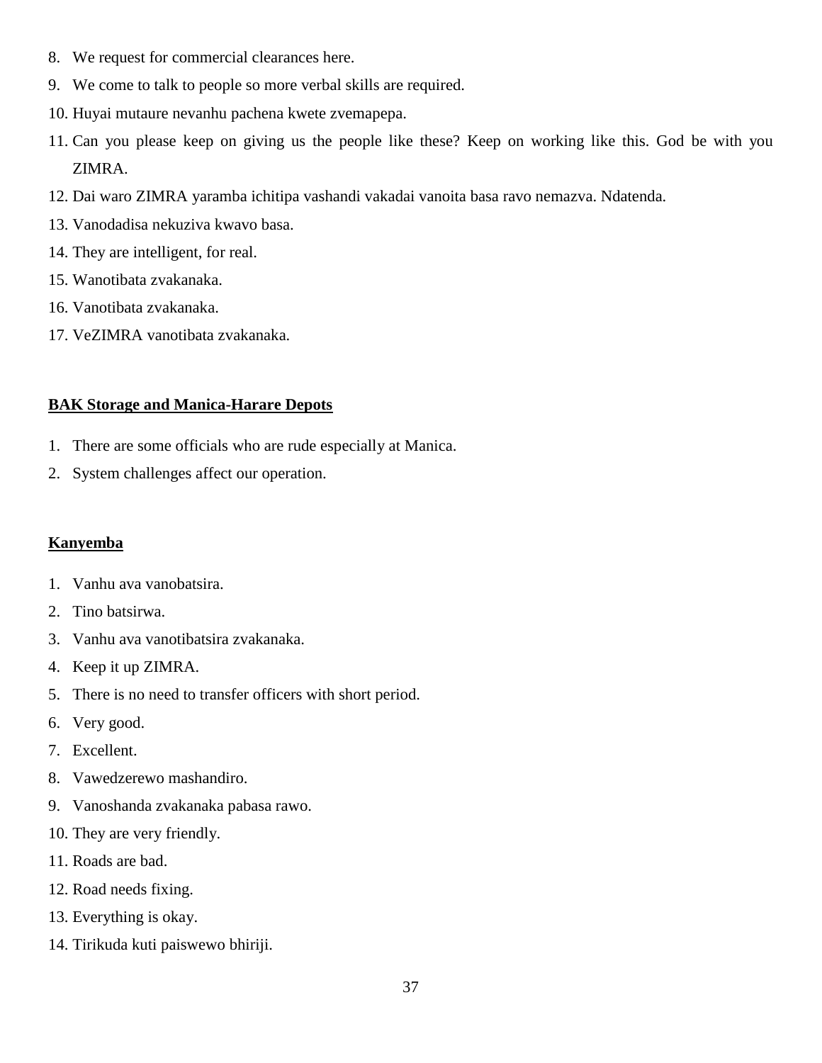8. We request for commercial clearances here.
9. We come to talk to people so more verbal skills are required.
10. Huyai mutaure nevanhu pachena kwete zvemapepa.
11. Can you please keep on giving us the people like these? Keep on working like this. God be with you ZIMRA.
12. Dai waro ZIMRA yaramba ichitipa vashandi vakadai vanoita basa ravo nemazva. Ndatenda.
13. Vanodadisa nekuziva kwavo basa.
14. They are intelligent, for real.
15. Wanotibata zvakanaka.
16. Vanotibata zvakanaka.
17. VeZIMRA vanotibata zvakanaka.

**BAK Storage and Manica-Harare Depots**

1. There are some officials who are rude especially at Manica.
2. System challenges affect our operation.

**Kanyemba**

1. Vanhu ava vanobatsira.
2. Tino batsirwa.
3. Vanhu ava vanotibatsira zvakanaka.
4. Keep it up ZIMRA.
5. There is no need to transfer officers with short period.
6. Very good.
7. Excellent.
8. Vawedzerewo mashandiro.
9. Vanoshanda zvakanaka pabasa rawo.
10. They are very friendly.
11. Roads are bad.
12. Road needs fixing.
13. Everything is okay.
14. Tirikuda kuti paiswewo bhiriji.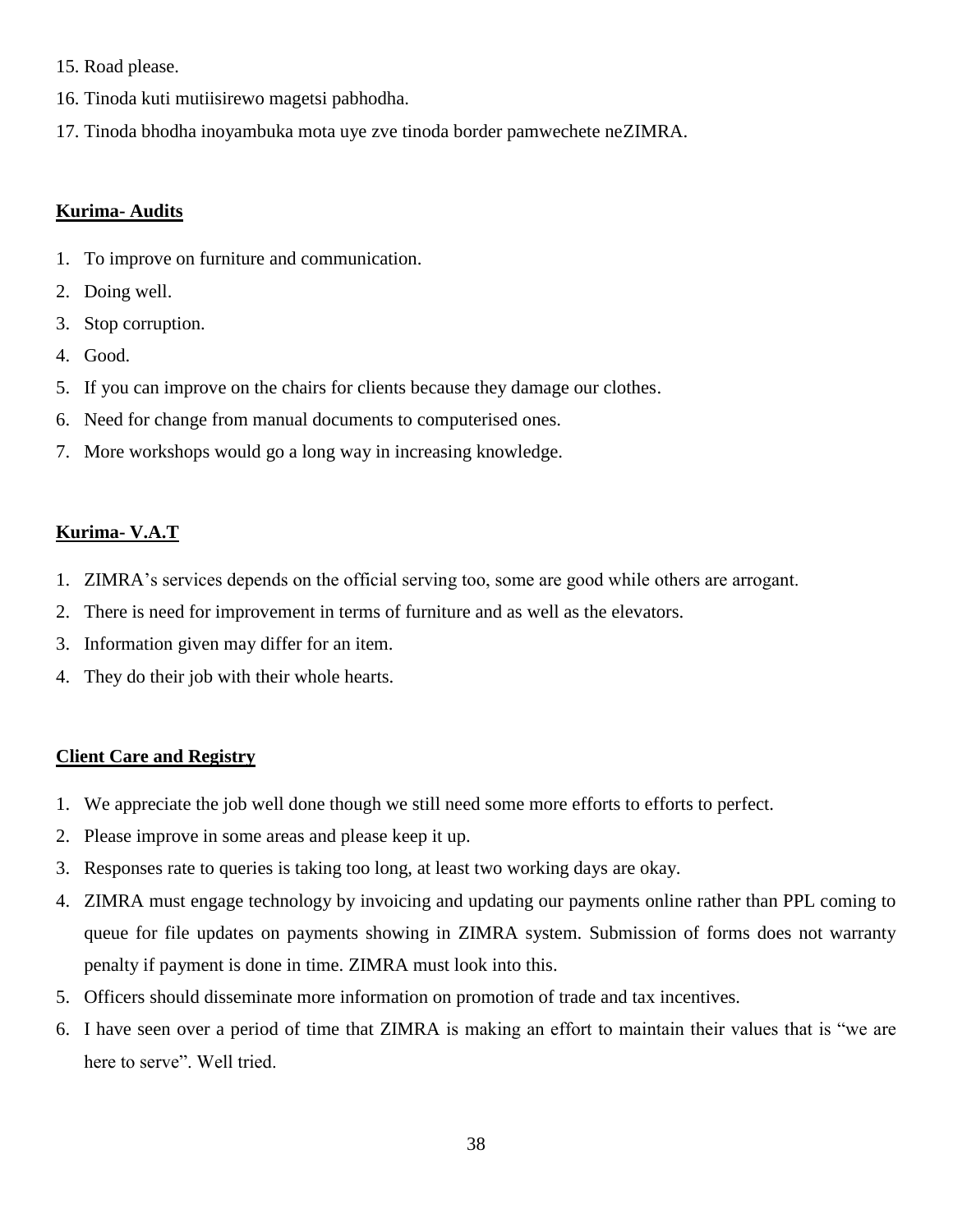15. Road please.
16. Tinoda kuti mutiisirewo magetsi pabhodha.
17. Tinoda bhodha inoyambuka mota uye zve tinoda border pamwechete neZIMRA.

**Kurima- Audits**

1. To improve on furniture and communication.
2. Doing well.
3. Stop corruption.
4. Good.
5. If you can improve on the chairs for clients because they damage our clothes.
6. Need for change from manual documents to computerised ones.
7. More workshops would go a long way in increasing knowledge.

**Kurima- V.A.T**

1. ZIMRA's services depends on the official serving too, some are good while others are arrogant.
2. There is need for improvement in terms of furniture and as well as the elevators.
3. Information given may differ for an item.
4. They do their job with their whole hearts.

**Client Care and Registry**

1. We appreciate the job well done though we still need some more efforts to efforts to perfect.
2. Please improve in some areas and please keep it up.
3. Responses rate to queries is taking too long, at least two working days are okay.
4. ZIMRA must engage technology by invoicing and updating our payments online rather than PPL coming to queue for file updates on payments showing in ZIMRA system. Submission of forms does not warranty penalty if payment is done in time. ZIMRA must look into this.
5. Officers should disseminate more information on promotion of trade and tax incentives.
6. I have seen over a period of time that ZIMRA is making an effort to maintain their values that is "we are here to serve". Well tried.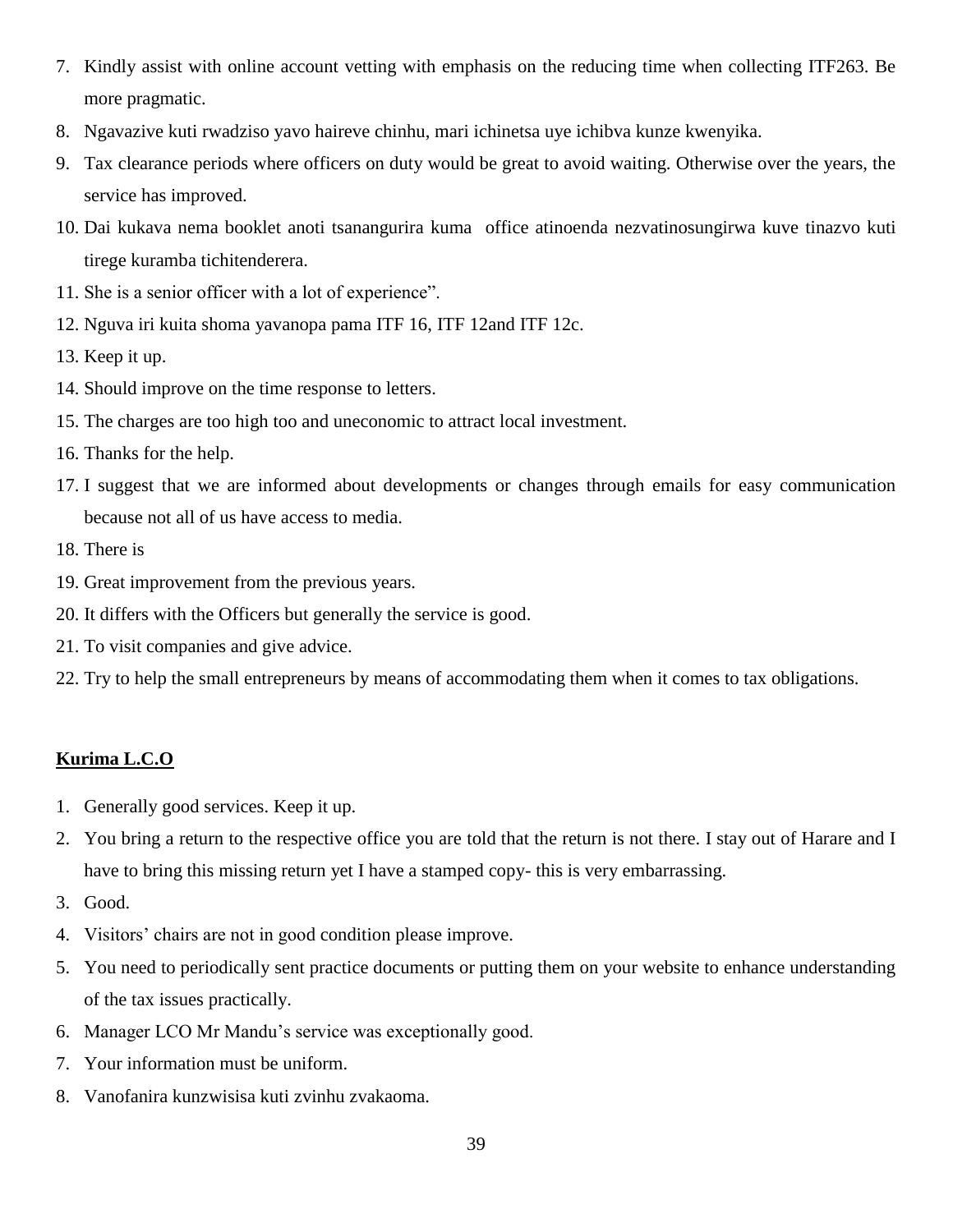7. Kindly assist with online account vetting with emphasis on the reducing time when collecting ITF263. Be more pragmatic.
8. Ngavazive kuti rwadziso yavo haireve chinhu, mari ichinetsa uye ichibva kunze kwenyika.
9. Tax clearance periods where officers on duty would be great to avoid waiting. Otherwise over the years, the service has improved.
10. Dai kukava nema booklet anoti tsanangurira kuma office atinoenda nezvatinosungirwa kuve tinazvo kuti tirege kuramba tichitenderera.
11. She is a senior officer with a lot of experience".
12. Nguva iri kuita shoma yavanopa pama ITF 16, ITF 12and ITF 12c.
13. Keep it up.
14. Should improve on the time response to letters.
15. The charges are too high too and uneconomic to attract local investment.
16. Thanks for the help.
17. I suggest that we are informed about developments or changes through emails for easy communication because not all of us have access to media.
18. There is
19. Great improvement from the previous years.
20. It differs with the Officers but generally the service is good.
21. To visit companies and give advice.
22. Try to help the small entrepreneurs by means of accommodating them when it comes to tax obligations.

**Kurima L.C.O**

1. Generally good services. Keep it up.
2. You bring a return to the respective office you are told that the return is not there. I stay out of Harare and I have to bring this missing return yet I have a stamped copy- this is very embarrassing.
3. Good.
4. Visitors' chairs are not in good condition please improve.
5. You need to periodically sent practice documents or putting them on your website to enhance understanding of the tax issues practically.
6. Manager LCO Mr Mandu's service was exceptionally good.
7. Your information must be uniform.
8. Vanofanira kunzwisisa kuti zvinhu zvakaoma.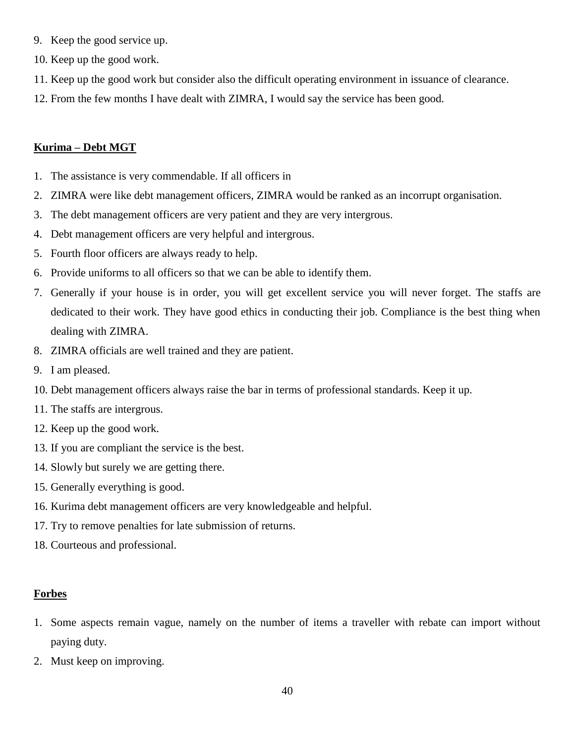9. Keep the good service up.
10. Keep up the good work.
11. Keep up the good work but consider also the difficult operating environment in issuance of clearance.
12. From the few months I have dealt with ZIMRA, I would say the service has been good.

**Kurima – Debt MGT**

1. The assistance is very commendable. If all officers in
2. ZIMRA were like debt management officers, ZIMRA would be ranked as an incorrupt organisation.
3. The debt management officers are very patient and they are very intergrous.
4. Debt management officers are very helpful and intergrous.
5. Fourth floor officers are always ready to help.
6. Provide uniforms to all officers so that we can be able to identify them.
7. Generally if your house is in order, you will get excellent service you will never forget. The staffs are dedicated to their work. They have good ethics in conducting their job. Compliance is the best thing when dealing with ZIMRA.
8. ZIMRA officials are well trained and they are patient.
9. I am pleased.
10. Debt management officers always raise the bar in terms of professional standards. Keep it up.
11. The staffs are intergrous.
12. Keep up the good work.
13. If you are compliant the service is the best.
14. Slowly but surely we are getting there.
15. Generally everything is good.
16. Kurima debt management officers are very knowledgeable and helpful.
17. Try to remove penalties for late submission of returns.
18. Courteous and professional.

**Forbes**

1. Some aspects remain vague, namely on the number of items a traveller with rebate can import without paying duty.
2. Must keep on improving.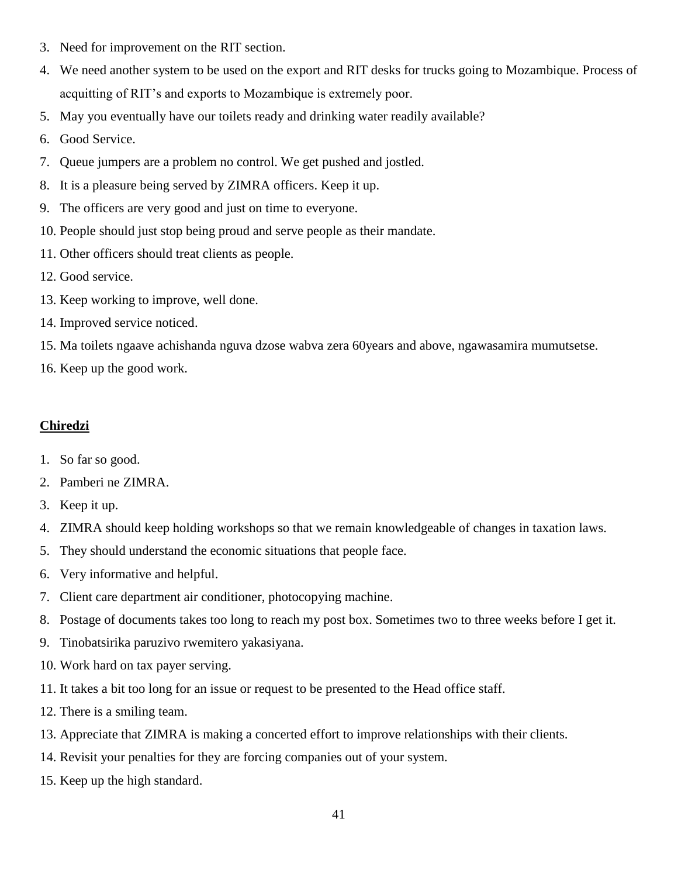3. Need for improvement on the RIT section.
4. We need another system to be used on the export and RIT desks for trucks going to Mozambique. Process of acquitting of RIT's and exports to Mozambique is extremely poor.
5. May you eventually have our toilets ready and drinking water readily available?
6. Good Service.
7. Queue jumpers are a problem no control. We get pushed and jostled.
8. It is a pleasure being served by ZIMRA officers. Keep it up.
9. The officers are very good and just on time to everyone.
10. People should just stop being proud and serve people as their mandate.
11. Other officers should treat clients as people.
12. Good service.
13. Keep working to improve, well done.
14. Improved service noticed.
15. Ma toilets ngaave achishanda nguva dzose wabva zera 60years and above, ngawasamira mumutsetse.
16. Keep up the good work.

**Chiredzi**

1. So far so good.
2. Pamberi ne ZIMRA.
3. Keep it up.
4. ZIMRA should keep holding workshops so that we remain knowledgeable of changes in taxation laws.
5. They should understand the economic situations that people face.
6. Very informative and helpful.
7. Client care department air conditioner, photocopying machine.
8. Postage of documents takes too long to reach my post box. Sometimes two to three weeks before I get it.
9. Tinobatsirika paruzivo rwemitero yakasiyana.
10. Work hard on tax payer serving.
11. It takes a bit too long for an issue or request to be presented to the Head office staff.
12. There is a smiling team.
13. Appreciate that ZIMRA is making a concerted effort to improve relationships with their clients.
14. Revisit your penalties for they are forcing companies out of your system.
15. Keep up the high standard.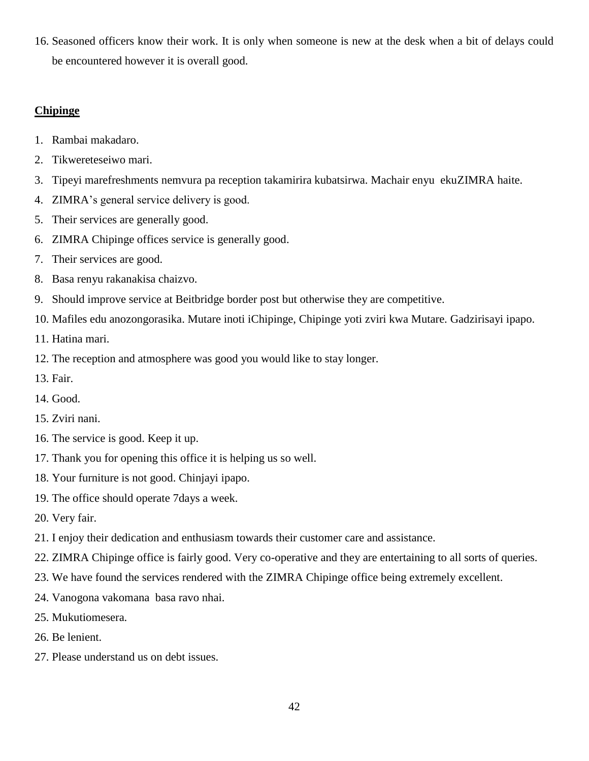16. Seasoned officers know their work. It is only when someone is new at the desk when a bit of delays could be encountered however it is overall good.

**Chipinge**

1. Rambai makadaro.
2. Tikwereteseiwo mari.
3. Tipeyi marefreshments nemvura pa reception takamirira kubatsirwa. Machair enyu ekuZIMRA haite.
4. ZIMRA's general service delivery is good.
5. Their services are generally good.
6. ZIMRA Chipinge offices service is generally good.
7. Their services are good.
8. Basa renyu rakanakisa chaizvo.
9. Should improve service at Beitbridge border post but otherwise they are competitive.
10. Mafiles edu anozongorasika. Mutare inoti iChipinge, Chipinge yoti zviri kwa Mutare. Gadzirisayi ipapo.
11. Hatina mari.
12. The reception and atmosphere was good you would like to stay longer.
13. Fair.
14. Good.
15. Zviri nani.
16. The service is good. Keep it up.
17. Thank you for opening this office it is helping us so well.
18. Your furniture is not good. Chinjayi ipapo.
19. The office should operate 7days a week.
20. Very fair.
21. I enjoy their dedication and enthusiasm towards their customer care and assistance.
22. ZIMRA Chipinge office is fairly good. Very co-operative and they are entertaining to all sorts of queries.
23. We have found the services rendered with the ZIMRA Chipinge office being extremely excellent.
24. Vanogona vakomana basa ravo nhai.
25. Mukutiomesera.
26. Be lenient.
27. Please understand us on debt issues.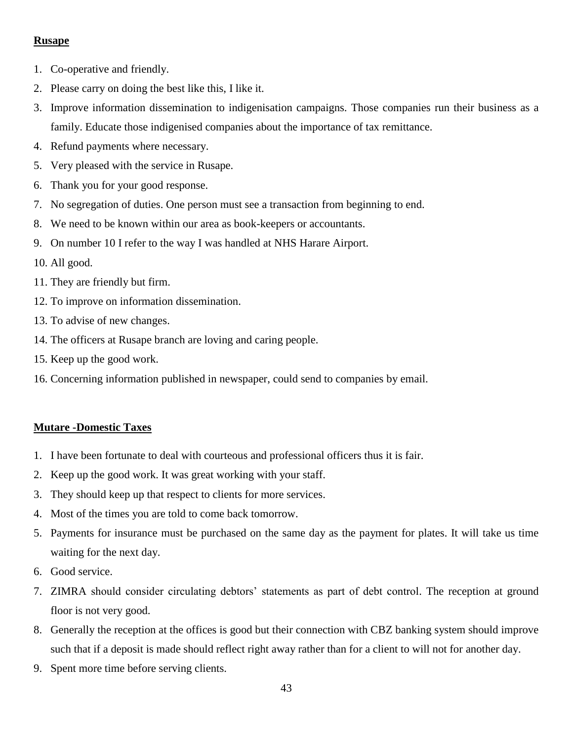**Rusape**

1. Co-operative and friendly.
2. Please carry on doing the best like this, I like it.
3. Improve information dissemination to indigenisation campaigns. Those companies run their business as a family. Educate those indigenised companies about the importance of tax remittance.
4. Refund payments where necessary.
5. Very pleased with the service in Rusape.
6. Thank you for your good response.
7. No segregation of duties. One person must see a transaction from beginning to end.
8. We need to be known within our area as book-keepers or accountants.
9. On number 10 I refer to the way I was handled at NHS Harare Airport.
10. All good.
11. They are friendly but firm.
12. To improve on information dissemination.
13. To advise of new changes.
14. The officers at Rusape branch are loving and caring people.
15. Keep up the good work.
16. Concerning information published in newspaper, could send to companies by email.

**Mutare -Domestic Taxes**

1. I have been fortunate to deal with courteous and professional officers thus it is fair.
2. Keep up the good work. It was great working with your staff.
3. They should keep up that respect to clients for more services.
4. Most of the times you are told to come back tomorrow.
5. Payments for insurance must be purchased on the same day as the payment for plates. It will take us time waiting for the next day.
6. Good service.
7. ZIMRA should consider circulating debtors' statements as part of debt control. The reception at ground floor is not very good.
8. Generally the reception at the offices is good but their connection with CBZ banking system should improve such that if a deposit is made should reflect right away rather than for a client to will not for another day.
9. Spent more time before serving clients.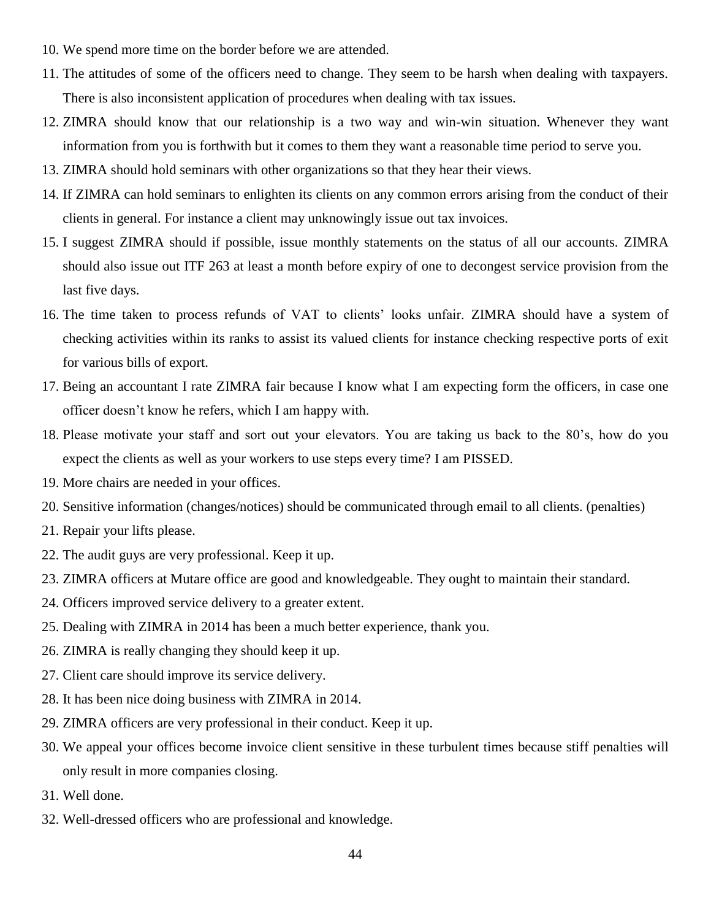10. We spend more time on the border before we are attended.
11. The attitudes of some of the officers need to change. They seem to be harsh when dealing with taxpayers. There is also inconsistent application of procedures when dealing with tax issues.
12. ZIMRA should know that our relationship is a two way and win-win situation. Whenever they want information from you is forthwith but it comes to them they want a reasonable time period to serve you.
13. ZIMRA should hold seminars with other organizations so that they hear their views.
14. If ZIMRA can hold seminars to enlighten its clients on any common errors arising from the conduct of their clients in general. For instance a client may unknowingly issue out tax invoices.
15. I suggest ZIMRA should if possible, issue monthly statements on the status of all our accounts. ZIMRA should also issue out ITF 263 at least a month before expiry of one to decongest service provision from the last five days.
16. The time taken to process refunds of VAT to clients' looks unfair. ZIMRA should have a system of checking activities within its ranks to assist its valued clients for instance checking respective ports of exit for various bills of export.
17. Being an accountant I rate ZIMRA fair because I know what I am expecting form the officers, in case one officer doesn't know he refers, which I am happy with.
18. Please motivate your staff and sort out your elevators. You are taking us back to the 80's, how do you expect the clients as well as your workers to use steps every time? I am PISSED.
19. More chairs are needed in your offices.
20. Sensitive information (changes/notices) should be communicated through email to all clients. (penalties)
21. Repair your lifts please.
22. The audit guys are very professional. Keep it up.
23. ZIMRA officers at Mutare office are good and knowledgeable. They ought to maintain their standard.
24. Officers improved service delivery to a greater extent.
25. Dealing with ZIMRA in 2014 has been a much better experience, thank you.
26. ZIMRA is really changing they should keep it up.
27. Client care should improve its service delivery.
28. It has been nice doing business with ZIMRA in 2014.
29. ZIMRA officers are very professional in their conduct. Keep it up.
30. We appeal your offices become invoice client sensitive in these turbulent times because stiff penalties will only result in more companies closing.
31. Well done.
32. Well-dressed officers who are professional and knowledge.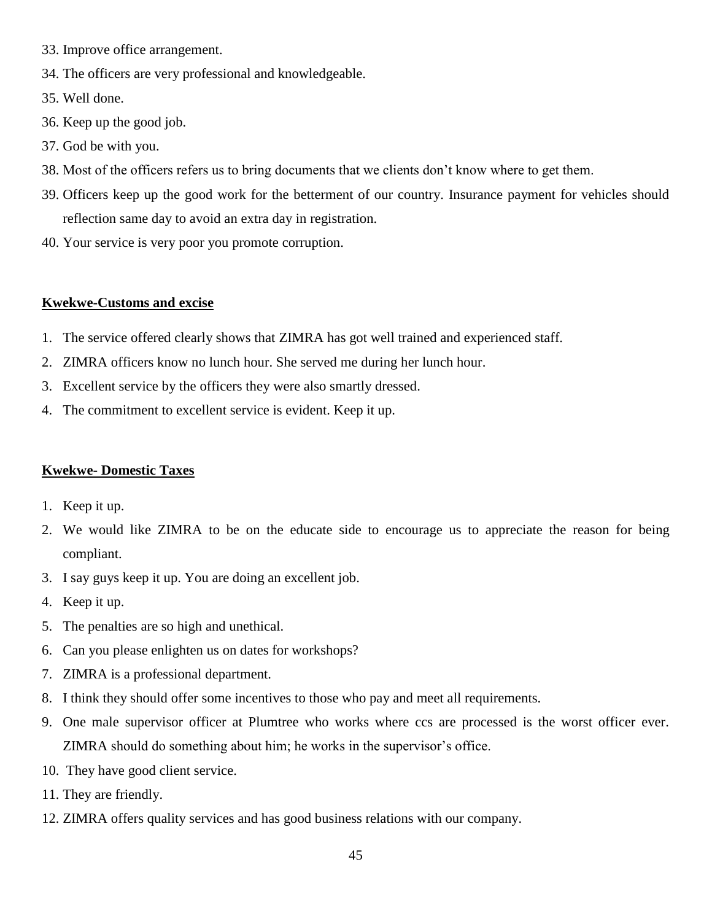33. Improve office arrangement.
34. The officers are very professional and knowledgeable.
35. Well done.
36. Keep up the good job.
37. God be with you.
38. Most of the officers refers us to bring documents that we clients don't know where to get them.
39. Officers keep up the good work for the betterment of our country. Insurance payment for vehicles should reflection same day to avoid an extra day in registration.
40. Your service is very poor you promote corruption.

**Kwekwe-Customs and excise**

1. The service offered clearly shows that ZIMRA has got well trained and experienced staff.
2. ZIMRA officers know no lunch hour. She served me during her lunch hour.
3. Excellent service by the officers they were also smartly dressed.
4. The commitment to excellent service is evident. Keep it up.

**Kwekwe- Domestic Taxes**

1. Keep it up.
2. We would like ZIMRA to be on the educate side to encourage us to appreciate the reason for being compliant.
3. I say guys keep it up. You are doing an excellent job.
4. Keep it up.
5. The penalties are so high and unethical.
6. Can you please enlighten us on dates for workshops?
7. ZIMRA is a professional department.
8. I think they should offer some incentives to those who pay and meet all requirements.
9. One male supervisor officer at Plumtree who works where ccs are processed is the worst officer ever. ZIMRA should do something about him; he works in the supervisor's office.
10. They have good client service.
11. They are friendly.
12. ZIMRA offers quality services and has good business relations with our company.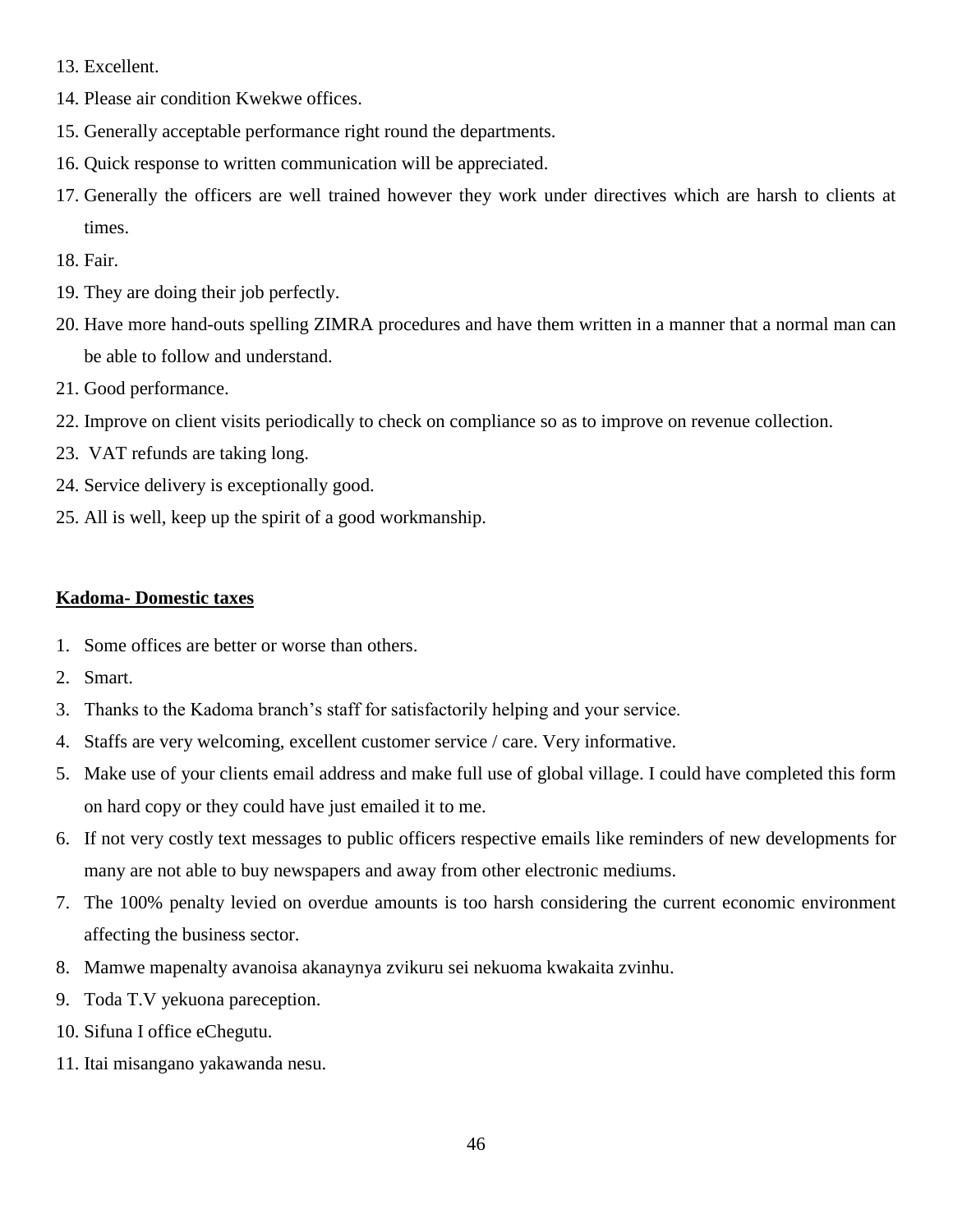13. Excellent.
14. Please air condition Kwekwe offices.
15. Generally acceptable performance right round the departments.
16. Quick response to written communication will be appreciated.
17. Generally the officers are well trained however they work under directives which are harsh to clients at times.
18. Fair.
19. They are doing their job perfectly.
20. Have more hand-outs spelling ZIMRA procedures and have them written in a manner that a normal man can be able to follow and understand.
21. Good performance.
22. Improve on client visits periodically to check on compliance so as to improve on revenue collection.
23. VAT refunds are taking long.
24. Service delivery is exceptionally good.
25. All is well, keep up the spirit of a good workmanship.

**Kadoma- Domestic taxes**

1. Some offices are better or worse than others.
2. Smart.
3. Thanks to the Kadoma branch's staff for satisfactorily helping and your service.
4. Staffs are very welcoming, excellent customer service / care. Very informative.
5. Make use of your clients email address and make full use of global village. I could have completed this form on hard copy or they could have just emailed it to me.
6. If not very costly text messages to public officers respective emails like reminders of new developments for many are not able to buy newspapers and away from other electronic mediums.
7. The 100% penalty levied on overdue amounts is too harsh considering the current economic environment affecting the business sector.
8. Mamwe mapenalty avanoisa akanaynya zvikuru sei nekuoma kwakaita zvinhu.
9. Toda T.V yekuona pareception.
10. Sifuna I office eChegutu.
11. Itai misangano yakawanda nesu.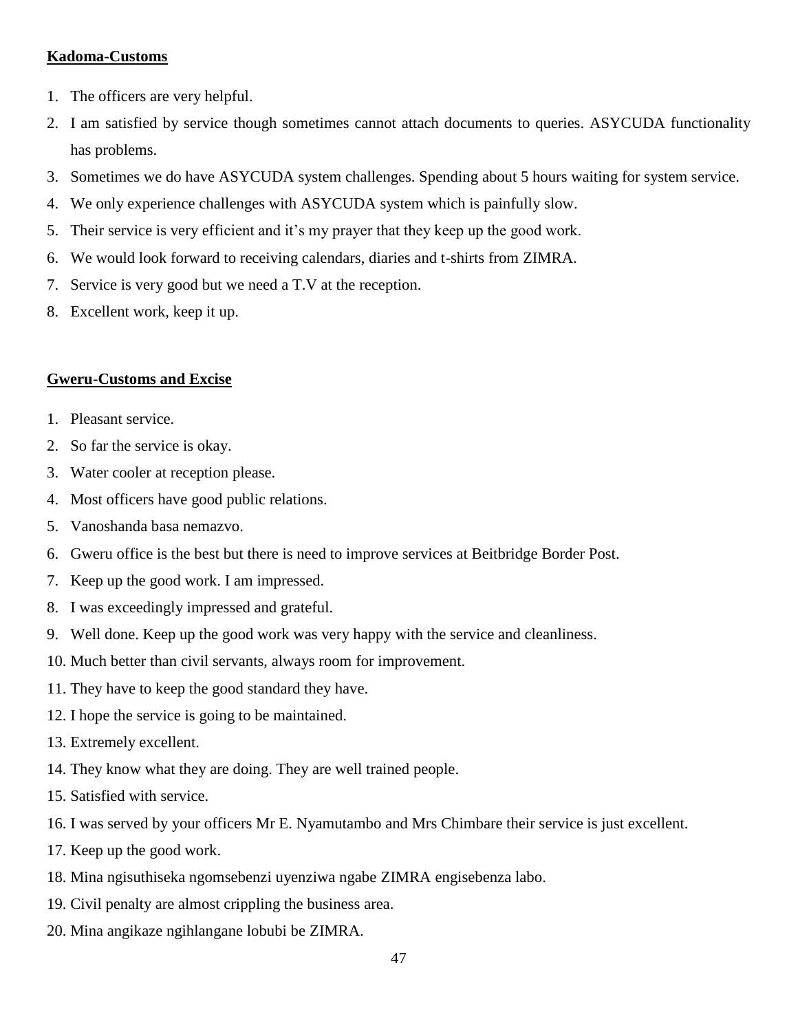**Kadoma-Customs**

1. The officers are very helpful.
2. I am satisfied by service though sometimes cannot attach documents to queries. ASYCUDA functionality has problems.
3. Sometimes we do have ASYCUDA system challenges. Spending about 5 hours waiting for system service.
4. We only experience challenges with ASYCUDA system which is painfully slow.
5. Their service is very efficient and it's my prayer that they keep up the good work.
6. We would look forward to receiving calendars, diaries and t-shirts from ZIMRA.
7. Service is very good but we need a T.V at the reception.
8. Excellent work, keep it up.

**Gweru-Customs and Excise**

1. Pleasant service.
2. So far the service is okay.
3. Water cooler at reception please.
4. Most officers have good public relations.
5. Vanoshanda basa nemazvo.
6. Gweru office is the best but there is need to improve services at Beitbridge Border Post.
7. Keep up the good work. I am impressed.
8. I was exceedingly impressed and grateful.
9. Well done. Keep up the good work was very happy with the service and cleanliness.
10. Much better than civil servants, always room for improvement.
11. They have to keep the good standard they have.
12. I hope the service is going to be maintained.
13. Extremely excellent.
14. They know what they are doing. They are well trained people.
15. Satisfied with service.
16. I was served by your officers Mr E. Nyamutambo and Mrs Chimbare their service is just excellent.
17. Keep up the good work.
18. Mina ngisuthiseka ngomsebenzi uyenziwa ngabe ZIMRA engisebenza labo.
19. Civil penalty are almost crippling the business area.
20. Mina angikaze ngihlangane lobubi be ZIMRA.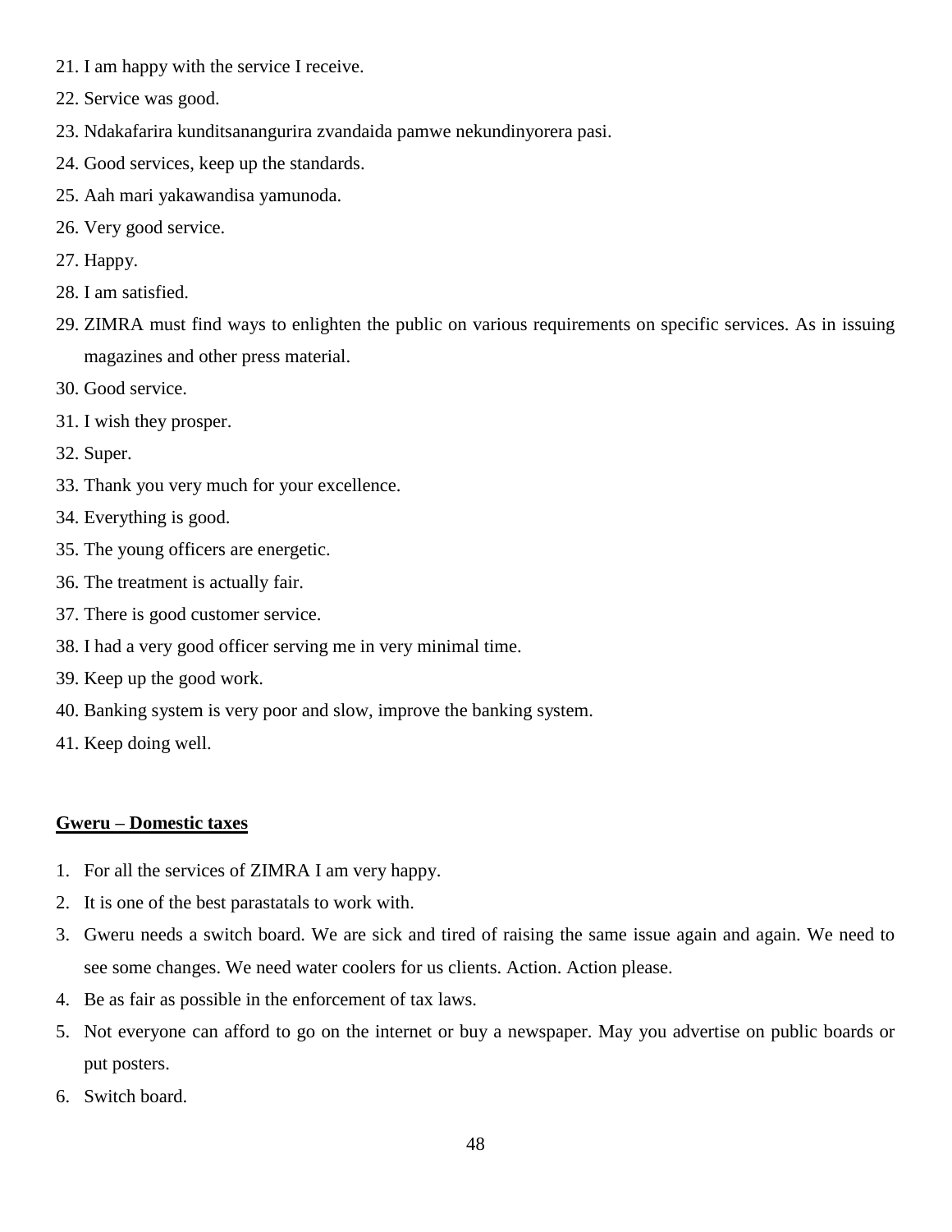21. I am happy with the service I receive.
22. Service was good.
23. Ndakafarira kunditsanangurira zvandaida pamwe nekundinyorera pasi.
24. Good services, keep up the standards.
25. Aah mari yakawandisa yamunoda.
26. Very good service.
27. Happy.
28. I am satisfied.
29. ZIMRA must find ways to enlighten the public on various requirements on specific services. As in issuing magazines and other press material.
30. Good service.
31. I wish they prosper.
32. Super.
33. Thank you very much for your excellence.
34. Everything is good.
35. The young officers are energetic.
36. The treatment is actually fair.
37. There is good customer service.
38. I had a very good officer serving me in very minimal time.
39. Keep up the good work.
40. Banking system is very poor and slow, improve the banking system.
41. Keep doing well.

**Gweru – Domestic taxes**

1. For all the services of ZIMRA I am very happy.
2. It is one of the best parastatals to work with.
3. Gweru needs a switch board. We are sick and tired of raising the same issue again and again. We need to see some changes. We need water coolers for us clients. Action. Action please.
4. Be as fair as possible in the enforcement of tax laws.
5. Not everyone can afford to go on the internet or buy a newspaper. May you advertise on public boards or put posters.
6. Switch board.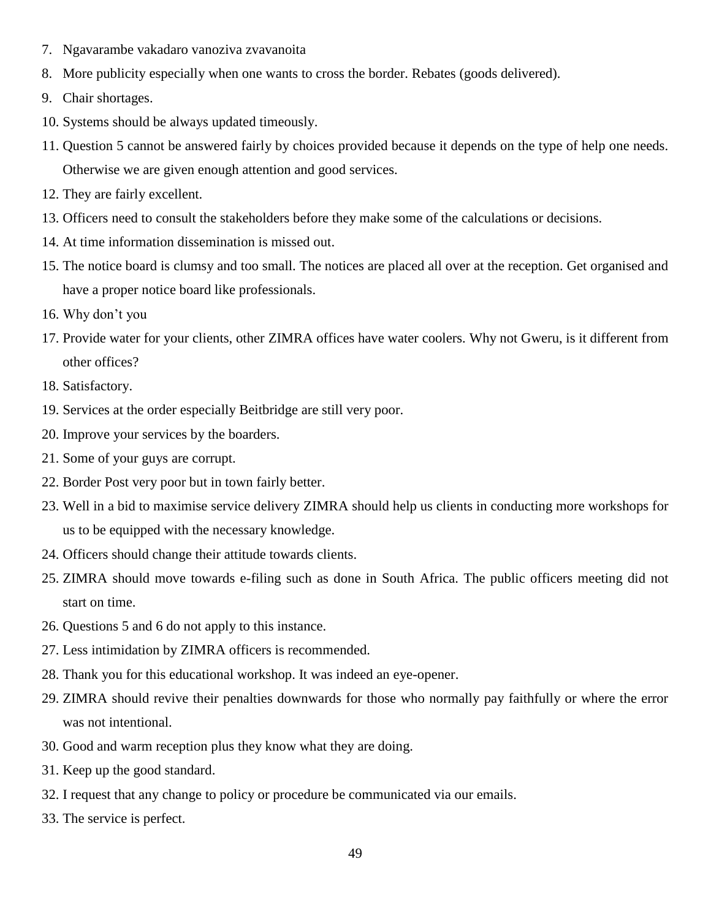7. Ngavarambe vakadaro vanoziva zvavanoita
8. More publicity especially when one wants to cross the border. Rebates (goods delivered).
9. Chair shortages.
10. Systems should be always updated timeously.
11. Question 5 cannot be answered fairly by choices provided because it depends on the type of help one needs. Otherwise we are given enough attention and good services.
12. They are fairly excellent.
13. Officers need to consult the stakeholders before they make some of the calculations or decisions.
14. At time information dissemination is missed out.
15. The notice board is clumsy and too small. The notices are placed all over at the reception. Get organised and have a proper notice board like professionals.
16. Why don't you
17. Provide water for your clients, other ZIMRA offices have water coolers. Why not Gweru, is it different from other offices?
18. Satisfactory.
19. Services at the order especially Beitbridge are still very poor.
20. Improve your services by the boarders.
21. Some of your guys are corrupt.
22. Border Post very poor but in town fairly better.
23. Well in a bid to maximise service delivery ZIMRA should help us clients in conducting more workshops for us to be equipped with the necessary knowledge.
24. Officers should change their attitude towards clients.
25. ZIMRA should move towards e-filing such as done in South Africa. The public officers meeting did not start on time.
26. Questions 5 and 6 do not apply to this instance.
27. Less intimidation by ZIMRA officers is recommended.
28. Thank you for this educational workshop. It was indeed an eye-opener.
29. ZIMRA should revive their penalties downwards for those who normally pay faithfully or where the error was not intentional.
30. Good and warm reception plus they know what they are doing.
31. Keep up the good standard.
32. I request that any change to policy or procedure be communicated via our emails.
33. The service is perfect.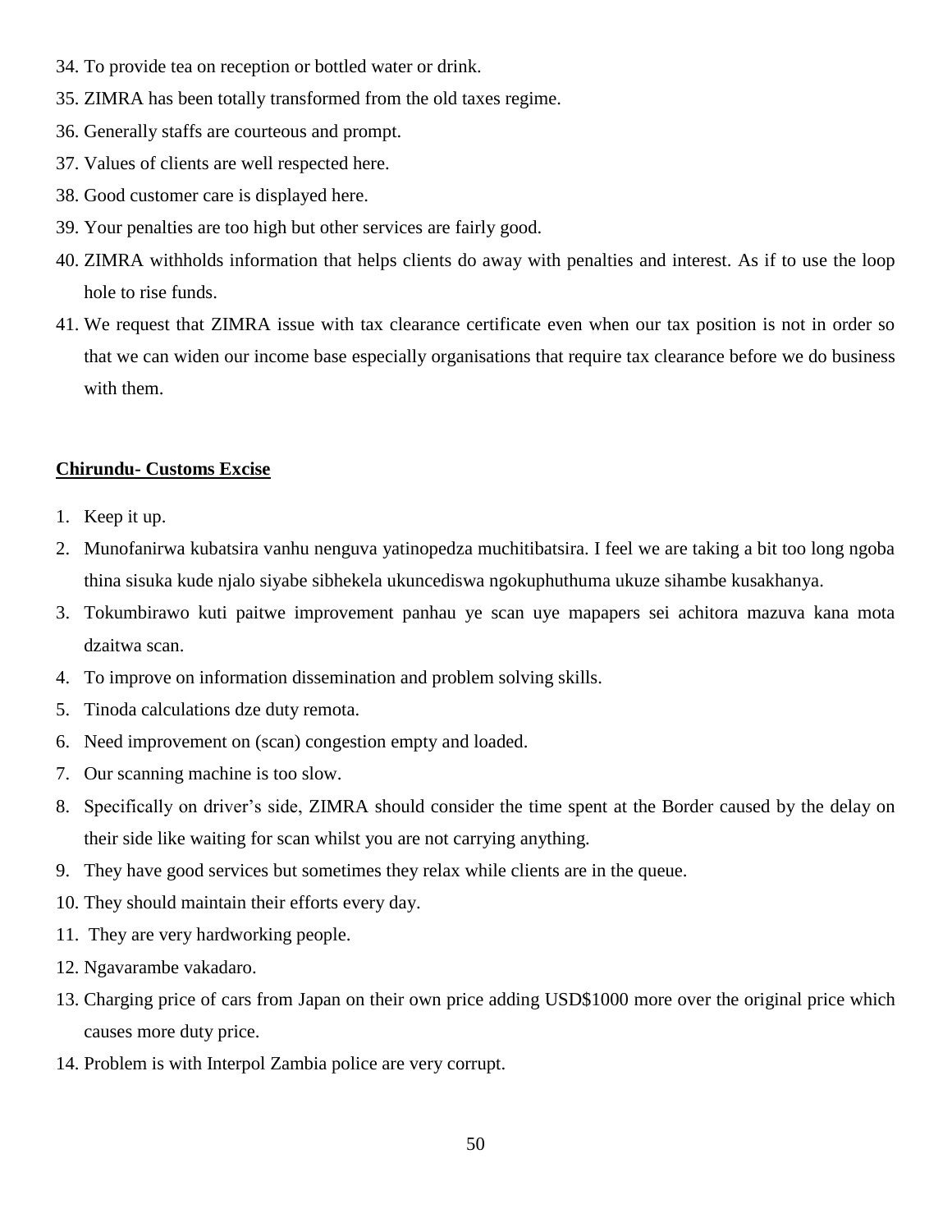34. To provide tea on reception or bottled water or drink.
35. ZIMRA has been totally transformed from the old taxes regime.
36. Generally staffs are courteous and prompt.
37. Values of clients are well respected here.
38. Good customer care is displayed here.
39. Your penalties are too high but other services are fairly good.
40. ZIMRA withholds information that helps clients do away with penalties and interest. As if to use the loop hole to rise funds.
41. We request that ZIMRA issue with tax clearance certificate even when our tax position is not in order so that we can widen our income base especially organisations that require tax clearance before we do business with them.

**Chirundu- Customs Excise**

1. Keep it up.
2. Munofanirwa kubatsira vanhu nenguva yatinopedza muchitibatsira. I feel we are taking a bit too long ngoba thina sisuka kude njalo siyabe sibhekela ukuncediswa ngokuphuthuma ukuze sihambe kusakhanya.
3. Tokumbirawo kuti paitwe improvement panhau ye scan uye mapapers sei achitora mazuva kana mota dzaitwa scan.
4. To improve on information dissemination and problem solving skills.
5. Tinoda calculations dze duty remota.
6. Need improvement on (scan) congestion empty and loaded.
7. Our scanning machine is too slow.
8. Specifically on driver's side, ZIMRA should consider the time spent at the Border caused by the delay on their side like waiting for scan whilst you are not carrying anything.
9. They have good services but sometimes they relax while clients are in the queue.
10. They should maintain their efforts every day.
11. They are very hardworking people.
12. Ngavarambe vakadaro.
13. Charging price of cars from Japan on their own price adding USD$1000 more over the original price which causes more duty price.
14. Problem is with Interpol Zambia police are very corrupt.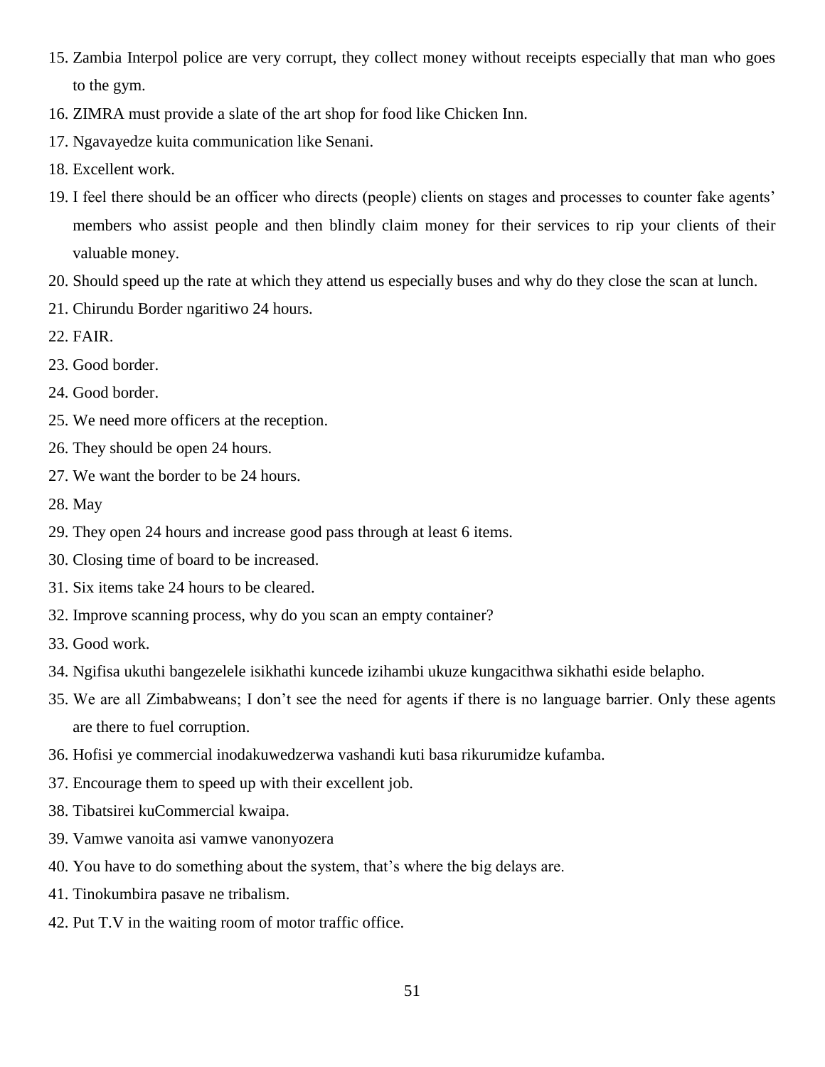15. Zambia Interpol police are very corrupt, they collect money without receipts especially that man who goes to the gym.
16. ZIMRA must provide a slate of the art shop for food like Chicken Inn.
17. Ngavayedze kuita communication like Senani.
18. Excellent work.
19. I feel there should be an officer who directs (people) clients on stages and processes to counter fake agents' members who assist people and then blindly claim money for their services to rip your clients of their valuable money.
20. Should speed up the rate at which they attend us especially buses and why do they close the scan at lunch.
21. Chirundu Border ngaritiwo 24 hours.
22. FAIR.
23. Good border.
24. Good border.
25. We need more officers at the reception.
26. They should be open 24 hours.
27. We want the border to be 24 hours.
28. May
29. They open 24 hours and increase good pass through at least 6 items.
30. Closing time of board to be increased.
31. Six items take 24 hours to be cleared.
32. Improve scanning process, why do you scan an empty container?
33. Good work.
34. Ngifisa ukuthi bangezelele isikhathi kuncede izihambi ukuze kungacithwa sikhathi eside belapho.
35. We are all Zimbabweans; I don't see the need for agents if there is no language barrier. Only these agents are there to fuel corruption.
36. Hofisi ye commercial inodakuwedzerwa vashandi kuti basa rikurumidze kufamba.
37. Encourage them to speed up with their excellent job.
38. Tibatsirei kuCommercial kwaipa.
39. Vamwe vanoita asi vamwe vanonyozera
40. You have to do something about the system, that's where the big delays are.
41. Tinokumbira pasave ne tribalism.
42. Put T.V in the waiting room of motor traffic office.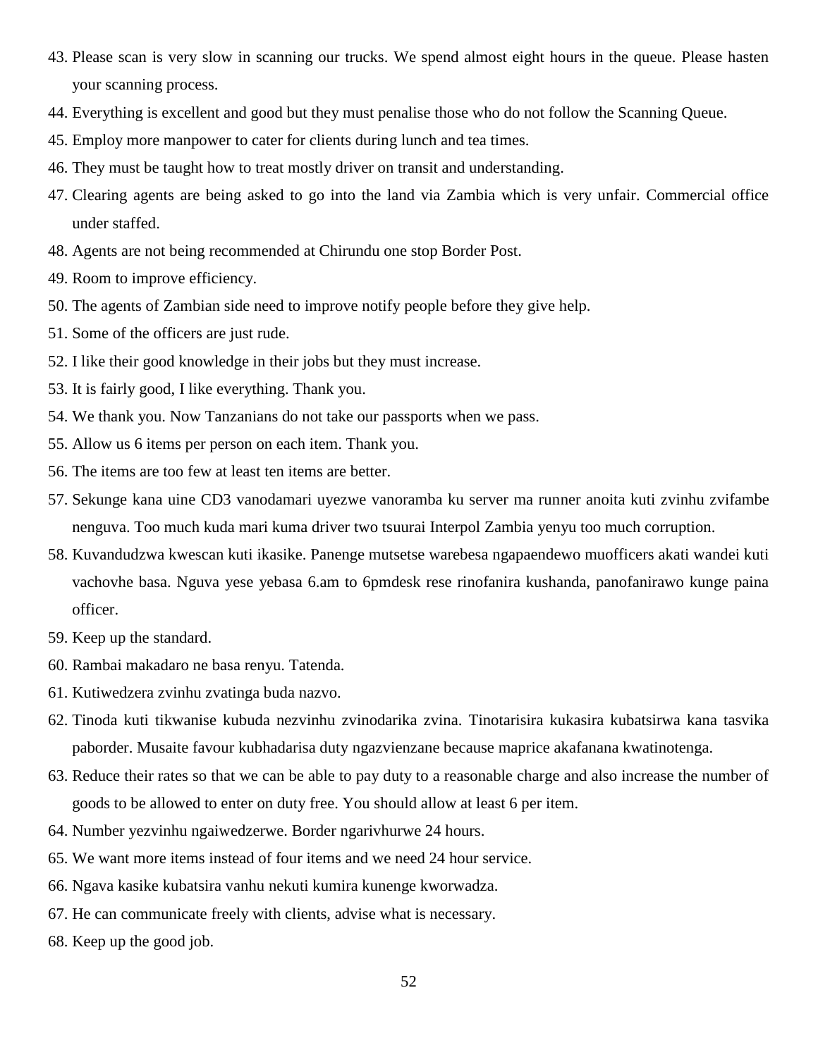43. Please scan is very slow in scanning our trucks. We spend almost eight hours in the queue. Please hasten your scanning process.
44. Everything is excellent and good but they must penalise those who do not follow the Scanning Queue.
45. Employ more manpower to cater for clients during lunch and tea times.
46. They must be taught how to treat mostly driver on transit and understanding.
47. Clearing agents are being asked to go into the land via Zambia which is very unfair. Commercial office under staffed.
48. Agents are not being recommended at Chirundu one stop Border Post.
49. Room to improve efficiency.
50. The agents of Zambian side need to improve notify people before they give help.
51. Some of the officers are just rude.
52. I like their good knowledge in their jobs but they must increase.
53. It is fairly good, I like everything. Thank you.
54. We thank you. Now Tanzanians do not take our passports when we pass.
55. Allow us 6 items per person on each item. Thank you.
56. The items are too few at least ten items are better.
57. Sekunge kana uine CD3 vanodamari uyezwe vanoramba ku server ma runner anoita kuti zvinhu zvifambe nenguva. Too much kuda mari kuma driver two tsuurai Interpol Zambia yenyu too much corruption.
58. Kuvandudzwa kwescan kuti ikasike. Panenge mutsetse warebesa ngapaendewo muofficers akati wandei kuti vachovhe basa. Nguva yese yebasa 6.am to 6pmdesk rese rinofanira kushanda, panofanirawo kunge paina officer.
59. Keep up the standard.
60. Rambai makadaro ne basa renyu. Tatenda.
61. Kutiwedzera zvinhu zvatinga buda nazvo.
62. Tinoda kuti tikwanise kubuda nezvinhu zvinodarika zvina. Tinotarisira kukasira kubatsirwa kana tasvika paborder. Musaite favour kubhadarisa duty ngazvienzane because maprice akafanana kwatinotenga.
63. Reduce their rates so that we can be able to pay duty to a reasonable charge and also increase the number of goods to be allowed to enter on duty free. You should allow at least 6 per item.
64. Number yezvinhu ngaiwedzerwe. Border ngarivhurwe 24 hours.
65. We want more items instead of four items and we need 24 hour service.
66. Ngava kasike kubatsira vanhu nekuti kumira kunenge kworwadza.
67. He can communicate freely with clients, advise what is necessary.
68. Keep up the good job.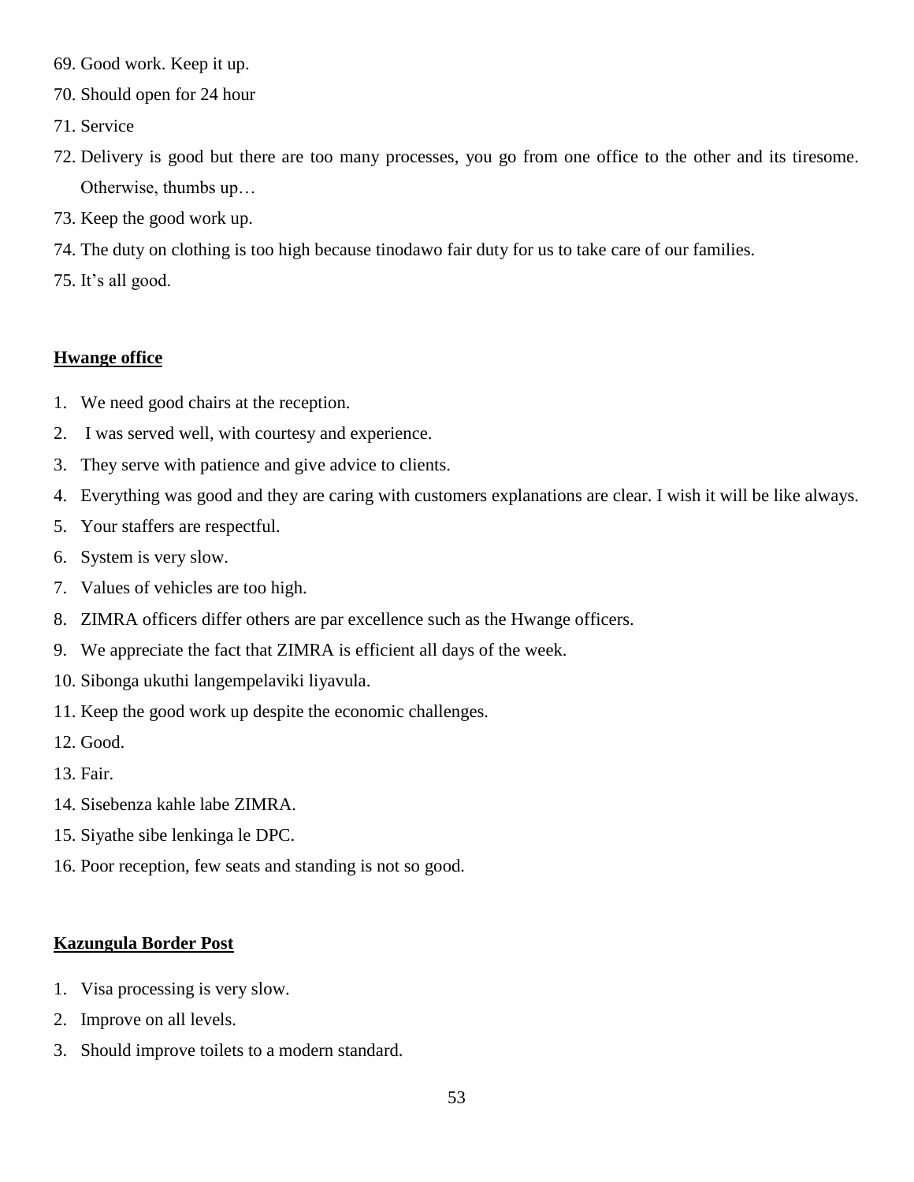69. Good work. Keep it up.
70. Should open for 24 hour
71. Service
72. Delivery is good but there are too many processes, you go from one office to the other and its tiresome. Otherwise, thumbs up…
73. Keep the good work up.
74. The duty on clothing is too high because tinodawo fair duty for us to take care of our families.
75. It's all good.

**<u>Hwange office</u>**

1. We need good chairs at the reception.
2. I was served well, with courtesy and experience.
3. They serve with patience and give advice to clients.
4. Everything was good and they are caring with customers explanations are clear. I wish it will be like always.
5. Your staffers are respectful.
6. System is very slow.
7. Values of vehicles are too high.
8. ZIMRA officers differ others are par excellence such as the Hwange officers.
9. We appreciate the fact that ZIMRA is efficient all days of the week.
10. Sibonga ukuthi langempelaviki liyavula.
11. Keep the good work up despite the economic challenges.
12. Good.
13. Fair.
14. Sisebenza kahle labe ZIMRA.
15. Siyathe sibe lenkinga le DPC.
16. Poor reception, few seats and standing is not so good.

**<u>Kazungula Border Post</u>**

1. Visa processing is very slow.
2. Improve on all levels.
3. Should improve toilets to a modern standard.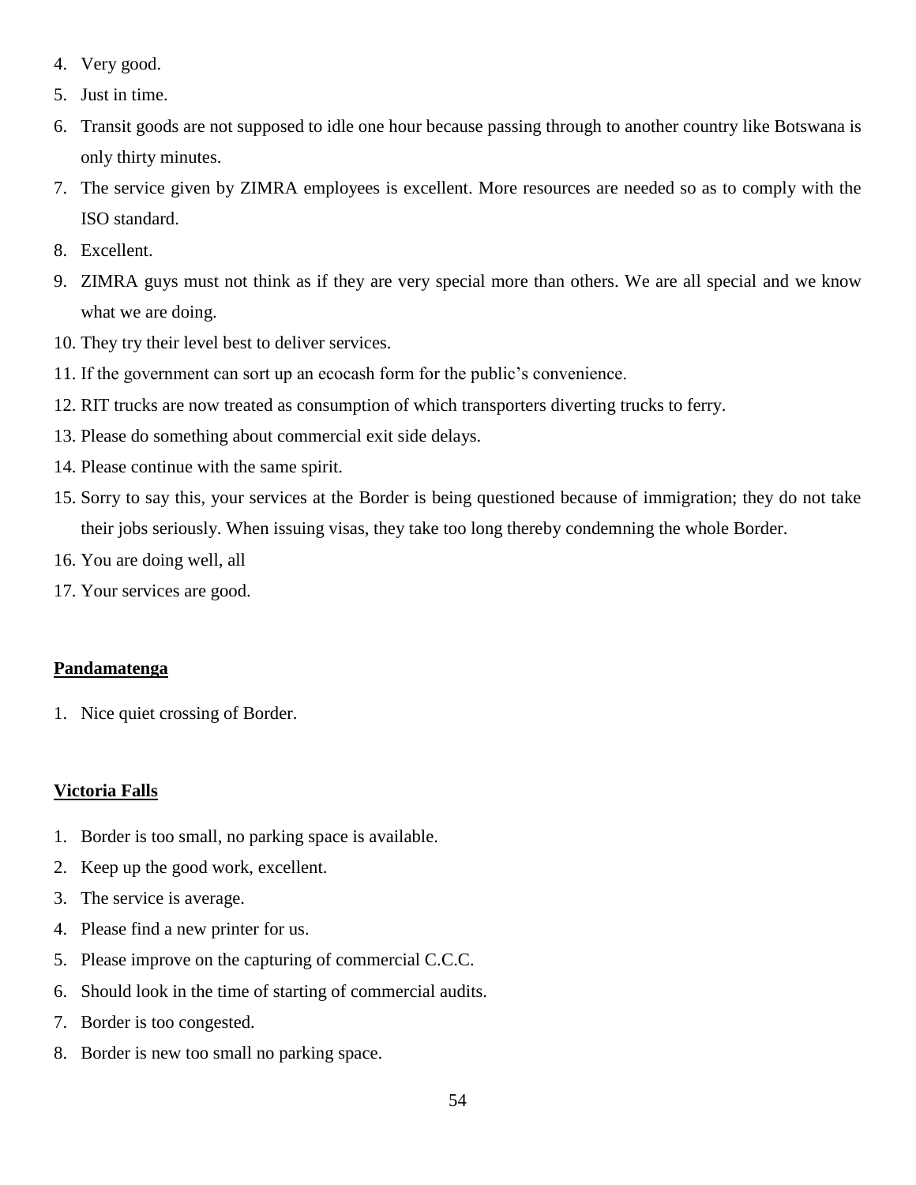4. Very good.
5. Just in time.
6. Transit goods are not supposed to idle one hour because passing through to another country like Botswana is only thirty minutes.
7. The service given by ZIMRA employees is excellent. More resources are needed so as to comply with the ISO standard.
8. Excellent.
9. ZIMRA guys must not think as if they are very special more than others. We are all special and we know what we are doing.
10. They try their level best to deliver services.
11. If the government can sort up an ecocash form for the public's convenience.
12. RIT trucks are now treated as consumption of which transporters diverting trucks to ferry.
13. Please do something about commercial exit side delays.
14. Please continue with the same spirit.
15. Sorry to say this, your services at the Border is being questioned because of immigration; they do not take their jobs seriously. When issuing visas, they take too long thereby condemning the whole Border.
16. You are doing well, all
17. Your services are good.

**Pandamatenga**

1. Nice quiet crossing of Border.

**Victoria Falls**

1. Border is too small, no parking space is available.
2. Keep up the good work, excellent.
3. The service is average.
4. Please find a new printer for us.
5. Please improve on the capturing of commercial C.C.C.
6. Should look in the time of starting of commercial audits.
7. Border is too congested.
8. Border is new too small no parking space.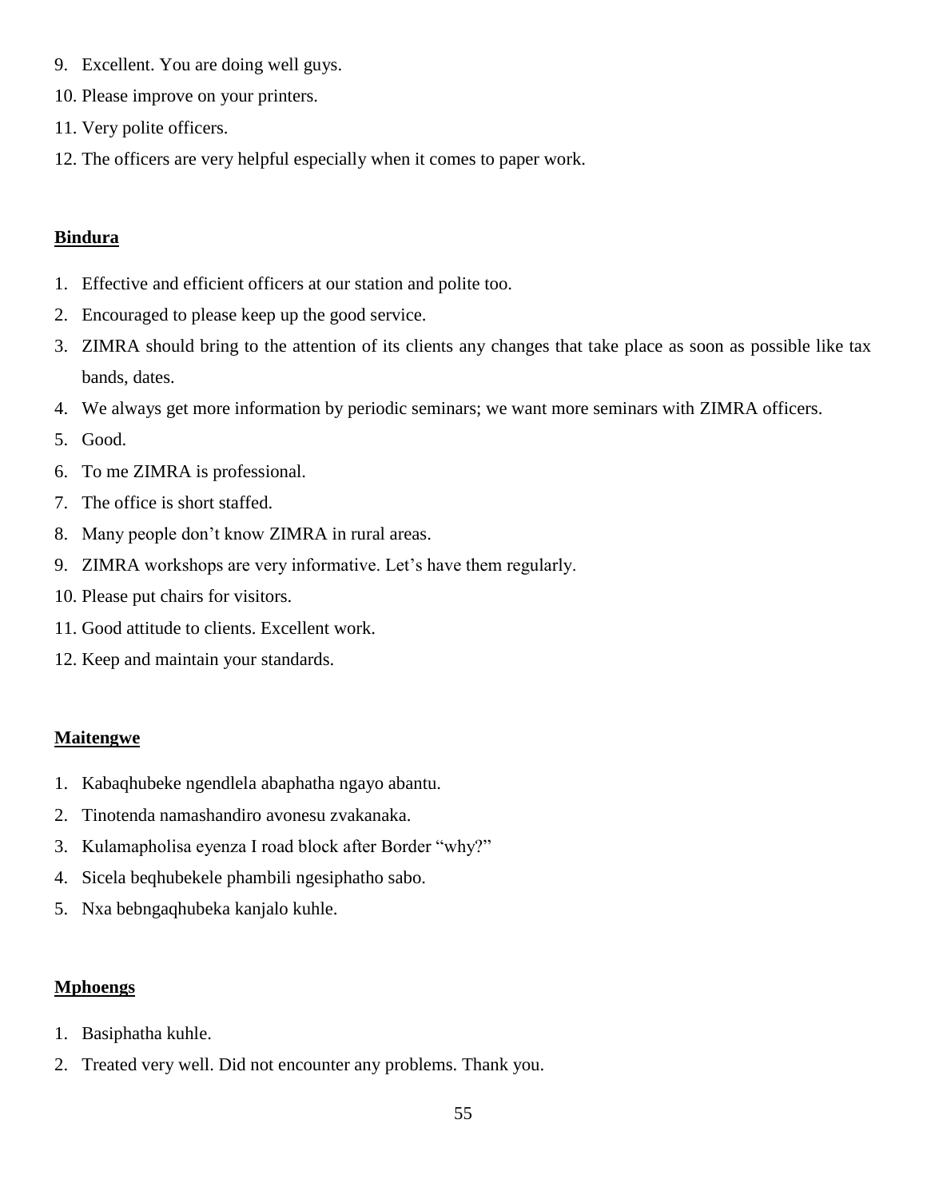9. Excellent. You are doing well guys.
10. Please improve on your printers.
11. Very polite officers.
12. The officers are very helpful especially when it comes to paper work.

**Bindura**

1. Effective and efficient officers at our station and polite too.
2. Encouraged to please keep up the good service.
3. ZIMRA should bring to the attention of its clients any changes that take place as soon as possible like tax bands, dates.
4. We always get more information by periodic seminars; we want more seminars with ZIMRA officers.
5. Good.
6. To me ZIMRA is professional.
7. The office is short staffed.
8. Many people don't know ZIMRA in rural areas.
9. ZIMRA workshops are very informative. Let's have them regularly.
10. Please put chairs for visitors.
11. Good attitude to clients. Excellent work.
12. Keep and maintain your standards.

**Maitengwe**

1. Kabaqhubeke ngendlela abaphatha ngayo abantu.
2. Tinotenda namashandiro avonesu zvakanaka.
3. Kulamapholisa eyenza I road block after Border "why?"
4. Sicela beqhubekele phambili ngesiphatho sabo.
5. Nxa bebngaqhubeka kanjalo kuhle.

**Mphoengs**

1. Basiphatha kuhle.
2. Treated very well. Did not encounter any problems. Thank you.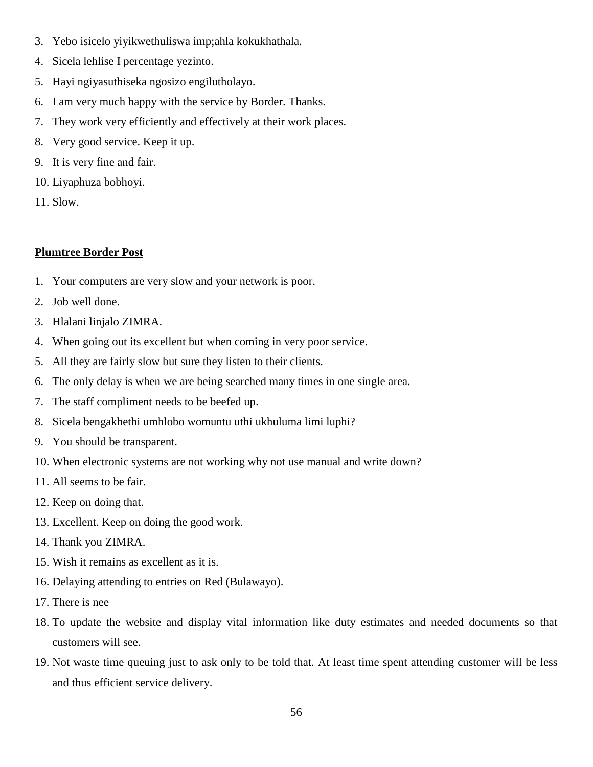3. Yebo isicelo yiyikwethuliswa imp;ahla kokukhathala.
4. Sicela lehlise I percentage yezinto.
5. Hayi ngiyasuthiseka ngosizo engilutholayo.
6. I am very much happy with the service by Border. Thanks.
7. They work very efficiently and effectively at their work places.
8. Very good service. Keep it up.
9. It is very fine and fair.
10. Liyaphuza bobhoyi.
11. Slow.

**Plumtree Border Post**

1. Your computers are very slow and your network is poor.
2. Job well done.
3. Hlalani linjalo ZIMRA.
4. When going out its excellent but when coming in very poor service.
5. All they are fairly slow but sure they listen to their clients.
6. The only delay is when we are being searched many times in one single area.
7. The staff compliment needs to be beefed up.
8. Sicela bengakhethi umhlobo womuntu uthi ukhuluma limi luphi?
9. You should be transparent.
10. When electronic systems are not working why not use manual and write down?
11. All seems to be fair.
12. Keep on doing that.
13. Excellent. Keep on doing the good work.
14. Thank you ZIMRA.
15. Wish it remains as excellent as it is.
16. Delaying attending to entries on Red (Bulawayo).
17. There is nee
18. To update the website and display vital information like duty estimates and needed documents so that customers will see.
19. Not waste time queuing just to ask only to be told that. At least time spent attending customer will be less and thus efficient service delivery.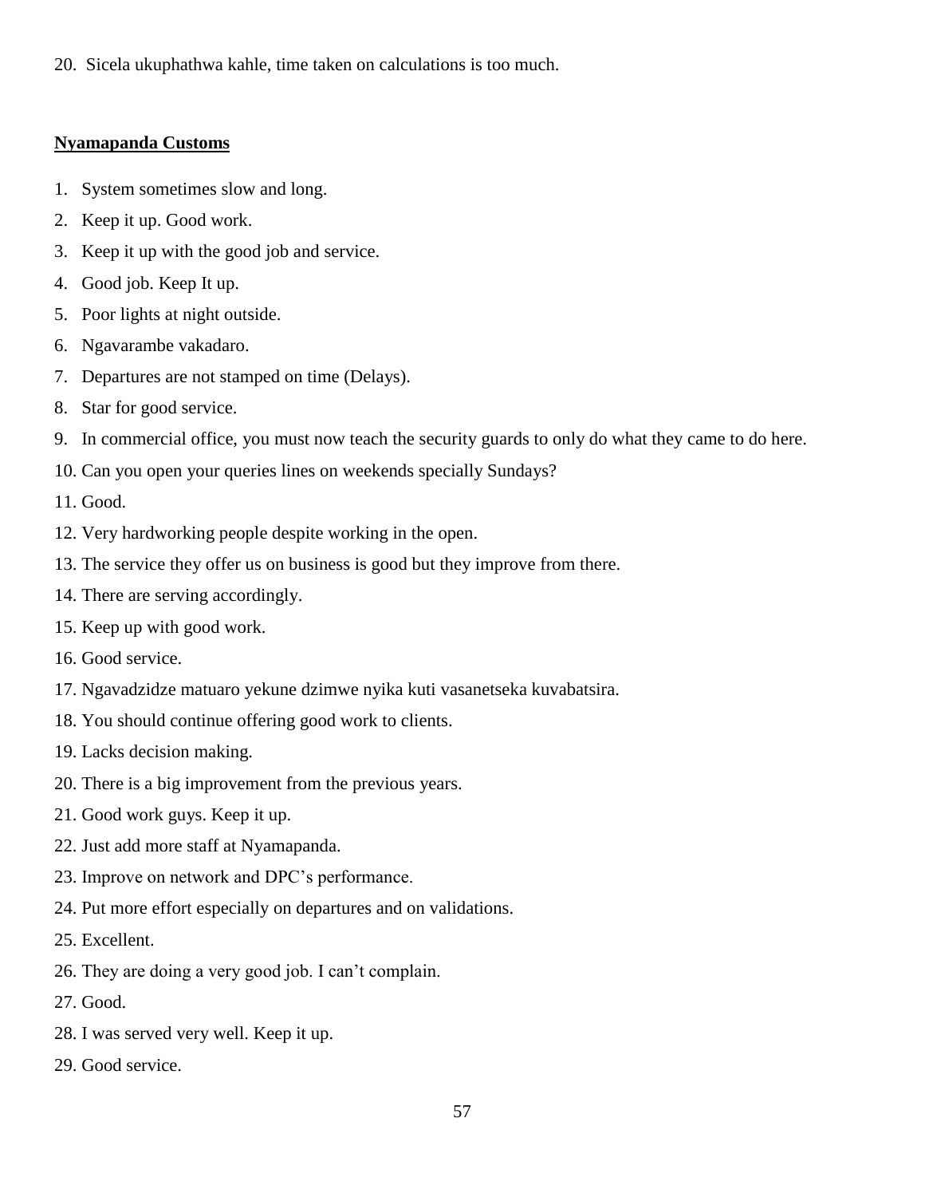20. Sicela ukuphathwa kahle, time taken on calculations is too much.

**Nyamapanda Customs**

1. System sometimes slow and long.
2. Keep it up. Good work.
3. Keep it up with the good job and service.
4. Good job. Keep It up.
5. Poor lights at night outside.
6. Ngavarambe vakadaro.
7. Departures are not stamped on time (Delays).
8. Star for good service.
9. In commercial office, you must now teach the security guards to only do what they came to do here.
10. Can you open your queries lines on weekends specially Sundays?
11. Good.
12. Very hardworking people despite working in the open.
13. The service they offer us on business is good but they improve from there.
14. There are serving accordingly.
15. Keep up with good work.
16. Good service.
17. Ngavadzidze matuaro yekune dzimwe nyika kuti vasanetseka kuvabatsira.
18. You should continue offering good work to clients.
19. Lacks decision making.
20. There is a big improvement from the previous years.
21. Good work guys. Keep it up.
22. Just add more staff at Nyamapanda.
23. Improve on network and DPC's performance.
24. Put more effort especially on departures and on validations.
25. Excellent.
26. They are doing a very good job. I can't complain.
27. Good.
28. I was served very well. Keep it up.
29. Good service.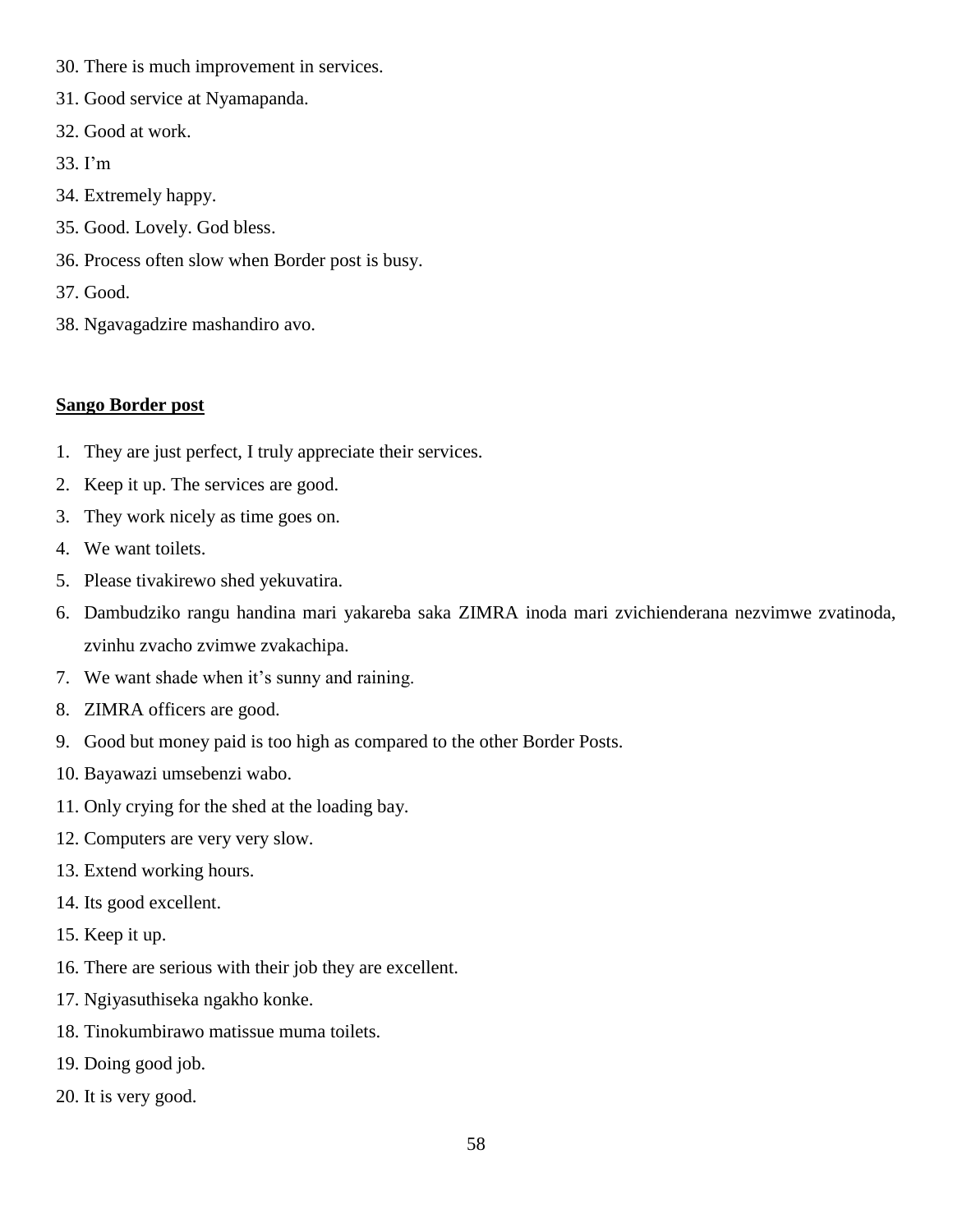30. There is much improvement in services.
31. Good service at Nyamapanda.
32. Good at work.
33. I'm
34. Extremely happy.
35. Good. Lovely. God bless.
36. Process often slow when Border post is busy.
37. Good.
38. Ngavagadzire mashandiro avo.

**Sango Border post**

1. They are just perfect, I truly appreciate their services.
2. Keep it up. The services are good.
3. They work nicely as time goes on.
4. We want toilets.
5. Please tivakirewo shed yekuvatira.
6. Dambudziko rangu handina mari yakareba saka ZIMRA inoda mari zvichienderana nezvimwe zvatinoda, zvinhu zvacho zvimwe zvakachipa.
7. We want shade when it's sunny and raining.
8. ZIMRA officers are good.
9. Good but money paid is too high as compared to the other Border Posts.
10. Bayawazi umsebenzi wabo.
11. Only crying for the shed at the loading bay.
12. Computers are very very slow.
13. Extend working hours.
14. Its good excellent.
15. Keep it up.
16. There are serious with their job they are excellent.
17. Ngiyasuthiseka ngakho konke.
18. Tinokumbirawo matissue muma toilets.
19. Doing good job.
20. It is very good.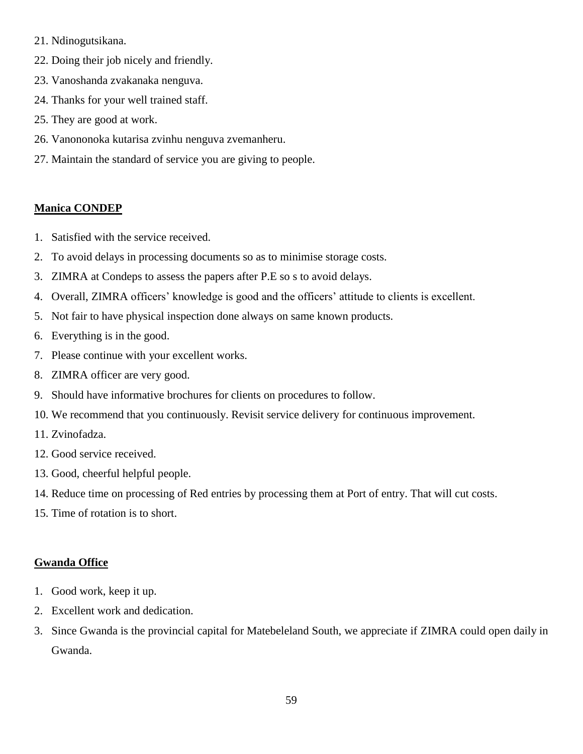21. Ndinogutsikana.
22. Doing their job nicely and friendly.
23. Vanoshanda zvakanaka nenguva.
24. Thanks for your well trained staff.
25. They are good at work.
26. Vanononoka kutarisa zvinhu nenguva zvemanheru.
27. Maintain the standard of service you are giving to people.

**Manica CONDEP**

1. Satisfied with the service received.
2. To avoid delays in processing documents so as to minimise storage costs.
3. ZIMRA at Condeps to assess the papers after P.E so s to avoid delays.
4. Overall, ZIMRA officers' knowledge is good and the officers' attitude to clients is excellent.
5. Not fair to have physical inspection done always on same known products.
6. Everything is in the good.
7. Please continue with your excellent works.
8. ZIMRA officer are very good.
9. Should have informative brochures for clients on procedures to follow.
10. We recommend that you continuously. Revisit service delivery for continuous improvement.
11. Zvinofadza.
12. Good service received.
13. Good, cheerful helpful people.
14. Reduce time on processing of Red entries by processing them at Port of entry. That will cut costs.
15. Time of rotation is to short.

**Gwanda Office**

1. Good work, keep it up.
2. Excellent work and dedication.
3. Since Gwanda is the provincial capital for Matebeleland South, we appreciate if ZIMRA could open daily in Gwanda.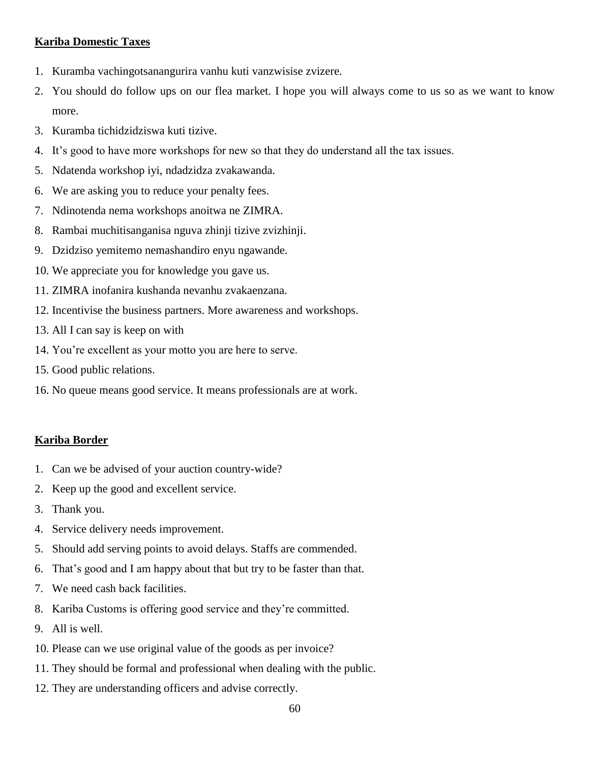**Kariba Domestic Taxes**

1. Kuramba vachingotsanangurira vanhu kuti vanzwisise zvizere.
2. You should do follow ups on our flea market. I hope you will always come to us so as we want to know more.
3. Kuramba tichidzidziswa kuti tizive.
4. It's good to have more workshops for new so that they do understand all the tax issues.
5. Ndatenda workshop iyi, ndadzidza zvakawanda.
6. We are asking you to reduce your penalty fees.
7. Ndinotenda nema workshops anoitwa ne ZIMRA.
8. Rambai muchitisanganisa nguva zhinji tizive zvizhinji.
9. Dzidziso yemitemo nemashandiro enyu ngawande.
10. We appreciate you for knowledge you gave us.
11. ZIMRA inofanira kushanda nevanhu zvakaenzana.
12. Incentivise the business partners. More awareness and workshops.
13. All I can say is keep on with
14. You're excellent as your motto you are here to serve.
15. Good public relations.
16. No queue means good service. It means professionals are at work.

**Kariba Border**

1. Can we be advised of your auction country-wide?
2. Keep up the good and excellent service.
3. Thank you.
4. Service delivery needs improvement.
5. Should add serving points to avoid delays. Staffs are commended.
6. That's good and I am happy about that but try to be faster than that.
7. We need cash back facilities.
8. Kariba Customs is offering good service and they're committed.
9. All is well.
10. Please can we use original value of the goods as per invoice?
11. They should be formal and professional when dealing with the public.
12. They are understanding officers and advise correctly.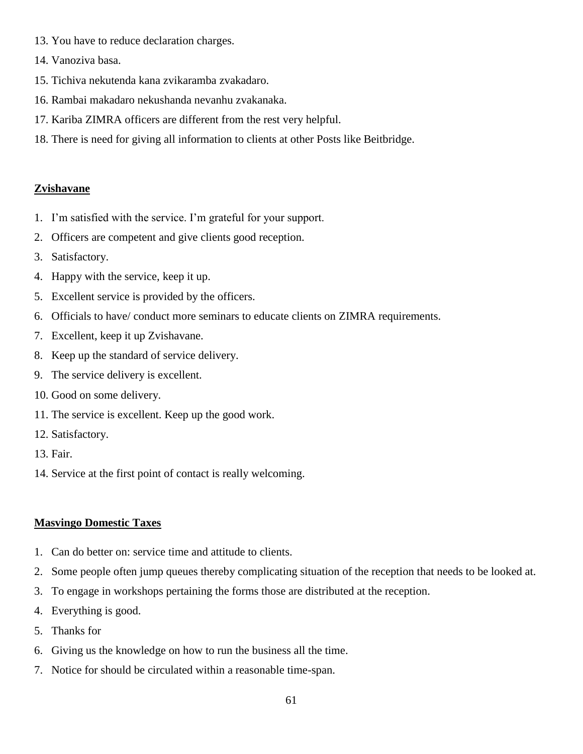13. You have to reduce declaration charges.
14. Vanoziva basa.
15. Tichiva nekutenda kana zvikaramba zvakadaro.
16. Rambai makadaro nekushanda nevanhu zvakanaka.
17. Kariba ZIMRA officers are different from the rest very helpful.
18. There is need for giving all information to clients at other Posts like Beitbridge.

**Zvishavane**

1. I'm satisfied with the service. I'm grateful for your support.
2. Officers are competent and give clients good reception.
3. Satisfactory.
4. Happy with the service, keep it up.
5. Excellent service is provided by the officers.
6. Officials to have/ conduct more seminars to educate clients on ZIMRA requirements.
7. Excellent, keep it up Zvishavane.
8. Keep up the standard of service delivery.
9. The service delivery is excellent.
10. Good on some delivery.
11. The service is excellent. Keep up the good work.
12. Satisfactory.
13. Fair.
14. Service at the first point of contact is really welcoming.

**Masvingo Domestic Taxes**

1. Can do better on: service time and attitude to clients.
2. Some people often jump queues thereby complicating situation of the reception that needs to be looked at.
3. To engage in workshops pertaining the forms those are distributed at the reception.
4. Everything is good.
5. Thanks for
6. Giving us the knowledge on how to run the business all the time.
7. Notice for should be circulated within a reasonable time-span.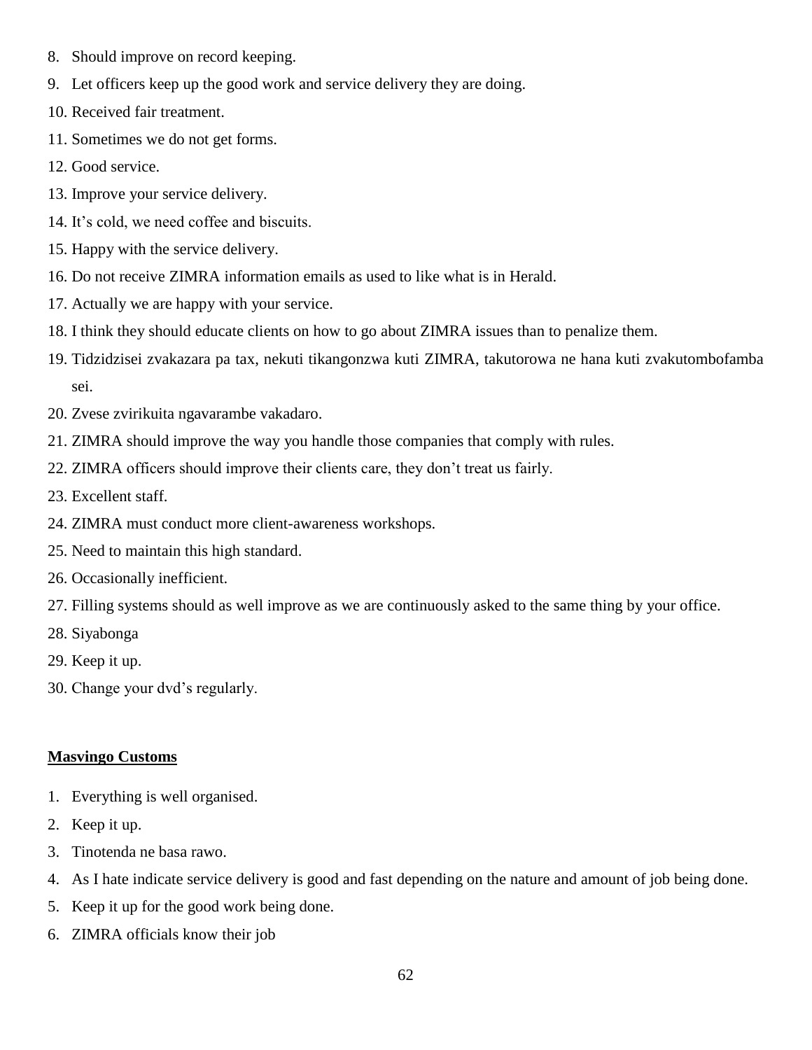8. Should improve on record keeping.
9. Let officers keep up the good work and service delivery they are doing.
10. Received fair treatment.
11. Sometimes we do not get forms.
12. Good service.
13. Improve your service delivery.
14. It's cold, we need coffee and biscuits.
15. Happy with the service delivery.
16. Do not receive ZIMRA information emails as used to like what is in Herald.
17. Actually we are happy with your service.
18. I think they should educate clients on how to go about ZIMRA issues than to penalize them.
19. Tidzidzisei zvakazara pa tax, nekuti tikangonzwa kuti ZIMRA, takutorowa ne hana kuti zvakutombofamba sei.
20. Zvese zvirikuita ngavarambe vakadaro.
21. ZIMRA should improve the way you handle those companies that comply with rules.
22. ZIMRA officers should improve their clients care, they don't treat us fairly.
23. Excellent staff.
24. ZIMRA must conduct more client-awareness workshops.
25. Need to maintain this high standard.
26. Occasionally inefficient.
27. Filling systems should as well improve as we are continuously asked to the same thing by your office.
28. Siyabonga
29. Keep it up.
30. Change your dvd's regularly.

**Masvingo Customs**

1. Everything is well organised.
2. Keep it up.
3. Tinotenda ne basa rawo.
4. As I hate indicate service delivery is good and fast depending on the nature and amount of job being done.
5. Keep it up for the good work being done.
6. ZIMRA officials know their job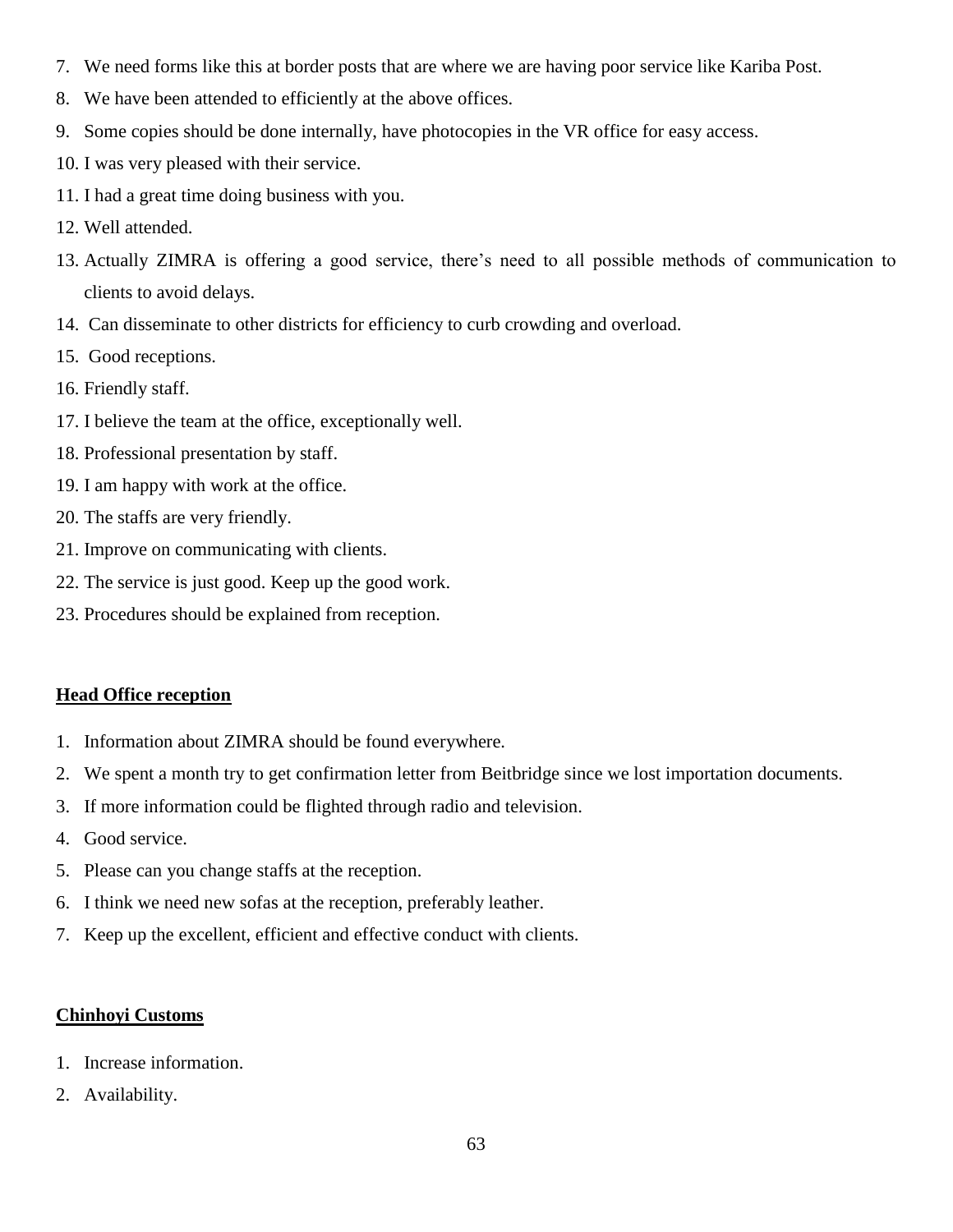7. We need forms like this at border posts that are where we are having poor service like Kariba Post.
8. We have been attended to efficiently at the above offices.
9. Some copies should be done internally, have photocopies in the VR office for easy access.
10. I was very pleased with their service.
11. I had a great time doing business with you.
12. Well attended.
13. Actually ZIMRA is offering a good service, there's need to all possible methods of communication to clients to avoid delays.
14. Can disseminate to other districts for efficiency to curb crowding and overload.
15. Good receptions.
16. Friendly staff.
17. I believe the team at the office, exceptionally well.
18. Professional presentation by staff.
19. I am happy with work at the office.
20. The staffs are very friendly.
21. Improve on communicating with clients.
22. The service is just good. Keep up the good work.
23. Procedures should be explained from reception.

**Head Office reception**

1. Information about ZIMRA should be found everywhere.
2. We spent a month try to get confirmation letter from Beitbridge since we lost importation documents.
3. If more information could be flighted through radio and television.
4. Good service.
5. Please can you change staffs at the reception.
6. I think we need new sofas at the reception, preferably leather.
7. Keep up the excellent, efficient and effective conduct with clients.

**Chinhoyi Customs**

1. Increase information.
2. Availability.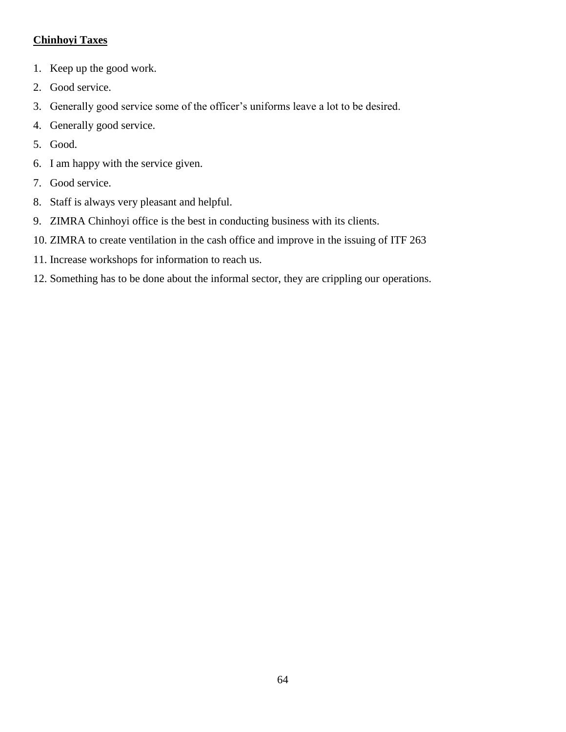**Chinhoyi Taxes**

1. Keep up the good work.
2. Good service.
3. Generally good service some of the officer's uniforms leave a lot to be desired.
4. Generally good service.
5. Good.
6. I am happy with the service given.
7. Good service.
8. Staff is always very pleasant and helpful.
9. ZIMRA Chinhoyi office is the best in conducting business with its clients.
10. ZIMRA to create ventilation in the cash office and improve in the issuing of ITF 263
11. Increase workshops for information to reach us.
12. Something has to be done about the informal sector, they are crippling our operations.